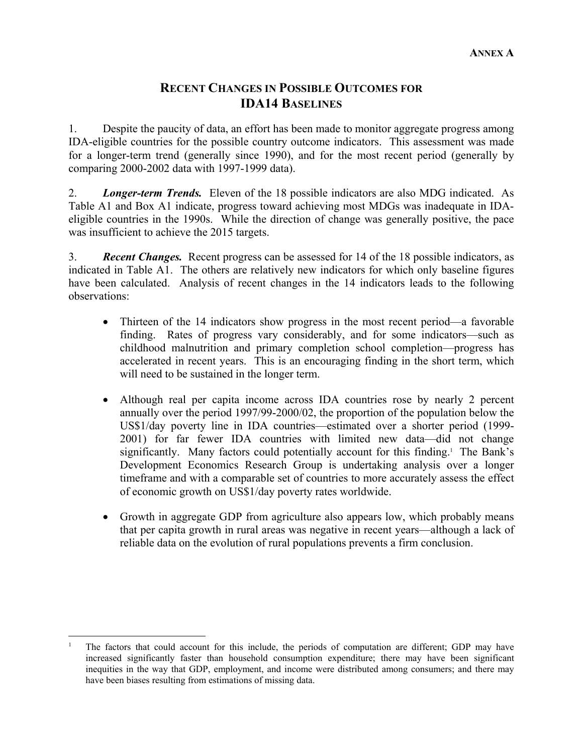**ANNEX A**

# RECENT CHANGES IN POSSIBLE OUTCOMES FOR IDA14 BASELINES

1. Despite the paucity of data, an effort has been made to monitor aggregate progress among IDA-eligible countries for the possible country outcome indicators. This assessment was made for a longer-term trend (generally since 1990), and for the most recent period (generally by comparing 2000-2002 data with 1997-1999 data).

2. ***Longer-term Trends.*** Eleven of the 18 possible indicators are also MDG indicated. As Table A1 and Box A1 indicate, progress toward achieving most MDGs was inadequate in IDA-eligible countries in the 1990s. While the direction of change was generally positive, the pace was insufficient to achieve the 2015 targets.

3. ***Recent Changes.*** Recent progress can be assessed for 14 of the 18 possible indicators, as indicated in Table A1. The others are relatively new indicators for which only baseline figures have been calculated. Analysis of recent changes in the 14 indicators leads to the following observations:

- Thirteen of the 14 indicators show progress in the most recent period—a favorable finding. Rates of progress vary considerably, and for some indicators—such as childhood malnutrition and primary completion school completion—progress has accelerated in recent years. This is an encouraging finding in the short term, which will need to be sustained in the longer term.

- Although real per capita income across IDA countries rose by nearly 2 percent annually over the period 1997/99-2000/02, the proportion of the population below the US$1/day poverty line in IDA countries—estimated over a shorter period (1999-2001) for far fewer IDA countries with limited new data—did not change significantly. Many factors could potentially account for this finding.[1] The Bank's Development Economics Research Group is undertaking analysis over a longer timeframe and with a comparable set of countries to more accurately assess the effect of economic growth on US$1/day poverty rates worldwide.

- Growth in aggregate GDP from agriculture also appears low, which probably means that per capita growth in rural areas was negative in recent years—although a lack of reliable data on the evolution of rural populations prevents a firm conclusion.

---

[1] The factors that could account for this include, the periods of computation are different; GDP may have increased significantly faster than household consumption expenditure; there may have been significant inequities in the way that GDP, employment, and income were distributed among consumers; and there may have been biases resulting from estimations of missing data.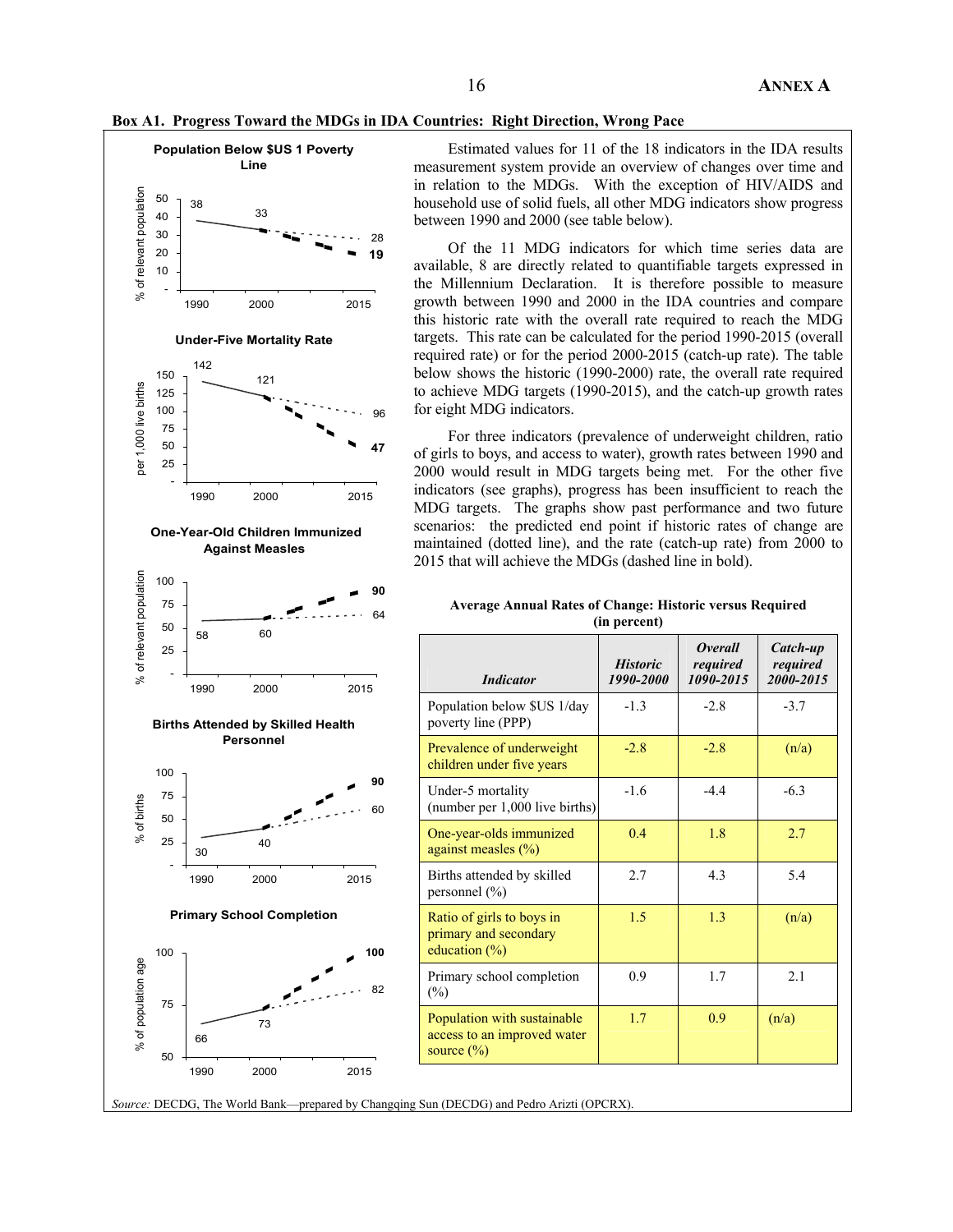**Box A1. Progress Toward the MDGs in IDA Countries: Right Direction, Wrong Pace**

Estimated values for 11 of the 18 indicators in the IDA results measurement system provide an overview of changes over time and in relation to the MDGs. With the exception of HIV/AIDS and household use of solid fuels, all other MDG indicators show progress between 1990 and 2000 (see table below).

Of the 11 MDG indicators for which time series data are available, 8 are directly related to quantifiable targets expressed in the Millennium Declaration. It is therefore possible to measure growth between 1990 and 2000 in the IDA countries and compare this historic rate with the overall rate required to reach the MDG targets. This rate can be calculated for the period 1990-2015 (overall required rate) or for the period 2000-2015 (catch-up rate). The table below shows the historic (1990-2000) rate, the overall rate required to achieve MDG targets (1990-2015), and the catch-up growth rates for eight MDG indicators.

For three indicators (prevalence of underweight children, ratio of girls to boys, and access to water), growth rates between 1990 and 2000 would result in MDG targets being met. For the other five indicators (see graphs), progress has been insufficient to reach the MDG targets. The graphs show past performance and two future scenarios: the predicted end point if historic rates of change are maintained (dotted line), and the rate (catch-up rate) from 2000 to 2015 that will achieve the MDGs (dashed line in bold).

**Population Below $US 1 Poverty Line** (% of relevant population): 1990: 38; 2000: 33; 2015: 28 (historic rate), **19** (catch-up rate)

**Under-Five Mortality Rate** (per 1,000 live births): 1990: 142; 2000: 121; 2015: 96 (historic rate), **47** (catch-up rate)

**One-Year-Old Children Immunized Against Measles** (% of relevant population): 1990: 58; 2000: 60; 2015: 64 (historic rate), **90** (catch-up rate)

**Births Attended by Skilled Health Personnel** (% of births): 1990: 30; 2000: 40; 2015: 60 (historic rate), **90** (catch-up rate)

**Primary School Completion** (% of population age): 1990: 66; 2000: 73; 2015: 82 (historic rate), **100** (catch-up rate)

**Average Annual Rates of Change: Historic versus Required (in percent)**

| *Indicator* | *Historic 1990-2000* | *Overall required 1090-2015* | *Catch-up required 2000-2015* |
|---|---|---|---|
| Population below $US 1/day poverty line (PPP) | -1.3 | -2.8 | -3.7 |
| Prevalence of underweight children under five years | -2.8 | -2.8 | (n/a) |
| Under-5 mortality (number per 1,000 live births) | -1.6 | -4.4 | -6.3 |
| One-year-olds immunized against measles (%) | 0.4 | 1.8 | 2.7 |
| Births attended by skilled personnel (%) | 2.7 | 4.3 | 5.4 |
| Ratio of girls to boys in primary and secondary education (%) | 1.5 | 1.3 | (n/a) |
| Primary school completion (%) | 0.9 | 1.7 | 2.1 |
| Population with sustainable access to an improved water source (%) | 1.7 | 0.9 | (n/a) |

*Source:* DECDG, The World Bank—prepared by Changqing Sun (DECDG) and Pedro Arizti (OPCRX).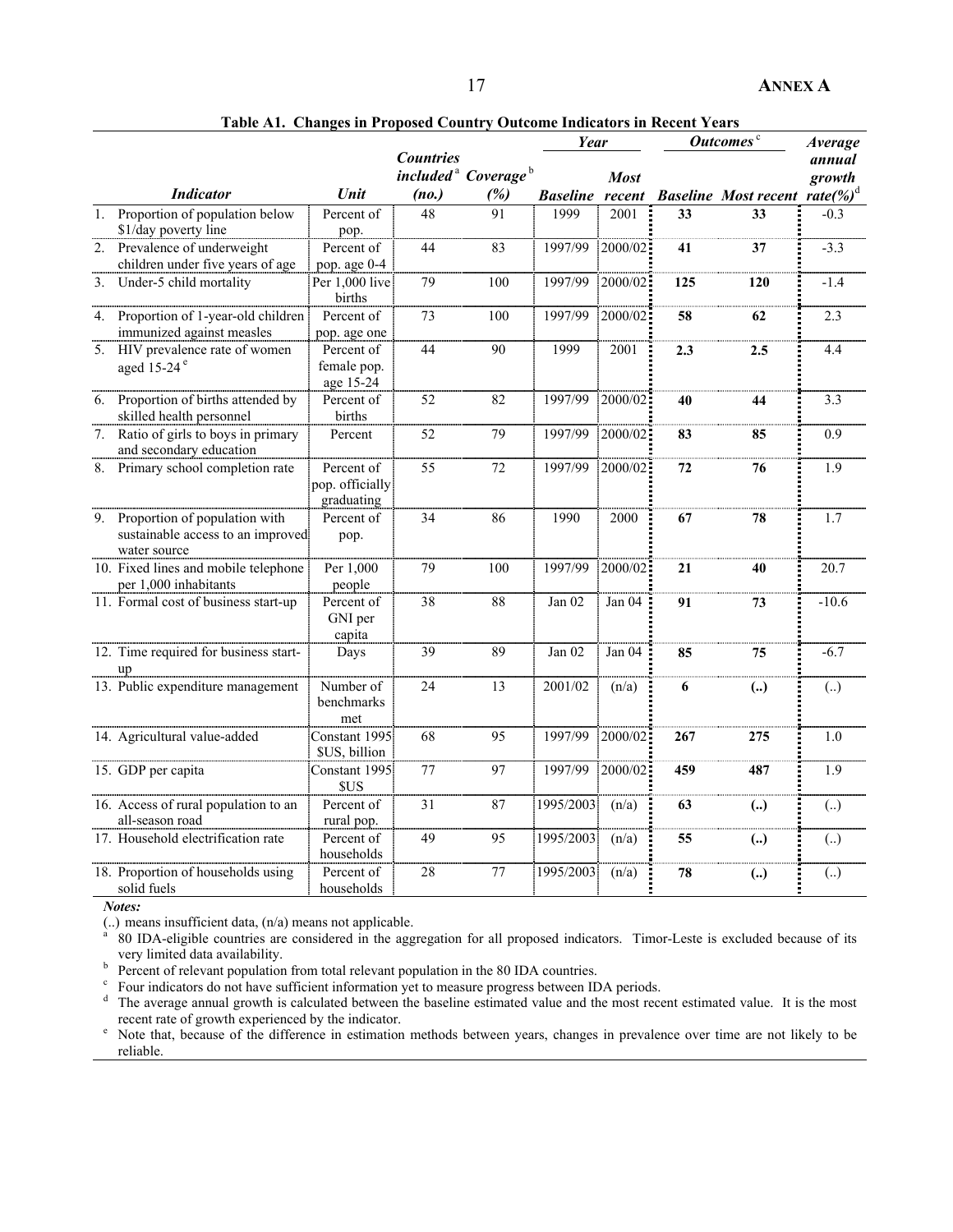**Table A1. Changes in Proposed Country Outcome Indicators in Recent Years**

| *Indicator* | *Unit* | *Countries included*[a] *(no.)* | *Coverage*[b] *(%)* | *Year* | | *Outcomes*[c] | | *Average annual growth rate(%)*[d] |
|---|---|---|---|---|---|---|---|---|
| | | | | *Baseline* | *Most recent* | *Baseline* | *Most recent* | |
| 1. Proportion of population below $1/day poverty line | Percent of pop. | 48 | 91 | 1999 | 2001 | **33** | **33** | -0.3 |
| 2. Prevalence of underweight children under five years of age | Percent of pop. age 0-4 | 44 | 83 | 1997/99 | 2000/02 | **41** | **37** | -3.3 |
| 3. Under-5 child mortality | Per 1,000 live births | 79 | 100 | 1997/99 | 2000/02 | **125** | **120** | -1.4 |
| 4. Proportion of 1-year-old children immunized against measles | Percent of pop. age one | 73 | 100 | 1997/99 | 2000/02 | **58** | **62** | 2.3 |
| 5. HIV prevalence rate of women aged 15-24[e] | Percent of female pop. age 15-24 | 44 | 90 | 1999 | 2001 | **2.3** | **2.5** | 4.4 |
| 6. Proportion of births attended by skilled health personnel | Percent of births | 52 | 82 | 1997/99 | 2000/02 | **40** | **44** | 3.3 |
| 7. Ratio of girls to boys in primary and secondary education | Percent | 52 | 79 | 1997/99 | 2000/02 | **83** | **85** | 0.9 |
| 8. Primary school completion rate | Percent of pop. officially graduating | 55 | 72 | 1997/99 | 2000/02 | **72** | **76** | 1.9 |
| 9. Proportion of population with sustainable access to an improved water source | Percent of pop. | 34 | 86 | 1990 | 2000 | **67** | **78** | 1.7 |
| 10. Fixed lines and mobile telephone per 1,000 inhabitants | Per 1,000 people | 79 | 100 | 1997/99 | 2000/02 | **21** | **40** | 20.7 |
| 11. Formal cost of business start-up | Percent of GNI per capita | 38 | 88 | Jan 02 | Jan 04 | **91** | **73** | -10.6 |
| 12. Time required for business start-up | Days | 39 | 89 | Jan 02 | Jan 04 | **85** | **75** | -6.7 |
| 13. Public expenditure management | Number of benchmarks met | 24 | 13 | 2001/02 | (n/a) | **6** | **(..)** | (..) |
| 14. Agricultural value-added | Constant 1995 $US, billion | 68 | 95 | 1997/99 | 2000/02 | **267** | **275** | 1.0 |
| 15. GDP per capita | Constant 1995 $US | 77 | 97 | 1997/99 | 2000/02 | **459** | **487** | 1.9 |
| 16. Access of rural population to an all-season road | Percent of rural pop. | 31 | 87 | 1995/2003 | (n/a) | **63** | **(..)** | (..) |
| 17. Household electrification rate | Percent of households | 49 | 95 | 1995/2003 | (n/a) | **55** | **(..)** | (..) |
| 18. Proportion of households using solid fuels | Percent of households | 28 | 77 | 1995/2003 | (n/a) | **78** | **(..)** | (..) |

***Notes:***

(..) means insufficient data, (n/a) means not applicable.

[a] 80 IDA-eligible countries are considered in the aggregation for all proposed indicators. Timor-Leste is excluded because of its very limited data availability.

[b] Percent of relevant population from total relevant population in the 80 IDA countries.

[c] Four indicators do not have sufficient information yet to measure progress between IDA periods.

[d] The average annual growth is calculated between the baseline estimated value and the most recent estimated value. It is the most recent rate of growth experienced by the indicator.

[e] Note that, because of the difference in estimation methods between years, changes in prevalence over time are not likely to be reliable.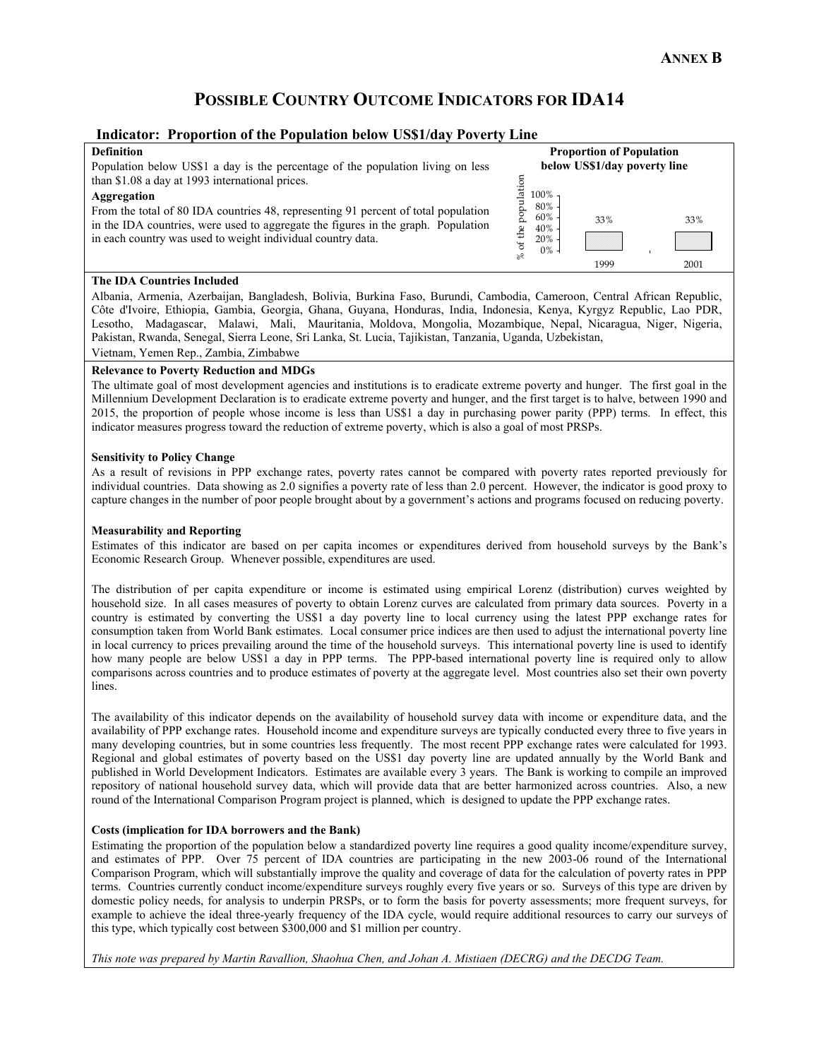**ANNEX B**

# POSSIBLE COUNTRY OUTCOME INDICATORS FOR IDA14

## Indicator: Proportion of the Population below US$1/day Poverty Line

**Definition**

Population below US$1 a day is the percentage of the population living on less than $1.08 a day at 1993 international prices.

**Aggregation**

From the total of 80 IDA countries 48, representing 91 percent of total population in the IDA countries, were used to aggregate the figures in the graph. Population in each country was used to weight individual country data.

**Proportion of Population below US$1/day poverty line**

| Year | % of the population |
|---|---|
| 1999 | 33% |
| 2001 | 33% |

**The IDA Countries Included**

Albania, Armenia, Azerbaijan, Bangladesh, Bolivia, Burkina Faso, Burundi, Cambodia, Cameroon, Central African Republic, Côte d'Ivoire, Ethiopia, Gambia, Georgia, Ghana, Guyana, Honduras, India, Indonesia, Kenya, Kyrgyz Republic, Lao PDR, Lesotho, Madagascar, Malawi, Mali, Mauritania, Moldova, Mongolia, Mozambique, Nepal, Nicaragua, Niger, Nigeria, Pakistan, Rwanda, Senegal, Sierra Leone, Sri Lanka, St. Lucia, Tajikistan, Tanzania, Uganda, Uzbekistan, Vietnam, Yemen Rep., Zambia, Zimbabwe

**Relevance to Poverty Reduction and MDGs**

The ultimate goal of most development agencies and institutions is to eradicate extreme poverty and hunger. The first goal in the Millennium Development Declaration is to eradicate extreme poverty and hunger, and the first target is to halve, between 1990 and 2015, the proportion of people whose income is less than US$1 a day in purchasing power parity (PPP) terms. In effect, this indicator measures progress toward the reduction of extreme poverty, which is also a goal of most PRSPs.

**Sensitivity to Policy Change**

As a result of revisions in PPP exchange rates, poverty rates cannot be compared with poverty rates reported previously for individual countries. Data showing as 2.0 signifies a poverty rate of less than 2.0 percent. However, the indicator is good proxy to capture changes in the number of poor people brought about by a government's actions and programs focused on reducing poverty.

**Measurability and Reporting**

Estimates of this indicator are based on per capita incomes or expenditures derived from household surveys by the Bank's Economic Research Group. Whenever possible, expenditures are used.

The distribution of per capita expenditure or income is estimated using empirical Lorenz (distribution) curves weighted by household size. In all cases measures of poverty to obtain Lorenz curves are calculated from primary data sources. Poverty in a country is estimated by converting the US$1 a day poverty line to local currency using the latest PPP exchange rates for consumption taken from World Bank estimates. Local consumer price indices are then used to adjust the international poverty line in local currency to prices prevailing around the time of the household surveys. This international poverty line is used to identify how many people are below US$1 a day in PPP terms. The PPP-based international poverty line is required only to allow comparisons across countries and to produce estimates of poverty at the aggregate level. Most countries also set their own poverty lines.

The availability of this indicator depends on the availability of household survey data with income or expenditure data, and the availability of PPP exchange rates. Household income and expenditure surveys are typically conducted every three to five years in many developing countries, but in some countries less frequently. The most recent PPP exchange rates were calculated for 1993. Regional and global estimates of poverty based on the US$1 day poverty line are updated annually by the World Bank and published in World Development Indicators. Estimates are available every 3 years. The Bank is working to compile an improved repository of national household survey data, which will provide data that are better harmonized across countries. Also, a new round of the International Comparison Program project is planned, which is designed to update the PPP exchange rates.

**Costs (implication for IDA borrowers and the Bank)**

Estimating the proportion of the population below a standardized poverty line requires a good quality income/expenditure survey, and estimates of PPP. Over 75 percent of IDA countries are participating in the new 2003-06 round of the International Comparison Program, which will substantially improve the quality and coverage of data for the calculation of poverty rates in PPP terms. Countries currently conduct income/expenditure surveys roughly every five years or so. Surveys of this type are driven by domestic policy needs, for analysis to underpin PRSPs, or to form the basis for poverty assessments; more frequent surveys, for example to achieve the ideal three-yearly frequency of the IDA cycle, would require additional resources to carry our surveys of this type, which typically cost between $300,000 and $1 million per country.

*This note was prepared by Martin Ravallion, Shaohua Chen, and Johan A. Mistiaen (DECRG) and the DECDG Team.*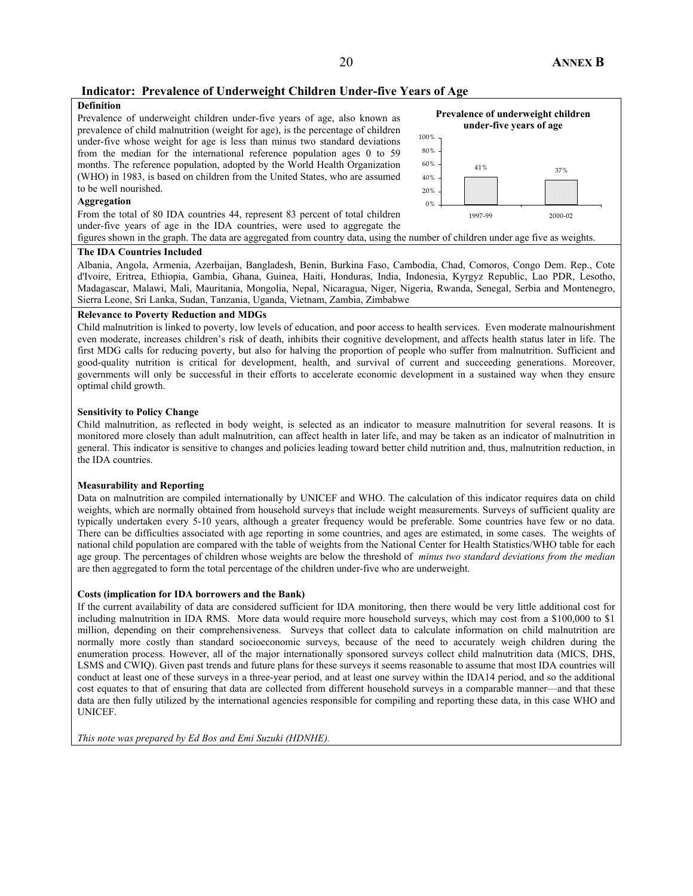## Indicator: Prevalence of Underweight Children Under-five Years of Age

**Definition**

Prevalence of underweight children under-five years of age, also known as prevalence of child malnutrition (weight for age), is the percentage of children under-five whose weight for age is less than minus two standard deviations from the median for the international reference population ages 0 to 59 months. The reference population, adopted by the World Health Organization (WHO) in 1983, is based on children from the United States, who are assumed to be well nourished.

**Prevalence of underweight children under-five years of age**

| Period | Prevalence |
|---|---|
| 1997-99 | 41% |
| 2000-02 | 37% |

**Aggregation**

From the total of 80 IDA countries 44, represent 83 percent of total children under-five years of age in the IDA countries, were used to aggregate the figures shown in the graph. The data are aggregated from country data, using the number of children under age five as weights.

**The IDA Countries Included**

Albania, Angola, Armenia, Azerbaijan, Bangladesh, Benin, Burkina Faso, Cambodia, Chad, Comoros, Congo Dem. Rep., Cote d'Ivoire, Eritrea, Ethiopia, Gambia, Ghana, Guinea, Haiti, Honduras, India, Indonesia, Kyrgyz Republic, Lao PDR, Lesotho, Madagascar, Malawi, Mali, Mauritania, Mongolia, Nepal, Nicaragua, Niger, Nigeria, Rwanda, Senegal, Serbia and Montenegro, Sierra Leone, Sri Lanka, Sudan, Tanzania, Uganda, Vietnam, Zambia, Zimbabwe

**Relevance to Poverty Reduction and MDGs**

Child malnutrition is linked to poverty, low levels of education, and poor access to health services. Even moderate malnourishment even moderate, increases children's risk of death, inhibits their cognitive development, and affects health status later in life. The first MDG calls for reducing poverty, but also for halving the proportion of people who suffer from malnutrition. Sufficient and good-quality nutrition is critical for development, health, and survival of current and succeeding generations. Moreover, governments will only be successful in their efforts to accelerate economic development in a sustained way when they ensure optimal child growth.

**Sensitivity to Policy Change**

Child malnutrition, as reflected in body weight, is selected as an indicator to measure malnutrition for several reasons. It is monitored more closely than adult malnutrition, can affect health in later life, and may be taken as an indicator of malnutrition in general. This indicator is sensitive to changes and policies leading toward better child nutrition and, thus, malnutrition reduction, in the IDA countries.

**Measurability and Reporting**

Data on malnutrition are compiled internationally by UNICEF and WHO. The calculation of this indicator requires data on child weights, which are normally obtained from household surveys that include weight measurements. Surveys of sufficient quality are typically undertaken every 5-10 years, although a greater frequency would be preferable. Some countries have few or no data. There can be difficulties associated with age reporting in some countries, and ages are estimated, in some cases. The weights of national child population are compared with the table of weights from the National Center for Health Statistics/WHO table for each age group. The percentages of children whose weights are below the threshold of *minus two standard deviations from the median* are then aggregated to form the total percentage of the children under-five who are underweight.

**Costs (implication for IDA borrowers and the Bank)**

If the current availability of data are considered sufficient for IDA monitoring, then there would be very little additional cost for including malnutrition in IDA RMS. More data would require more household surveys, which may cost from a $100,000 to $1 million, depending on their comprehensiveness. Surveys that collect data to calculate information on child malnutrition are normally more costly than standard socioeconomic surveys, because of the need to accurately weigh children during the enumeration process. However, all of the major internationally sponsored surveys collect child malnutrition data (MICS, DHS, LSMS and CWIQ). Given past trends and future plans for these surveys it seems reasonable to assume that most IDA countries will conduct at least one of these surveys in a three-year period, and at least one survey within the IDA14 period, and so the additional cost equates to that of ensuring that data are collected from different household surveys in a comparable manner—and that these data are then fully utilized by the international agencies responsible for compiling and reporting these data, in this case WHO and UNICEF.

*This note was prepared by Ed Bos and Emi Suzuki (HDNHE).*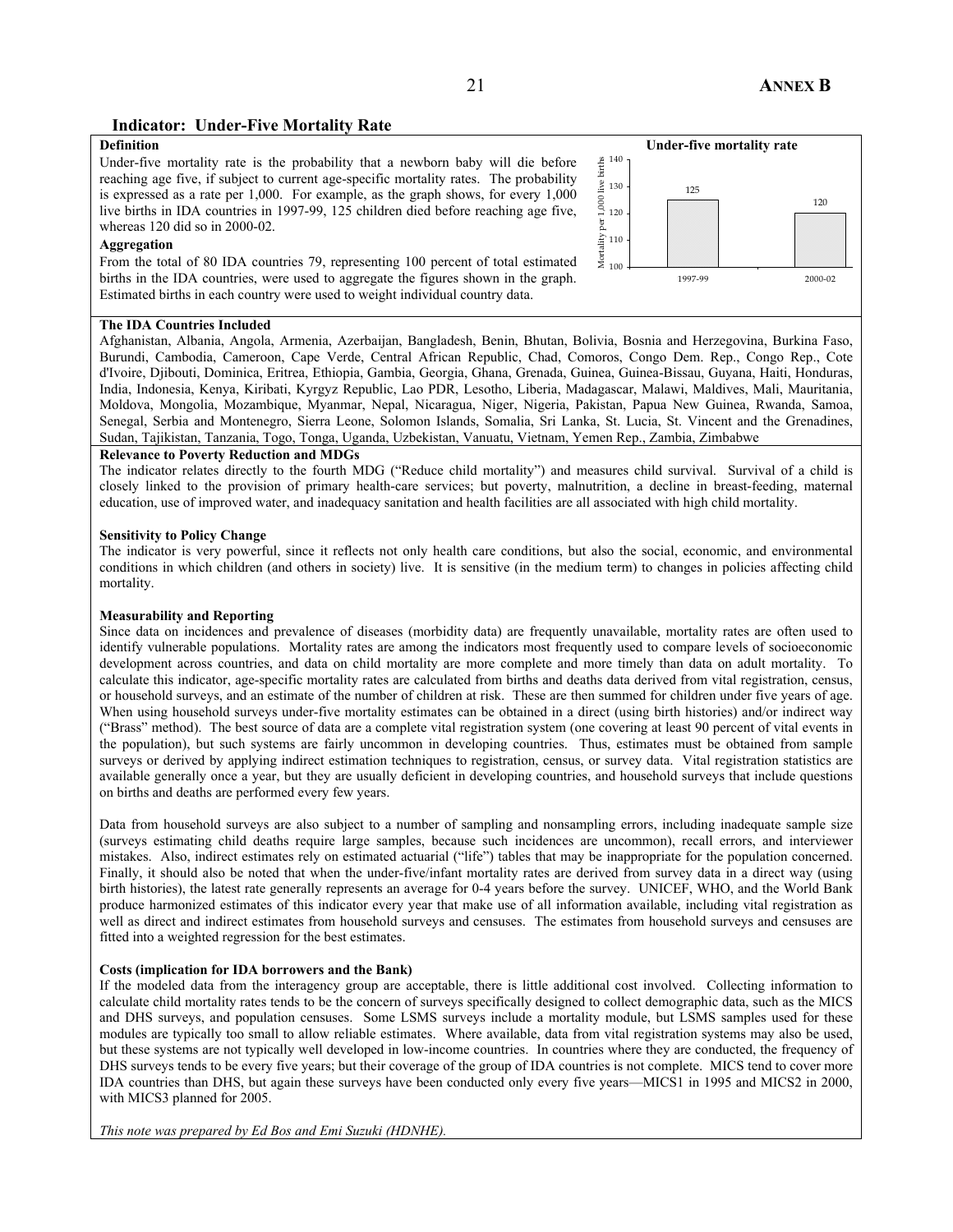## Indicator: Under-Five Mortality Rate

**Definition**

Under-five mortality rate is the probability that a newborn baby will die before reaching age five, if subject to current age-specific mortality rates. The probability is expressed as a rate per 1,000. For example, as the graph shows, for every 1,000 live births in IDA countries in 1997-99, 125 children died before reaching age five, whereas 120 did so in 2000-02.

**Under-five mortality rate**

| Period | Mortality per 1,000 live births |
|---|---|
| 1997-99 | 125 |
| 2000-02 | 120 |

**Aggregation**

From the total of 80 IDA countries 79, representing 100 percent of total estimated births in the IDA countries, were used to aggregate the figures shown in the graph. Estimated births in each country were used to weight individual country data.

**The IDA Countries Included**

Afghanistan, Albania, Angola, Armenia, Azerbaijan, Bangladesh, Benin, Bhutan, Bolivia, Bosnia and Herzegovina, Burkina Faso, Burundi, Cambodia, Cameroon, Cape Verde, Central African Republic, Chad, Comoros, Congo Dem. Rep., Congo Rep., Cote d'Ivoire, Djibouti, Dominica, Eritrea, Ethiopia, Gambia, Georgia, Ghana, Grenada, Guinea, Guinea-Bissau, Guyana, Haiti, Honduras, India, Indonesia, Kenya, Kiribati, Kyrgyz Republic, Lao PDR, Lesotho, Liberia, Madagascar, Malawi, Maldives, Mali, Mauritania, Moldova, Mongolia, Mozambique, Myanmar, Nepal, Nicaragua, Niger, Nigeria, Pakistan, Papua New Guinea, Rwanda, Samoa, Senegal, Serbia and Montenegro, Sierra Leone, Solomon Islands, Somalia, Sri Lanka, St. Lucia, St. Vincent and the Grenadines, Sudan, Tajikistan, Tanzania, Togo, Tonga, Uganda, Uzbekistan, Vanuatu, Vietnam, Yemen Rep., Zambia, Zimbabwe

**Relevance to Poverty Reduction and MDGs**

The indicator relates directly to the fourth MDG ("Reduce child mortality") and measures child survival. Survival of a child is closely linked to the provision of primary health-care services; but poverty, malnutrition, a decline in breast-feeding, maternal education, use of improved water, and inadequacy sanitation and health facilities are all associated with high child mortality.

**Sensitivity to Policy Change**

The indicator is very powerful, since it reflects not only health care conditions, but also the social, economic, and environmental conditions in which children (and others in society) live. It is sensitive (in the medium term) to changes in policies affecting child mortality.

**Measurability and Reporting**

Since data on incidences and prevalence of diseases (morbidity data) are frequently unavailable, mortality rates are often used to identify vulnerable populations. Mortality rates are among the indicators most frequently used to compare levels of socioeconomic development across countries, and data on child mortality are more complete and more timely than data on adult mortality. To calculate this indicator, age-specific mortality rates are calculated from births and deaths data derived from vital registration, census, or household surveys, and an estimate of the number of children at risk. These are then summed for children under five years of age. When using household surveys under-five mortality estimates can be obtained in a direct (using birth histories) and/or indirect way ("Brass" method). The best source of data are a complete vital registration system (one covering at least 90 percent of vital events in the population), but such systems are fairly uncommon in developing countries. Thus, estimates must be obtained from sample surveys or derived by applying indirect estimation techniques to registration, census, or survey data. Vital registration statistics are available generally once a year, but they are usually deficient in developing countries, and household surveys that include questions on births and deaths are performed every few years.

Data from household surveys are also subject to a number of sampling and nonsampling errors, including inadequate sample size (surveys estimating child deaths require large samples, because such incidences are uncommon), recall errors, and interviewer mistakes. Also, indirect estimates rely on estimated actuarial ("life") tables that may be inappropriate for the population concerned. Finally, it should also be noted that when the under-five/infant mortality rates are derived from survey data in a direct way (using birth histories), the latest rate generally represents an average for 0-4 years before the survey. UNICEF, WHO, and the World Bank produce harmonized estimates of this indicator every year that make use of all information available, including vital registration as well as direct and indirect estimates from household surveys and censuses. The estimates from household surveys and censuses are fitted into a weighted regression for the best estimates.

**Costs (implication for IDA borrowers and the Bank)**

If the modeled data from the interagency group are acceptable, there is little additional cost involved. Collecting information to calculate child mortality rates tends to be the concern of surveys specifically designed to collect demographic data, such as the MICS and DHS surveys, and population censuses. Some LSMS surveys include a mortality module, but LSMS samples used for these modules are typically too small to allow reliable estimates. Where available, data from vital registration systems may also be used, but these systems are not typically well developed in low-income countries. In countries where they are conducted, the frequency of DHS surveys tends to be every five years; but their coverage of the group of IDA countries is not complete. MICS tend to cover more IDA countries than DHS, but again these surveys have been conducted only every five years—MICS1 in 1995 and MICS2 in 2000, with MICS3 planned for 2005.

*This note was prepared by Ed Bos and Emi Suzuki (HDNHE).*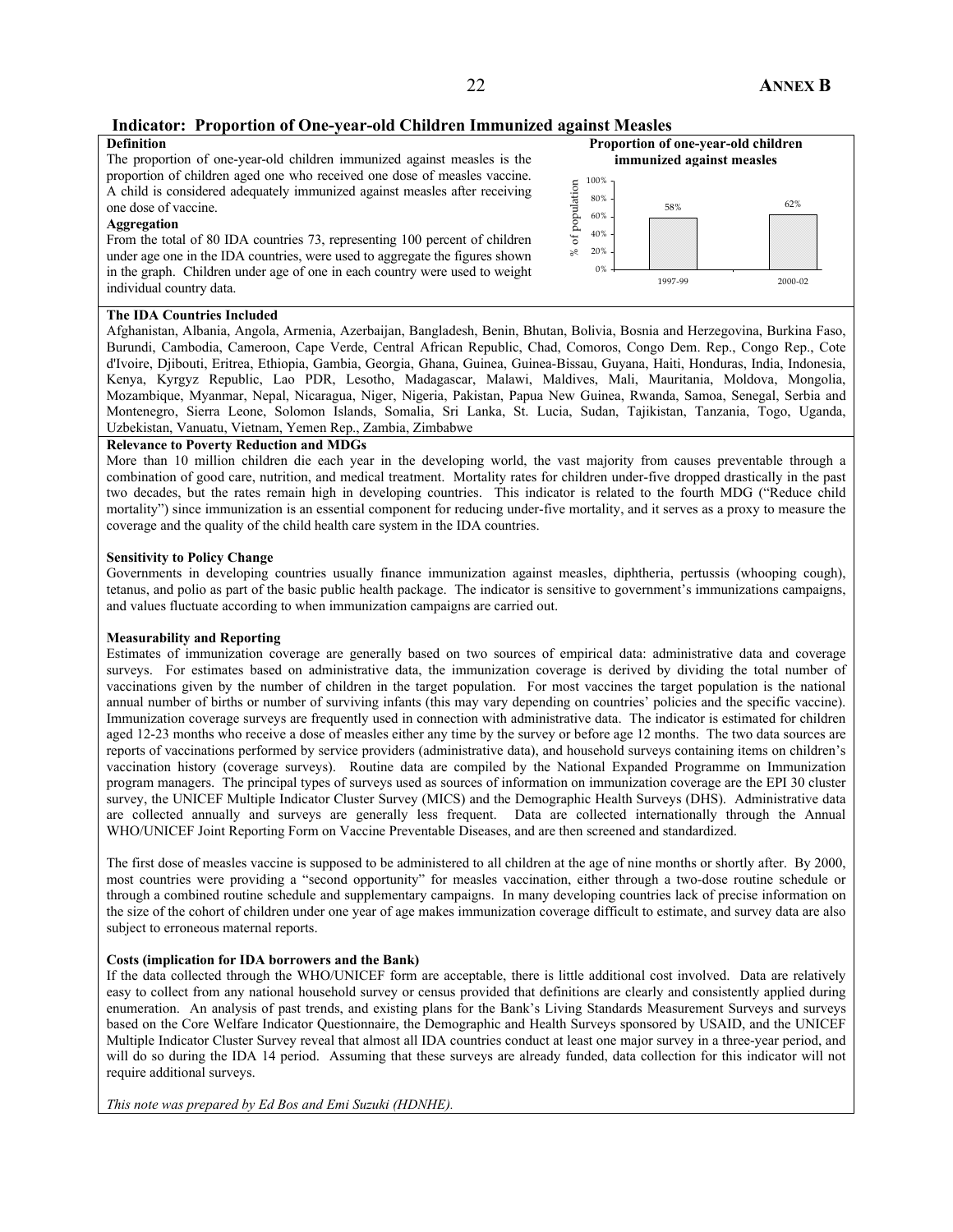## Indicator: Proportion of One-year-old Children Immunized against Measles

**Definition**

The proportion of one-year-old children immunized against measles is the proportion of children aged one who received one dose of measles vaccine. A child is considered adequately immunized against measles after receiving one dose of vaccine.

**Aggregation**

From the total of 80 IDA countries 73, representing 100 percent of children under age one in the IDA countries, were used to aggregate the figures shown in the graph. Children under age of one in each country were used to weight individual country data.

**Proportion of one-year-old children immunized against measles**

| Period | % of population |
|---|---|
| 1997-99 | 58% |
| 2000-02 | 62% |

**The IDA Countries Included**

Afghanistan, Albania, Angola, Armenia, Azerbaijan, Bangladesh, Benin, Bhutan, Bolivia, Bosnia and Herzegovina, Burkina Faso, Burundi, Cambodia, Cameroon, Cape Verde, Central African Republic, Chad, Comoros, Congo Dem. Rep., Congo Rep., Cote d'Ivoire, Djibouti, Eritrea, Ethiopia, Gambia, Georgia, Ghana, Guinea, Guinea-Bissau, Guyana, Haiti, Honduras, India, Indonesia, Kenya, Kyrgyz Republic, Lao PDR, Lesotho, Madagascar, Malawi, Maldives, Mali, Mauritania, Moldova, Mongolia, Mozambique, Myanmar, Nepal, Nicaragua, Niger, Nigeria, Pakistan, Papua New Guinea, Rwanda, Samoa, Senegal, Serbia and Montenegro, Sierra Leone, Solomon Islands, Somalia, Sri Lanka, St. Lucia, Sudan, Tajikistan, Tanzania, Togo, Uganda, Uzbekistan, Vanuatu, Vietnam, Yemen Rep., Zambia, Zimbabwe

**Relevance to Poverty Reduction and MDGs**

More than 10 million children die each year in the developing world, the vast majority from causes preventable through a combination of good care, nutrition, and medical treatment. Mortality rates for children under-five dropped drastically in the past two decades, but the rates remain high in developing countries. This indicator is related to the fourth MDG ("Reduce child mortality") since immunization is an essential component for reducing under-five mortality, and it serves as a proxy to measure the coverage and the quality of the child health care system in the IDA countries.

**Sensitivity to Policy Change**

Governments in developing countries usually finance immunization against measles, diphtheria, pertussis (whooping cough), tetanus, and polio as part of the basic public health package. The indicator is sensitive to government's immunizations campaigns, and values fluctuate according to when immunization campaigns are carried out.

**Measurability and Reporting**

Estimates of immunization coverage are generally based on two sources of empirical data: administrative data and coverage surveys. For estimates based on administrative data, the immunization coverage is derived by dividing the total number of vaccinations given by the number of children in the target population. For most vaccines the target population is the national annual number of births or number of surviving infants (this may vary depending on countries' policies and the specific vaccine). Immunization coverage surveys are frequently used in connection with administrative data. The indicator is estimated for children aged 12-23 months who receive a dose of measles either any time by the survey or before age 12 months. The two data sources are reports of vaccinations performed by service providers (administrative data), and household surveys containing items on children's vaccination history (coverage surveys). Routine data are compiled by the National Expanded Programme on Immunization program managers. The principal types of surveys used as sources of information on immunization coverage are the EPI 30 cluster survey, the UNICEF Multiple Indicator Cluster Survey (MICS) and the Demographic Health Surveys (DHS). Administrative data are collected annually and surveys are generally less frequent. Data are collected internationally through the Annual WHO/UNICEF Joint Reporting Form on Vaccine Preventable Diseases, and are then screened and standardized.

The first dose of measles vaccine is supposed to be administered to all children at the age of nine months or shortly after. By 2000, most countries were providing a "second opportunity" for measles vaccination, either through a two-dose routine schedule or through a combined routine schedule and supplementary campaigns. In many developing countries lack of precise information on the size of the cohort of children under one year of age makes immunization coverage difficult to estimate, and survey data are also subject to erroneous maternal reports.

**Costs (implication for IDA borrowers and the Bank)**

If the data collected through the WHO/UNICEF form are acceptable, there is little additional cost involved. Data are relatively easy to collect from any national household survey or census provided that definitions are clearly and consistently applied during enumeration. An analysis of past trends, and existing plans for the Bank's Living Standards Measurement Surveys and surveys based on the Core Welfare Indicator Questionnaire, the Demographic and Health Surveys sponsored by USAID, and the UNICEF Multiple Indicator Cluster Survey reveal that almost all IDA countries conduct at least one major survey in a three-year period, and will do so during the IDA 14 period. Assuming that these surveys are already funded, data collection for this indicator will not require additional surveys.

*This note was prepared by Ed Bos and Emi Suzuki (HDNHE).*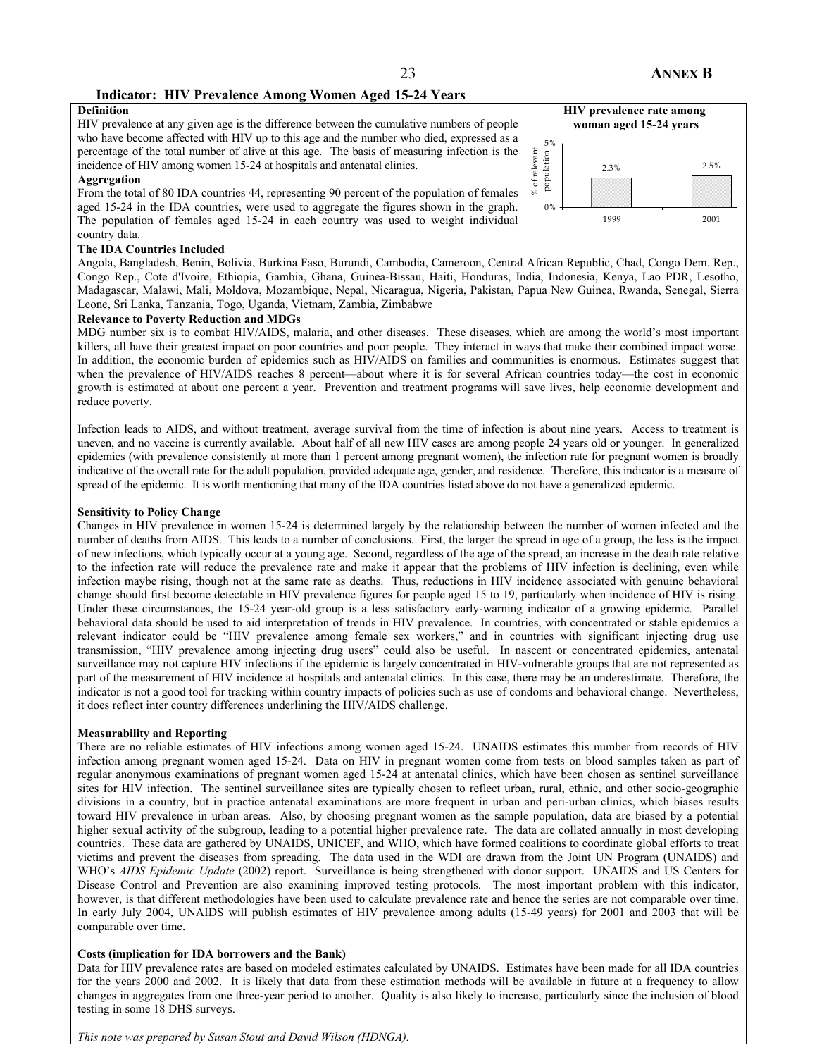## Indicator: HIV Prevalence Among Women Aged 15-24 Years

**Definition**

HIV prevalence at any given age is the difference between the cumulative numbers of people who have become affected with HIV up to this age and the number who died, expressed as a percentage of the total number of alive at this age. The basis of measuring infection is the incidence of HIV among women 15-24 at hospitals and antenatal clinics.

**Aggregation**

From the total of 80 IDA countries 44, representing 90 percent of the population of females aged 15-24 in the IDA countries, were used to aggregate the figures shown in the graph. The population of females aged 15-24 in each country was used to weight individual country data.

**HIV prevalence rate among woman aged 15-24 years**

| Year | % of relevant population |
|---|---|
| 1999 | 2.3% |
| 2001 | 2.5% |

**The IDA Countries Included**

Angola, Bangladesh, Benin, Bolivia, Burkina Faso, Burundi, Cambodia, Cameroon, Central African Republic, Chad, Congo Dem. Rep., Congo Rep., Cote d'Ivoire, Ethiopia, Gambia, Ghana, Guinea-Bissau, Haiti, Honduras, India, Indonesia, Kenya, Lao PDR, Lesotho, Madagascar, Malawi, Mali, Moldova, Mozambique, Nepal, Nicaragua, Nigeria, Pakistan, Papua New Guinea, Rwanda, Senegal, Sierra Leone, Sri Lanka, Tanzania, Togo, Uganda, Vietnam, Zambia, Zimbabwe

**Relevance to Poverty Reduction and MDGs**

MDG number six is to combat HIV/AIDS, malaria, and other diseases. These diseases, which are among the world's most important killers, all have their greatest impact on poor countries and poor people. They interact in ways that make their combined impact worse. In addition, the economic burden of epidemics such as HIV/AIDS on families and communities is enormous. Estimates suggest that when the prevalence of HIV/AIDS reaches 8 percent—about where it is for several African countries today—the cost in economic growth is estimated at about one percent a year. Prevention and treatment programs will save lives, help economic development and reduce poverty.

Infection leads to AIDS, and without treatment, average survival from the time of infection is about nine years. Access to treatment is uneven, and no vaccine is currently available. About half of all new HIV cases are among people 24 years old or younger. In generalized epidemics (with prevalence consistently at more than 1 percent among pregnant women), the infection rate for pregnant women is broadly indicative of the overall rate for the adult population, provided adequate age, gender, and residence. Therefore, this indicator is a measure of spread of the epidemic. It is worth mentioning that many of the IDA countries listed above do not have a generalized epidemic.

**Sensitivity to Policy Change**

Changes in HIV prevalence in women 15-24 is determined largely by the relationship between the number of women infected and the number of deaths from AIDS. This leads to a number of conclusions. First, the larger the spread in age of a group, the less is the impact of new infections, which typically occur at a young age. Second, regardless of the age of the spread, an increase in the death rate relative to the infection rate will reduce the prevalence rate and make it appear that the problems of HIV infection is declining, even while infection maybe rising, though not at the same rate as deaths. Thus, reductions in HIV incidence associated with genuine behavioral change should first become detectable in HIV prevalence figures for people aged 15 to 19, particularly when incidence of HIV is rising. Under these circumstances, the 15-24 year-old group is a less satisfactory early-warning indicator of a growing epidemic. Parallel behavioral data should be used to aid interpretation of trends in HIV prevalence. In countries, with concentrated or stable epidemics a relevant indicator could be "HIV prevalence among female sex workers," and in countries with significant injecting drug use transmission, "HIV prevalence among injecting drug users" could also be useful. In nascent or concentrated epidemics, antenatal surveillance may not capture HIV infections if the epidemic is largely concentrated in HIV-vulnerable groups that are not represented as part of the measurement of HIV incidence at hospitals and antenatal clinics. In this case, there may be an underestimate. Therefore, the indicator is not a good tool for tracking within country impacts of policies such as use of condoms and behavioral change. Nevertheless, it does reflect inter country differences underlining the HIV/AIDS challenge.

**Measurability and Reporting**

There are no reliable estimates of HIV infections among women aged 15-24. UNAIDS estimates this number from records of HIV infection among pregnant women aged 15-24. Data on HIV in pregnant women come from tests on blood samples taken as part of regular anonymous examinations of pregnant women aged 15-24 at antenatal clinics, which have been chosen as sentinel surveillance sites for HIV infection. The sentinel surveillance sites are typically chosen to reflect urban, rural, ethnic, and other socio-geographic divisions in a country, but in practice antenatal examinations are more frequent in urban and peri-urban clinics, which biases results toward HIV prevalence in urban areas. Also, by choosing pregnant women as the sample population, data are biased by a potential higher sexual activity of the subgroup, leading to a potential higher prevalence rate. The data are collated annually in most developing countries. These data are gathered by UNAIDS, UNICEF, and WHO, which have formed coalitions to coordinate global efforts to treat victims and prevent the diseases from spreading. The data used in the WDI are drawn from the Joint UN Program (UNAIDS) and WHO's *AIDS Epidemic Update* (2002) report. Surveillance is being strengthened with donor support. UNAIDS and US Centers for Disease Control and Prevention are also examining improved testing protocols. The most important problem with this indicator, however, is that different methodologies have been used to calculate prevalence rate and hence the series are not comparable over time. In early July 2004, UNAIDS will publish estimates of HIV prevalence among adults (15-49 years) for 2001 and 2003 that will be comparable over time.

**Costs (implication for IDA borrowers and the Bank)**

Data for HIV prevalence rates are based on modeled estimates calculated by UNAIDS. Estimates have been made for all IDA countries for the years 2000 and 2002. It is likely that data from these estimation methods will be available in future at a frequency to allow changes in aggregates from one three-year period to another. Quality is also likely to increase, particularly since the inclusion of blood testing in some 18 DHS surveys.

*This note was prepared by Susan Stout and David Wilson (HDNGA).*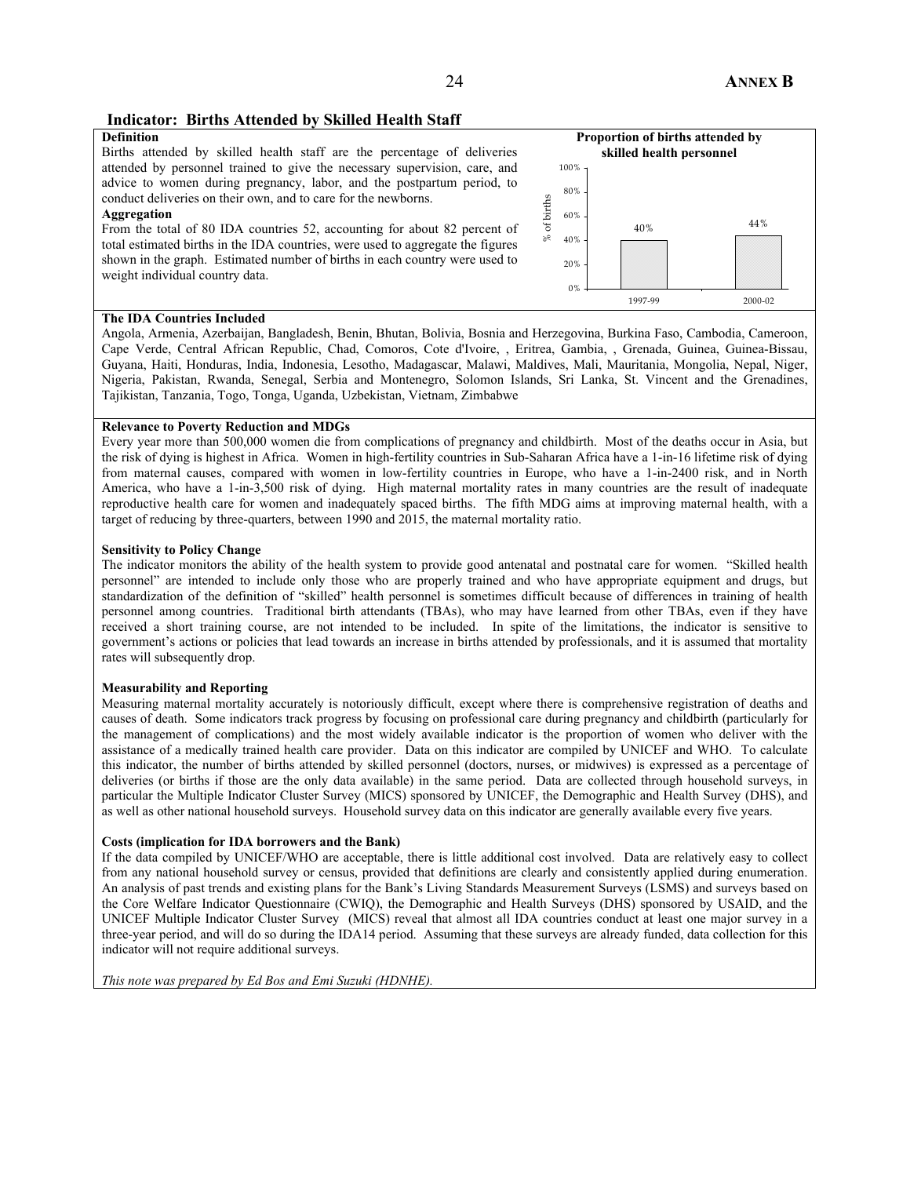## Indicator: Births Attended by Skilled Health Staff

**Definition**

Births attended by skilled health staff are the percentage of deliveries attended by personnel trained to give the necessary supervision, care, and advice to women during pregnancy, labor, and the postpartum period, to conduct deliveries on their own, and to care for the newborns.

**Aggregation**

From the total of 80 IDA countries 52, accounting for about 82 percent of total estimated births in the IDA countries, were used to aggregate the figures shown in the graph. Estimated number of births in each country were used to weight individual country data.

**Proportion of births attended by skilled health personnel**

| Period | % of births |
|---|---|
| 1997-99 | 40% |
| 2000-02 | 44% |

**The IDA Countries Included**

Angola, Armenia, Azerbaijan, Bangladesh, Benin, Bhutan, Bolivia, Bosnia and Herzegovina, Burkina Faso, Cambodia, Cameroon, Cape Verde, Central African Republic, Chad, Comoros, Cote d'Ivoire, , Eritrea, Gambia, , Grenada, Guinea, Guinea-Bissau, Guyana, Haiti, Honduras, India, Indonesia, Lesotho, Madagascar, Malawi, Maldives, Mali, Mauritania, Mongolia, Nepal, Niger, Nigeria, Pakistan, Rwanda, Senegal, Serbia and Montenegro, Solomon Islands, Sri Lanka, St. Vincent and the Grenadines, Tajikistan, Tanzania, Togo, Tonga, Uganda, Uzbekistan, Vietnam, Zimbabwe

**Relevance to Poverty Reduction and MDGs**

Every year more than 500,000 women die from complications of pregnancy and childbirth. Most of the deaths occur in Asia, but the risk of dying is highest in Africa. Women in high-fertility countries in Sub-Saharan Africa have a 1-in-16 lifetime risk of dying from maternal causes, compared with women in low-fertility countries in Europe, who have a 1-in-2400 risk, and in North America, who have a 1-in-3,500 risk of dying. High maternal mortality rates in many countries are the result of inadequate reproductive health care for women and inadequately spaced births. The fifth MDG aims at improving maternal health, with a target of reducing by three-quarters, between 1990 and 2015, the maternal mortality ratio.

**Sensitivity to Policy Change**

The indicator monitors the ability of the health system to provide good antenatal and postnatal care for women. "Skilled health personnel" are intended to include only those who are properly trained and who have appropriate equipment and drugs, but standardization of the definition of "skilled" health personnel is sometimes difficult because of differences in training of health personnel among countries. Traditional birth attendants (TBAs), who may have learned from other TBAs, even if they have received a short training course, are not intended to be included. In spite of the limitations, the indicator is sensitive to government's actions or policies that lead towards an increase in births attended by professionals, and it is assumed that mortality rates will subsequently drop.

**Measurability and Reporting**

Measuring maternal mortality accurately is notoriously difficult, except where there is comprehensive registration of deaths and causes of death. Some indicators track progress by focusing on professional care during pregnancy and childbirth (particularly for the management of complications) and the most widely available indicator is the proportion of women who deliver with the assistance of a medically trained health care provider. Data on this indicator are compiled by UNICEF and WHO. To calculate this indicator, the number of births attended by skilled personnel (doctors, nurses, or midwives) is expressed as a percentage of deliveries (or births if those are the only data available) in the same period. Data are collected through household surveys, in particular the Multiple Indicator Cluster Survey (MICS) sponsored by UNICEF, the Demographic and Health Survey (DHS), and as well as other national household surveys. Household survey data on this indicator are generally available every five years.

**Costs (implication for IDA borrowers and the Bank)**

If the data compiled by UNICEF/WHO are acceptable, there is little additional cost involved. Data are relatively easy to collect from any national household survey or census, provided that definitions are clearly and consistently applied during enumeration. An analysis of past trends and existing plans for the Bank's Living Standards Measurement Surveys (LSMS) and surveys based on the Core Welfare Indicator Questionnaire (CWIQ), the Demographic and Health Surveys (DHS) sponsored by USAID, and the UNICEF Multiple Indicator Cluster Survey (MICS) reveal that almost all IDA countries conduct at least one major survey in a three-year period, and will do so during the IDA14 period. Assuming that these surveys are already funded, data collection for this indicator will not require additional surveys.

*This note was prepared by Ed Bos and Emi Suzuki (HDNHE).*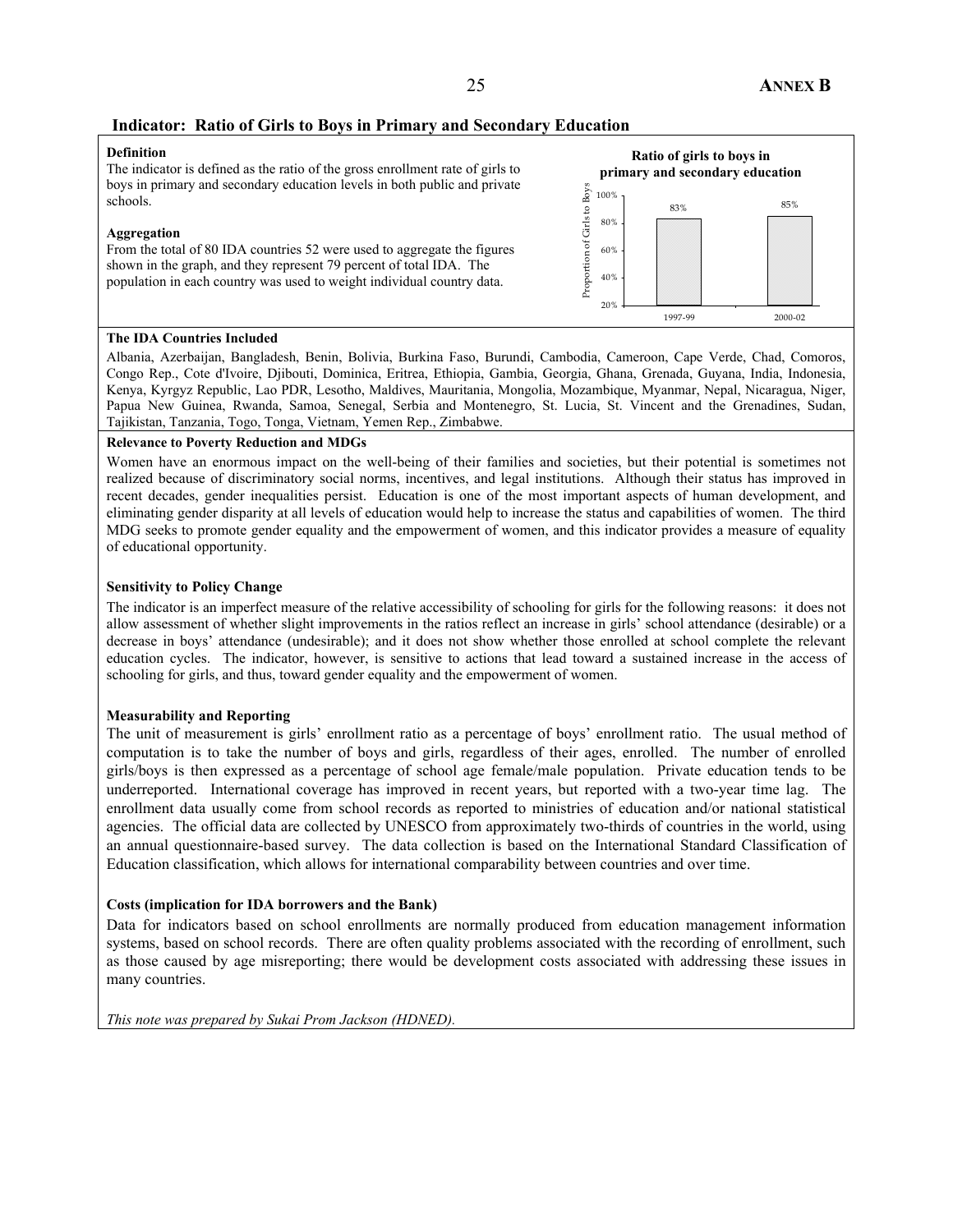## Indicator: Ratio of Girls to Boys in Primary and Secondary Education

**Definition**

The indicator is defined as the ratio of the gross enrollment rate of girls to boys in primary and secondary education levels in both public and private schools.

**Aggregation**

From the total of 80 IDA countries 52 were used to aggregate the figures shown in the graph, and they represent 79 percent of total IDA. The population in each country was used to weight individual country data.

**Ratio of girls to boys in primary and secondary education**

| Period | Proportion of Girls to Boys |
|---|---|
| 1997-99 | 83% |
| 2000-02 | 85% |

**The IDA Countries Included**

Albania, Azerbaijan, Bangladesh, Benin, Bolivia, Burkina Faso, Burundi, Cambodia, Cameroon, Cape Verde, Chad, Comoros, Congo Rep., Cote d'Ivoire, Djibouti, Dominica, Eritrea, Ethiopia, Gambia, Georgia, Ghana, Grenada, Guyana, India, Indonesia, Kenya, Kyrgyz Republic, Lao PDR, Lesotho, Maldives, Mauritania, Mongolia, Mozambique, Myanmar, Nepal, Nicaragua, Niger, Papua New Guinea, Rwanda, Samoa, Senegal, Serbia and Montenegro, St. Lucia, St. Vincent and the Grenadines, Sudan, Tajikistan, Tanzania, Togo, Tonga, Vietnam, Yemen Rep., Zimbabwe.

**Relevance to Poverty Reduction and MDGs**

Women have an enormous impact on the well-being of their families and societies, but their potential is sometimes not realized because of discriminatory social norms, incentives, and legal institutions. Although their status has improved in recent decades, gender inequalities persist. Education is one of the most important aspects of human development, and eliminating gender disparity at all levels of education would help to increase the status and capabilities of women. The third MDG seeks to promote gender equality and the empowerment of women, and this indicator provides a measure of equality of educational opportunity.

**Sensitivity to Policy Change**

The indicator is an imperfect measure of the relative accessibility of schooling for girls for the following reasons: it does not allow assessment of whether slight improvements in the ratios reflect an increase in girls' school attendance (desirable) or a decrease in boys' attendance (undesirable); and it does not show whether those enrolled at school complete the relevant education cycles. The indicator, however, is sensitive to actions that lead toward a sustained increase in the access of schooling for girls, and thus, toward gender equality and the empowerment of women.

**Measurability and Reporting**

The unit of measurement is girls' enrollment ratio as a percentage of boys' enrollment ratio. The usual method of computation is to take the number of boys and girls, regardless of their ages, enrolled. The number of enrolled girls/boys is then expressed as a percentage of school age female/male population. Private education tends to be underreported. International coverage has improved in recent years, but reported with a two-year time lag. The enrollment data usually come from school records as reported to ministries of education and/or national statistical agencies. The official data are collected by UNESCO from approximately two-thirds of countries in the world, using an annual questionnaire-based survey. The data collection is based on the International Standard Classification of Education classification, which allows for international comparability between countries and over time.

**Costs (implication for IDA borrowers and the Bank)**

Data for indicators based on school enrollments are normally produced from education management information systems, based on school records. There are often quality problems associated with the recording of enrollment, such as those caused by age misreporting; there would be development costs associated with addressing these issues in many countries.

*This note was prepared by Sukai Prom Jackson (HDNED).*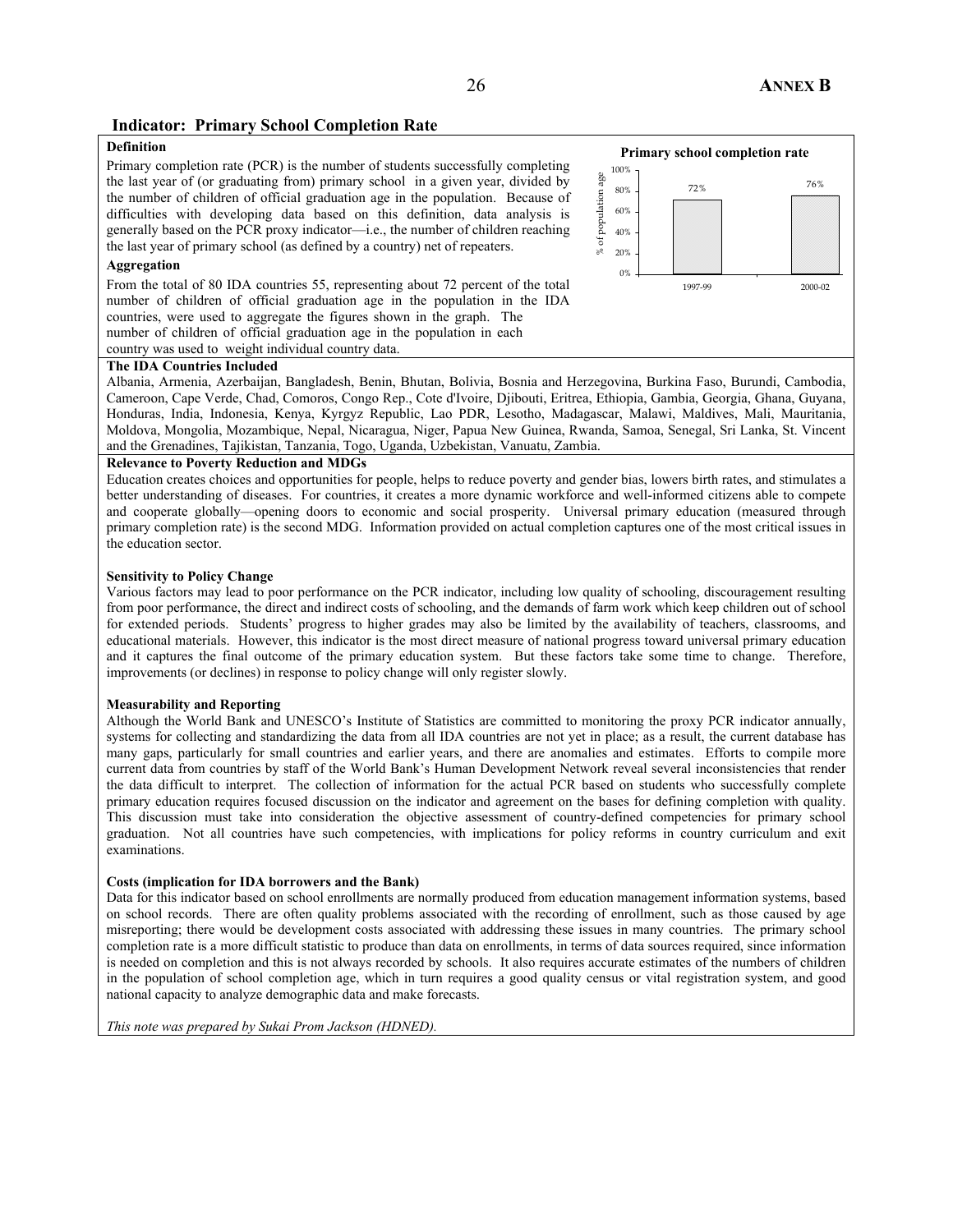## Indicator: Primary School Completion Rate

**Definition**

Primary completion rate (PCR) is the number of students successfully completing the last year of (or graduating from) primary school in a given year, divided by the number of children of official graduation age in the population. Because of difficulties with developing data based on this definition, data analysis is generally based on the PCR proxy indicator—i.e., the number of children reaching the last year of primary school (as defined by a country) net of repeaters.

**Primary school completion rate**

| | 1997-99 | 2000-02 |
|---|---|---|
| % of population age | 72% | 76% |

**Aggregation**

From the total of 80 IDA countries 55, representing about 72 percent of the total number of children of official graduation age in the population in the IDA countries, were used to aggregate the figures shown in the graph. The number of children of official graduation age in the population in each country was used to weight individual country data.

**The IDA Countries Included**

Albania, Armenia, Azerbaijan, Bangladesh, Benin, Bhutan, Bolivia, Bosnia and Herzegovina, Burkina Faso, Burundi, Cambodia, Cameroon, Cape Verde, Chad, Comoros, Congo Rep., Cote d'Ivoire, Djibouti, Eritrea, Ethiopia, Gambia, Georgia, Ghana, Guyana, Honduras, India, Indonesia, Kenya, Kyrgyz Republic, Lao PDR, Lesotho, Madagascar, Malawi, Maldives, Mali, Mauritania, Moldova, Mongolia, Mozambique, Nepal, Nicaragua, Niger, Papua New Guinea, Rwanda, Samoa, Senegal, Sri Lanka, St. Vincent and the Grenadines, Tajikistan, Tanzania, Togo, Uganda, Uzbekistan, Vanuatu, Zambia.

**Relevance to Poverty Reduction and MDGs**

Education creates choices and opportunities for people, helps to reduce poverty and gender bias, lowers birth rates, and stimulates a better understanding of diseases. For countries, it creates a more dynamic workforce and well-informed citizens able to compete and cooperate globally—opening doors to economic and social prosperity. Universal primary education (measured through primary completion rate) is the second MDG. Information provided on actual completion captures one of the most critical issues in the education sector.

**Sensitivity to Policy Change**

Various factors may lead to poor performance on the PCR indicator, including low quality of schooling, discouragement resulting from poor performance, the direct and indirect costs of schooling, and the demands of farm work which keep children out of school for extended periods. Students' progress to higher grades may also be limited by the availability of teachers, classrooms, and educational materials. However, this indicator is the most direct measure of national progress toward universal primary education and it captures the final outcome of the primary education system. But these factors take some time to change. Therefore, improvements (or declines) in response to policy change will only register slowly.

**Measurability and Reporting**

Although the World Bank and UNESCO's Institute of Statistics are committed to monitoring the proxy PCR indicator annually, systems for collecting and standardizing the data from all IDA countries are not yet in place; as a result, the current database has many gaps, particularly for small countries and earlier years, and there are anomalies and estimates. Efforts to compile more current data from countries by staff of the World Bank's Human Development Network reveal several inconsistencies that render the data difficult to interpret. The collection of information for the actual PCR based on students who successfully complete primary education requires focused discussion on the indicator and agreement on the bases for defining completion with quality. This discussion must take into consideration the objective assessment of country-defined competencies for primary school graduation. Not all countries have such competencies, with implications for policy reforms in country curriculum and exit examinations.

**Costs (implication for IDA borrowers and the Bank)**

Data for this indicator based on school enrollments are normally produced from education management information systems, based on school records. There are often quality problems associated with the recording of enrollment, such as those caused by age misreporting; there would be development costs associated with addressing these issues in many countries. The primary school completion rate is a more difficult statistic to produce than data on enrollments, in terms of data sources required, since information is needed on completion and this is not always recorded by schools. It also requires accurate estimates of the numbers of children in the population of school completion age, which in turn requires a good quality census or vital registration system, and good national capacity to analyze demographic data and make forecasts.

*This note was prepared by Sukai Prom Jackson (HDNED).*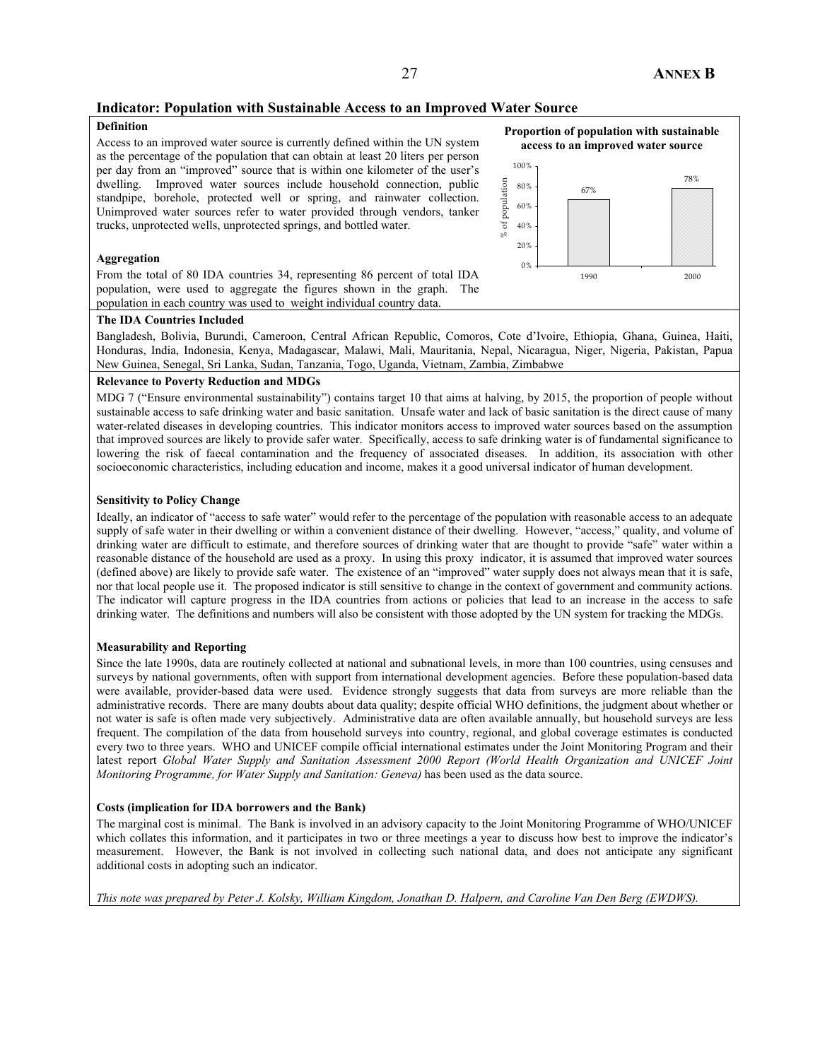## Indicator: Population with Sustainable Access to an Improved Water Source

**Definition**

Access to an improved water source is currently defined within the UN system as the percentage of the population that can obtain at least 20 liters per person per day from an "improved" source that is within one kilometer of the user's dwelling. Improved water sources include household connection, public standpipe, borehole, protected well or spring, and rainwater collection. Unimproved water sources refer to water provided through vendors, tanker trucks, unprotected wells, unprotected springs, and bottled water.

**Proportion of population with sustainable access to an improved water source**

| Year | % of population |
|---|---|
| 1990 | 67% |
| 2000 | 78% |

**Aggregation**

From the total of 80 IDA countries 34, representing 86 percent of total IDA population, were used to aggregate the figures shown in the graph. The population in each country was used to weight individual country data.

**The IDA Countries Included**

Bangladesh, Bolivia, Burundi, Cameroon, Central African Republic, Comoros, Cote d'Ivoire, Ethiopia, Ghana, Guinea, Haiti, Honduras, India, Indonesia, Kenya, Madagascar, Malawi, Mali, Mauritania, Nepal, Nicaragua, Niger, Nigeria, Pakistan, Papua New Guinea, Senegal, Sri Lanka, Sudan, Tanzania, Togo, Uganda, Vietnam, Zambia, Zimbabwe

**Relevance to Poverty Reduction and MDGs**

MDG 7 ("Ensure environmental sustainability") contains target 10 that aims at halving, by 2015, the proportion of people without sustainable access to safe drinking water and basic sanitation. Unsafe water and lack of basic sanitation is the direct cause of many water-related diseases in developing countries. This indicator monitors access to improved water sources based on the assumption that improved sources are likely to provide safer water. Specifically, access to safe drinking water is of fundamental significance to lowering the risk of faecal contamination and the frequency of associated diseases. In addition, its association with other socioeconomic characteristics, including education and income, makes it a good universal indicator of human development.

**Sensitivity to Policy Change**

Ideally, an indicator of "access to safe water" would refer to the percentage of the population with reasonable access to an adequate supply of safe water in their dwelling or within a convenient distance of their dwelling. However, "access," quality, and volume of drinking water are difficult to estimate, and therefore sources of drinking water that are thought to provide "safe" water within a reasonable distance of the household are used as a proxy. In using this proxy indicator, it is assumed that improved water sources (defined above) are likely to provide safe water. The existence of an "improved" water supply does not always mean that it is safe, nor that local people use it. The proposed indicator is still sensitive to change in the context of government and community actions. The indicator will capture progress in the IDA countries from actions or policies that lead to an increase in the access to safe drinking water. The definitions and numbers will also be consistent with those adopted by the UN system for tracking the MDGs.

**Measurability and Reporting**

Since the late 1990s, data are routinely collected at national and subnational levels, in more than 100 countries, using censuses and surveys by national governments, often with support from international development agencies. Before these population-based data were available, provider-based data were used. Evidence strongly suggests that data from surveys are more reliable than the administrative records. There are many doubts about data quality; despite official WHO definitions, the judgment about whether or not water is safe is often made very subjectively. Administrative data are often available annually, but household surveys are less frequent. The compilation of the data from household surveys into country, regional, and global coverage estimates is conducted every two to three years. WHO and UNICEF compile official international estimates under the Joint Monitoring Program and their latest report *Global Water Supply and Sanitation Assessment 2000 Report (World Health Organization and UNICEF Joint Monitoring Programme, for Water Supply and Sanitation: Geneva)* has been used as the data source.

**Costs (implication for IDA borrowers and the Bank)**

The marginal cost is minimal. The Bank is involved in an advisory capacity to the Joint Monitoring Programme of WHO/UNICEF which collates this information, and it participates in two or three meetings a year to discuss how best to improve the indicator's measurement. However, the Bank is not involved in collecting such national data, and does not anticipate any significant additional costs in adopting such an indicator.

*This note was prepared by Peter J. Kolsky, William Kingdom, Jonathan D. Halpern, and Caroline Van Den Berg (EWDWS).*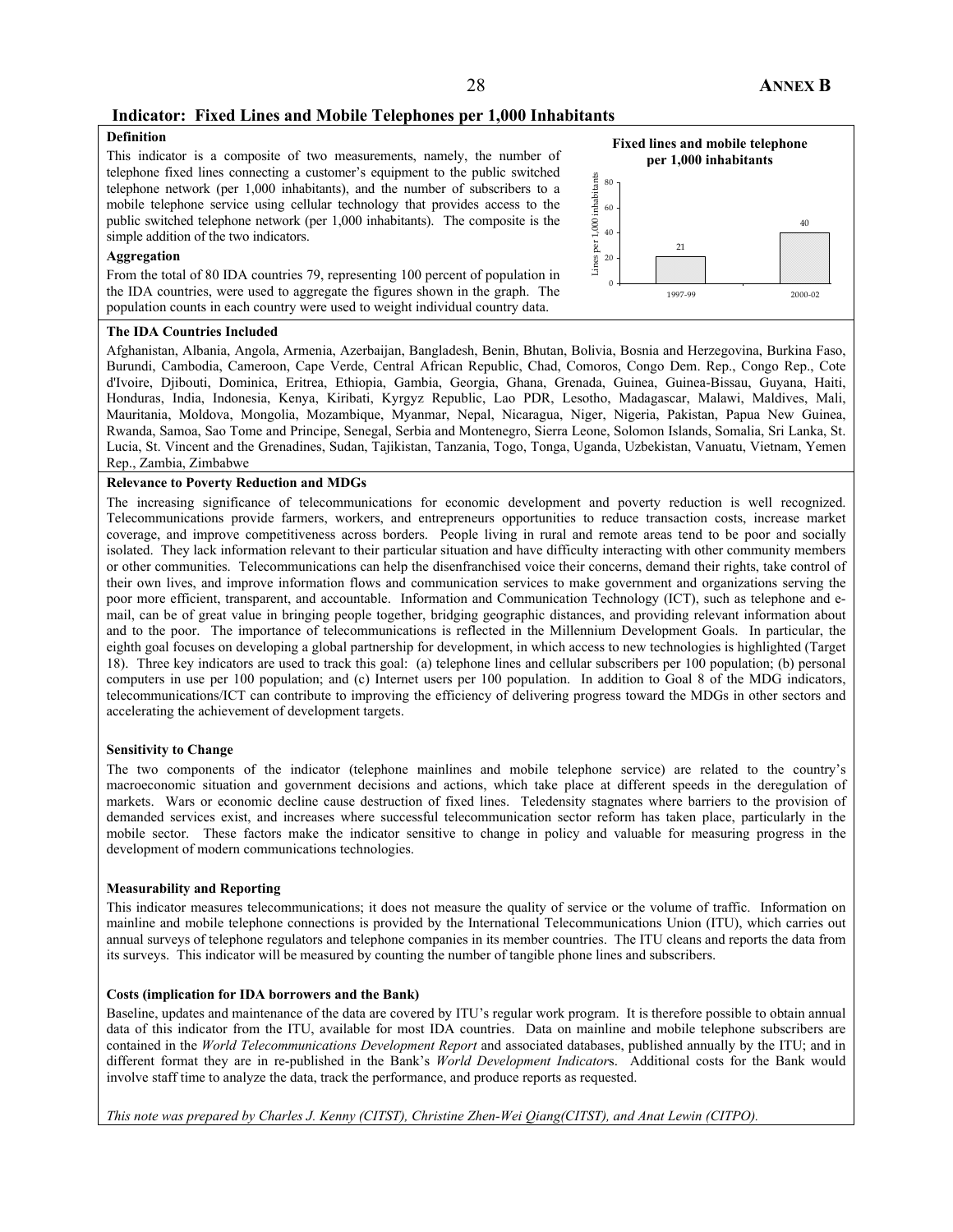## Indicator: Fixed Lines and Mobile Telephones per 1,000 Inhabitants

**Definition**

This indicator is a composite of two measurements, namely, the number of telephone fixed lines connecting a customer's equipment to the public switched telephone network (per 1,000 inhabitants), and the number of subscribers to a mobile telephone service using cellular technology that provides access to the public switched telephone network (per 1,000 inhabitants). The composite is the simple addition of the two indicators.

**Aggregation**

From the total of 80 IDA countries 79, representing 100 percent of population in the IDA countries, were used to aggregate the figures shown in the graph. The population counts in each country were used to weight individual country data.

**Fixed lines and mobile telephone per 1,000 inhabitants**

| Period | Lines per 1,000 inhabitants |
|---|---|
| 1997-99 | 21 |
| 2000-02 | 40 |

**The IDA Countries Included**

Afghanistan, Albania, Angola, Armenia, Azerbaijan, Bangladesh, Benin, Bhutan, Bolivia, Bosnia and Herzegovina, Burkina Faso, Burundi, Cambodia, Cameroon, Cape Verde, Central African Republic, Chad, Comoros, Congo Dem. Rep., Congo Rep., Cote d'Ivoire, Djibouti, Dominica, Eritrea, Ethiopia, Gambia, Georgia, Ghana, Grenada, Guinea, Guinea-Bissau, Guyana, Haiti, Honduras, India, Indonesia, Kenya, Kiribati, Kyrgyz Republic, Lao PDR, Lesotho, Madagascar, Malawi, Maldives, Mali, Mauritania, Moldova, Mongolia, Mozambique, Myanmar, Nepal, Nicaragua, Niger, Nigeria, Pakistan, Papua New Guinea, Rwanda, Samoa, Sao Tome and Principe, Senegal, Serbia and Montenegro, Sierra Leone, Solomon Islands, Somalia, Sri Lanka, St. Lucia, St. Vincent and the Grenadines, Sudan, Tajikistan, Tanzania, Togo, Tonga, Uganda, Uzbekistan, Vanuatu, Vietnam, Yemen Rep., Zambia, Zimbabwe

**Relevance to Poverty Reduction and MDGs**

The increasing significance of telecommunications for economic development and poverty reduction is well recognized. Telecommunications provide farmers, workers, and entrepreneurs opportunities to reduce transaction costs, increase market coverage, and improve competitiveness across borders. People living in rural and remote areas tend to be poor and socially isolated. They lack information relevant to their particular situation and have difficulty interacting with other community members or other communities. Telecommunications can help the disenfranchised voice their concerns, demand their rights, take control of their own lives, and improve information flows and communication services to make government and organizations serving the poor more efficient, transparent, and accountable. Information and Communication Technology (ICT), such as telephone and e-mail, can be of great value in bringing people together, bridging geographic distances, and providing relevant information about and to the poor. The importance of telecommunications is reflected in the Millennium Development Goals. In particular, the eighth goal focuses on developing a global partnership for development, in which access to new technologies is highlighted (Target 18). Three key indicators are used to track this goal: (a) telephone lines and cellular subscribers per 100 population; (b) personal computers in use per 100 population; and (c) Internet users per 100 population. In addition to Goal 8 of the MDG indicators, telecommunications/ICT can contribute to improving the efficiency of delivering progress toward the MDGs in other sectors and accelerating the achievement of development targets.

**Sensitivity to Change**

The two components of the indicator (telephone mainlines and mobile telephone service) are related to the country's macroeconomic situation and government decisions and actions, which take place at different speeds in the deregulation of markets. Wars or economic decline cause destruction of fixed lines. Teledensity stagnates where barriers to the provision of demanded services exist, and increases where successful telecommunication sector reform has taken place, particularly in the mobile sector. These factors make the indicator sensitive to change in policy and valuable for measuring progress in the development of modern communications technologies.

**Measurability and Reporting**

This indicator measures telecommunications; it does not measure the quality of service or the volume of traffic. Information on mainline and mobile telephone connections is provided by the International Telecommunications Union (ITU), which carries out annual surveys of telephone regulators and telephone companies in its member countries. The ITU cleans and reports the data from its surveys. This indicator will be measured by counting the number of tangible phone lines and subscribers.

**Costs (implication for IDA borrowers and the Bank)**

Baseline, updates and maintenance of the data are covered by ITU's regular work program. It is therefore possible to obtain annual data of this indicator from the ITU, available for most IDA countries. Data on mainline and mobile telephone subscribers are contained in the *World Telecommunications Development Report* and associated databases, published annually by the ITU; and in different format they are in re-published in the Bank's *World Development Indicator*s. Additional costs for the Bank would involve staff time to analyze the data, track the performance, and produce reports as requested.

*This note was prepared by Charles J. Kenny (CITST), Christine Zhen-Wei Qiang(CITST), and Anat Lewin (CITPO).*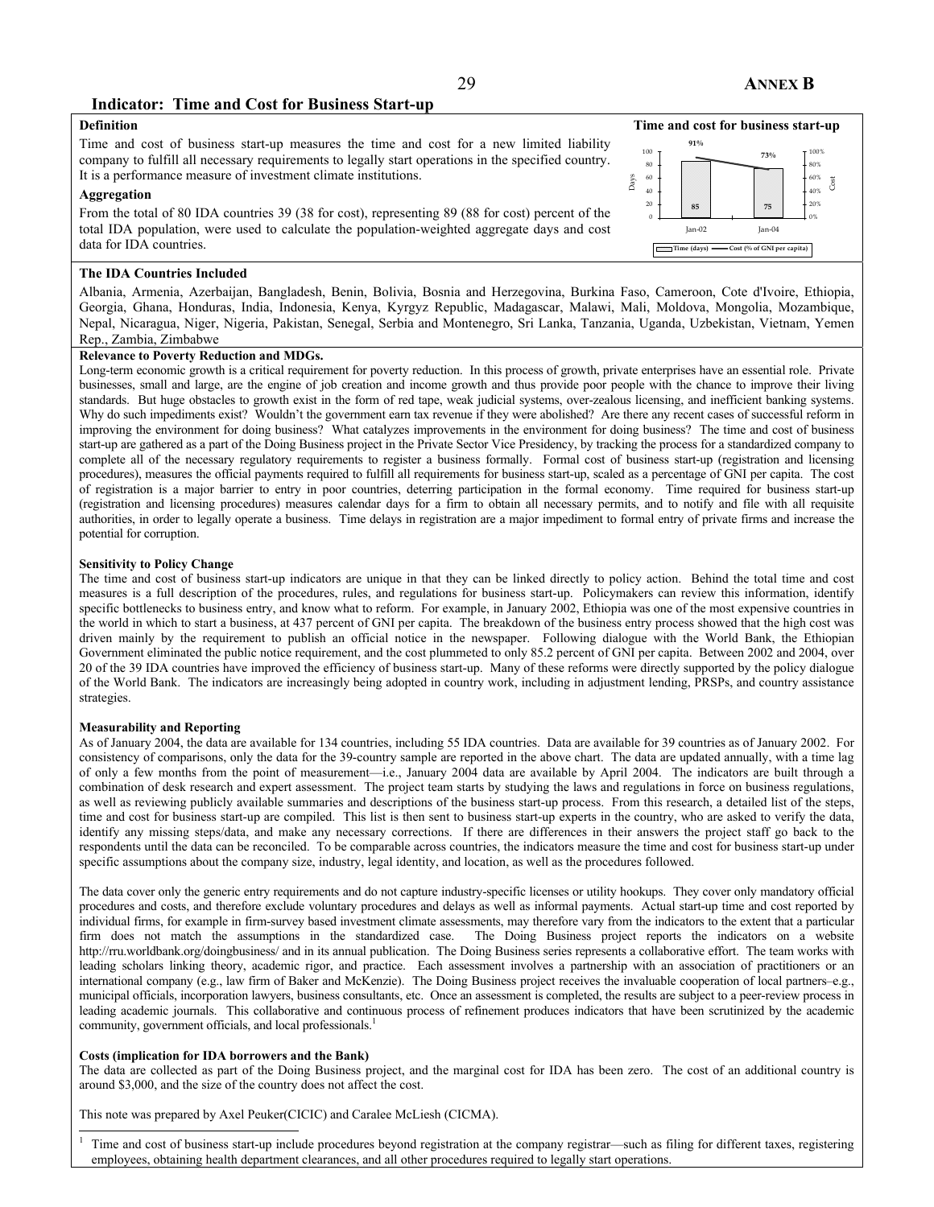## Indicator: Time and Cost for Business Start-up

### Definition

Time and cost of business start-up measures the time and cost for a new limited liability company to fulfill all necessary requirements to legally start operations in the specified country. It is a performance measure of investment climate institutions.

### Aggregation

From the total of 80 IDA countries 39 (38 for cost), representing 89 (88 for cost) percent of the total IDA population, were used to calculate the population-weighted aggregate days and cost data for IDA countries.

**Time and cost for business start-up**

| | Jan-02 | Jan-04 |
|---|---|---|
| Time (days) | 85 | 75 |
| Cost (% of GNI per capita) | 91% | 73% |

### The IDA Countries Included

Albania, Armenia, Azerbaijan, Bangladesh, Benin, Bolivia, Bosnia and Herzegovina, Burkina Faso, Cameroon, Cote d'Ivoire, Ethiopia, Georgia, Ghana, Honduras, India, Indonesia, Kenya, Kyrgyz Republic, Madagascar, Malawi, Mali, Moldova, Mongolia, Mozambique, Nepal, Nicaragua, Niger, Nigeria, Pakistan, Senegal, Serbia and Montenegro, Sri Lanka, Tanzania, Uganda, Uzbekistan, Vietnam, Yemen Rep., Zambia, Zimbabwe

### Relevance to Poverty Reduction and MDGs.

Long-term economic growth is a critical requirement for poverty reduction. In this process of growth, private enterprises have an essential role. Private businesses, small and large, are the engine of job creation and income growth and thus provide poor people with the chance to improve their living standards. But huge obstacles to growth exist in the form of red tape, weak judicial systems, over-zealous licensing, and inefficient banking systems. Why do such impediments exist? Wouldn't the government earn tax revenue if they were abolished? Are there any recent cases of successful reform in improving the environment for doing business? What catalyzes improvements in the environment for doing business? The time and cost of business start-up are gathered as a part of the Doing Business project in the Private Sector Vice Presidency, by tracking the process for a standardized company to complete all of the necessary regulatory requirements to register a business formally. Formal cost of business start-up (registration and licensing procedures), measures the official payments required to fulfill all requirements for business start-up, scaled as a percentage of GNI per capita. The cost of registration is a major barrier to entry in poor countries, deterring participation in the formal economy. Time required for business start-up (registration and licensing procedures) measures calendar days for a firm to obtain all necessary permits, and to notify and file with all requisite authorities, in order to legally operate a business. Time delays in registration are a major impediment to formal entry of private firms and increase the potential for corruption.

### Sensitivity to Policy Change

The time and cost of business start-up indicators are unique in that they can be linked directly to policy action. Behind the total time and cost measures is a full description of the procedures, rules, and regulations for business start-up. Policymakers can review this information, identify specific bottlenecks to business entry, and know what to reform. For example, in January 2002, Ethiopia was one of the most expensive countries in the world in which to start a business, at 437 percent of GNI per capita. The breakdown of the business entry process showed that the high cost was driven mainly by the requirement to publish an official notice in the newspaper. Following dialogue with the World Bank, the Ethiopian Government eliminated the public notice requirement, and the cost plummeted to only 85.2 percent of GNI per capita. Between 2002 and 2004, over 20 of the 39 IDA countries have improved the efficiency of business start-up. Many of these reforms were directly supported by the policy dialogue of the World Bank. The indicators are increasingly being adopted in country work, including in adjustment lending, PRSPs, and country assistance strategies.

### Measurability and Reporting

As of January 2004, the data are available for 134 countries, including 55 IDA countries. Data are available for 39 countries as of January 2002. For consistency of comparisons, only the data for the 39-country sample are reported in the above chart. The data are updated annually, with a time lag of only a few months from the point of measurement—i.e., January 2004 data are available by April 2004. The indicators are built through a combination of desk research and expert assessment. The project team starts by studying the laws and regulations in force on business regulations, as well as reviewing publicly available summaries and descriptions of the business start-up process. From this research, a detailed list of the steps, time and cost for business start-up are compiled. This list is then sent to business start-up experts in the country, who are asked to verify the data, identify any missing steps/data, and make any necessary corrections. If there are differences in their answers the project staff go back to the respondents until the data can be reconciled. To be comparable across countries, the indicators measure the time and cost for business start-up under specific assumptions about the company size, industry, legal identity, and location, as well as the procedures followed.

The data cover only the generic entry requirements and do not capture industry-specific licenses or utility hookups. They cover only mandatory official procedures and costs, and therefore exclude voluntary procedures and delays as well as informal payments. Actual start-up time and cost reported by individual firms, for example in firm-survey based investment climate assessments, may therefore vary from the indicators to the extent that a particular firm does not match the assumptions in the standardized case. The Doing Business project reports the indicators on a website http://rru.worldbank.org/doingbusiness/ and in its annual publication. The Doing Business series represents a collaborative effort. The team works with leading scholars linking theory, academic rigor, and practice. Each assessment involves a partnership with an association of practitioners or an international company (e.g., law firm of Baker and McKenzie). The Doing Business project receives the invaluable cooperation of local partners–e.g., municipal officials, incorporation lawyers, business consultants, etc. Once an assessment is completed, the results are subject to a peer-review process in leading academic journals. This collaborative and continuous process of refinement produces indicators that have been scrutinized by the academic community, government officials, and local professionals.[1]

### Costs (implication for IDA borrowers and the Bank)

The data are collected as part of the Doing Business project, and the marginal cost for IDA has been zero. The cost of an additional country is around $3,000, and the size of the country does not affect the cost.

This note was prepared by Axel Peuker(CICIC) and Caralee McLiesh (CICMA).

---

[1] Time and cost of business start-up include procedures beyond registration at the company registrar—such as filing for different taxes, registering employees, obtaining health department clearances, and all other procedures required to legally start operations.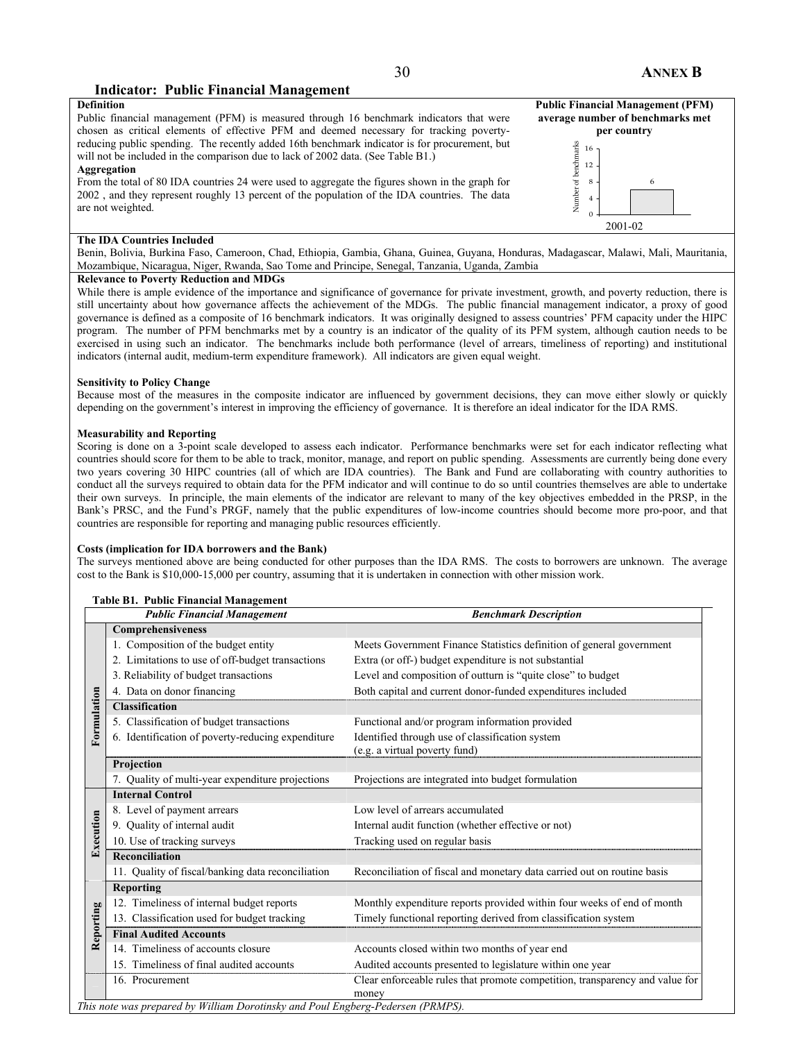## Indicator: Public Financial Management

**Definition**

Public financial management (PFM) is measured through 16 benchmark indicators that were chosen as critical elements of effective PFM and deemed necessary for tracking poverty-reducing public spending. The recently added 16th benchmark indicator is for procurement, but will not be included in the comparison due to lack of 2002 data. (See Table B1.)

**Aggregation**

From the total of 80 IDA countries 24 were used to aggregate the figures shown in the graph for 2002 , and they represent roughly 13 percent of the population of the IDA countries. The data are not weighted.

**Public Financial Management (PFM) average number of benchmarks met per country**

| | Number of benchmarks |
|---|---|
| 2001-02 | 6 |

**The IDA Countries Included**

Benin, Bolivia, Burkina Faso, Cameroon, Chad, Ethiopia, Gambia, Ghana, Guinea, Guyana, Honduras, Madagascar, Malawi, Mali, Mauritania, Mozambique, Nicaragua, Niger, Rwanda, Sao Tome and Principe, Senegal, Tanzania, Uganda, Zambia

**Relevance to Poverty Reduction and MDGs**

While there is ample evidence of the importance and significance of governance for private investment, growth, and poverty reduction, there is still uncertainty about how governance affects the achievement of the MDGs. The public financial management indicator, a proxy of good governance is defined as a composite of 16 benchmark indicators. It was originally designed to assess countries' PFM capacity under the HIPC program. The number of PFM benchmarks met by a country is an indicator of the quality of its PFM system, although caution needs to be exercised in using such an indicator. The benchmarks include both performance (level of arrears, timeliness of reporting) and institutional indicators (internal audit, medium-term expenditure framework). All indicators are given equal weight.

**Sensitivity to Policy Change**

Because most of the measures in the composite indicator are influenced by government decisions, they can move either slowly or quickly depending on the government's interest in improving the efficiency of governance. It is therefore an ideal indicator for the IDA RMS.

**Measurability and Reporting**

Scoring is done on a 3-point scale developed to assess each indicator. Performance benchmarks were set for each indicator reflecting what countries should score for them to be able to track, monitor, manage, and report on public spending. Assessments are currently being done every two years covering 30 HIPC countries (all of which are IDA countries). The Bank and Fund are collaborating with country authorities to conduct all the surveys required to obtain data for the PFM indicator and will continue to do so until countries themselves are able to undertake their own surveys. In principle, the main elements of the indicator are relevant to many of the key objectives embedded in the PRSP, in the Bank's PRSC, and the Fund's PRGF, namely that the public expenditures of low-income countries should become more pro-poor, and that countries are responsible for reporting and managing public resources efficiently.

**Costs (implication for IDA borrowers and the Bank)**

The surveys mentioned above are being conducted for other purposes than the IDA RMS. The costs to borrowers are unknown. The average cost to the Bank is $10,000-15,000 per country, assuming that it is undertaken in connection with other mission work.

**Table B1. Public Financial Management**

| | *Public Financial Management* | *Benchmark Description* |
|---|---|---|
| Formulation | **Comprehensiveness** | |
| | 1. Composition of the budget entity | Meets Government Finance Statistics definition of general government |
| | 2. Limitations to use of off-budget transactions | Extra (or off-) budget expenditure is not substantial |
| | 3. Reliability of budget transactions | Level and composition of outturn is "quite close" to budget |
| | 4. Data on donor financing | Both capital and current donor-funded expenditures included |
| | **Classification** | |
| | 5. Classification of budget transactions | Functional and/or program information provided |
| | 6. Identification of poverty-reducing expenditure | Identified through use of classification system (e.g. a virtual poverty fund) |
| | **Projection** | |
| | 7. Quality of multi-year expenditure projections | Projections are integrated into budget formulation |
| Execution | **Internal Control** | |
| | 8. Level of payment arrears | Low level of arrears accumulated |
| | 9. Quality of internal audit | Internal audit function (whether effective or not) |
| | 10. Use of tracking surveys | Tracking used on regular basis |
| | **Reconciliation** | |
| | 11. Quality of fiscal/banking data reconciliation | Reconciliation of fiscal and monetary data carried out on routine basis |
| Reporting | **Reporting** | |
| | 12. Timeliness of internal budget reports | Monthly expenditure reports provided within four weeks of end of month |
| | 13. Classification used for budget tracking | Timely functional reporting derived from classification system |
| | **Final Audited Accounts** | |
| | 14. Timeliness of accounts closure | Accounts closed within two months of year end |
| | 15. Timeliness of final audited accounts | Audited accounts presented to legislature within one year |
| | 16. Procurement | Clear enforceable rules that promote competition, transparency and value for money |

*This note was prepared by William Dorotinsky and Poul Engberg-Pedersen (PRMPS).*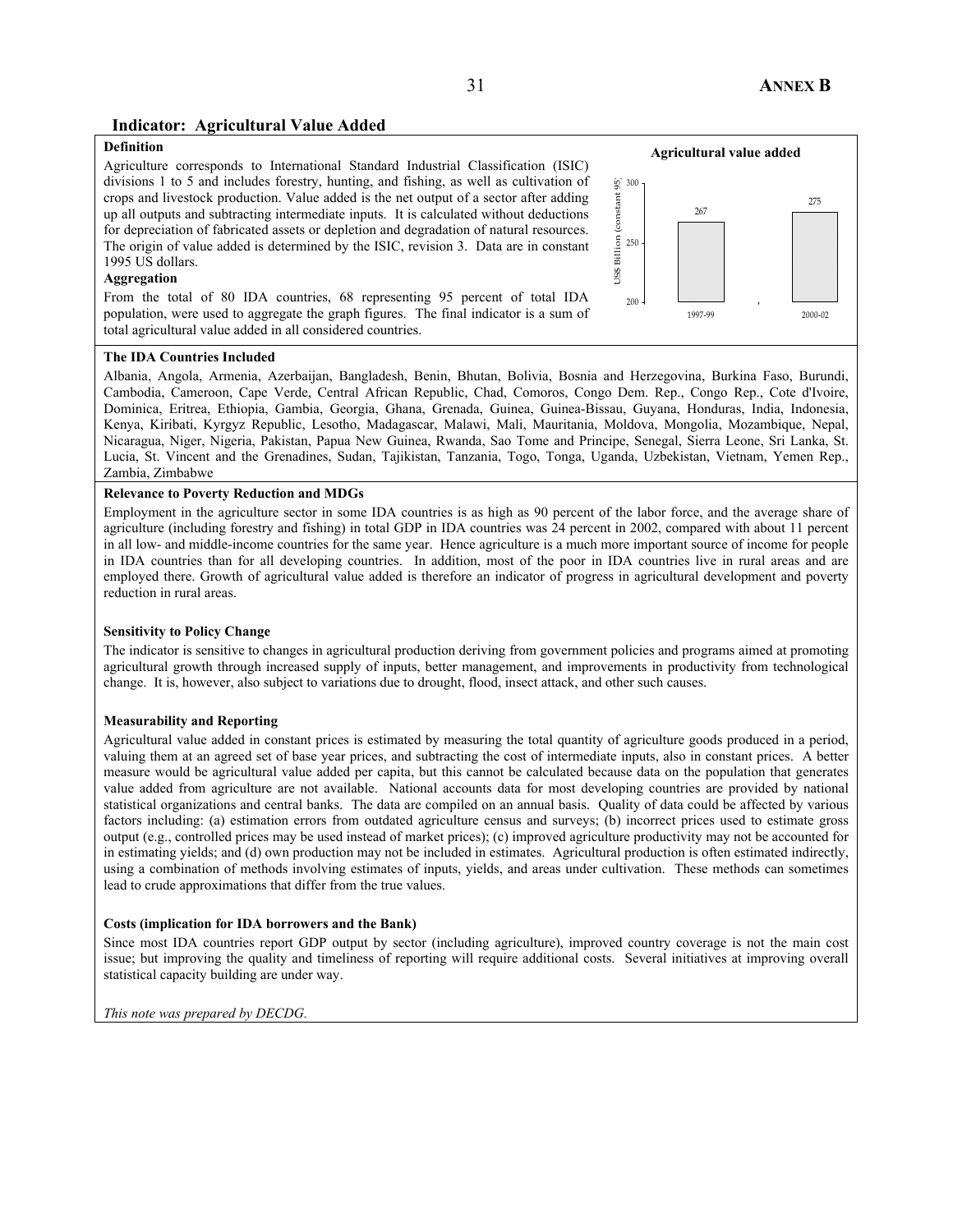## Indicator: Agricultural Value Added

**Definition**

Agriculture corresponds to International Standard Industrial Classification (ISIC) divisions 1 to 5 and includes forestry, hunting, and fishing, as well as cultivation of crops and livestock production. Value added is the net output of a sector after adding up all outputs and subtracting intermediate inputs. It is calculated without deductions for depreciation of fabricated assets or depletion and degradation of natural resources. The origin of value added is determined by the ISIC, revision 3. Data are in constant 1995 US dollars.

**Aggregation**

From the total of 80 IDA countries, 68 representing 95 percent of total IDA population, were used to aggregate the graph figures. The final indicator is a sum of total agricultural value added in all considered countries.

**Agricultural value added**

| Period | US$ Billion (constant 95) |
|---|---|
| 1997-99 | 267 |
| 2000-02 | 275 |

**The IDA Countries Included**

Albania, Angola, Armenia, Azerbaijan, Bangladesh, Benin, Bhutan, Bolivia, Bosnia and Herzegovina, Burkina Faso, Burundi, Cambodia, Cameroon, Cape Verde, Central African Republic, Chad, Comoros, Congo Dem. Rep., Congo Rep., Cote d'Ivoire, Dominica, Eritrea, Ethiopia, Gambia, Georgia, Ghana, Grenada, Guinea, Guinea-Bissau, Guyana, Honduras, India, Indonesia, Kenya, Kiribati, Kyrgyz Republic, Lesotho, Madagascar, Malawi, Mali, Mauritania, Moldova, Mongolia, Mozambique, Nepal, Nicaragua, Niger, Nigeria, Pakistan, Papua New Guinea, Rwanda, Sao Tome and Principe, Senegal, Sierra Leone, Sri Lanka, St. Lucia, St. Vincent and the Grenadines, Sudan, Tajikistan, Tanzania, Togo, Tonga, Uganda, Uzbekistan, Vietnam, Yemen Rep., Zambia, Zimbabwe

**Relevance to Poverty Reduction and MDGs**

Employment in the agriculture sector in some IDA countries is as high as 90 percent of the labor force, and the average share of agriculture (including forestry and fishing) in total GDP in IDA countries was 24 percent in 2002, compared with about 11 percent in all low- and middle-income countries for the same year. Hence agriculture is a much more important source of income for people in IDA countries than for all developing countries. In addition, most of the poor in IDA countries live in rural areas and are employed there. Growth of agricultural value added is therefore an indicator of progress in agricultural development and poverty reduction in rural areas.

**Sensitivity to Policy Change**

The indicator is sensitive to changes in agricultural production deriving from government policies and programs aimed at promoting agricultural growth through increased supply of inputs, better management, and improvements in productivity from technological change. It is, however, also subject to variations due to drought, flood, insect attack, and other such causes.

**Measurability and Reporting**

Agricultural value added in constant prices is estimated by measuring the total quantity of agriculture goods produced in a period, valuing them at an agreed set of base year prices, and subtracting the cost of intermediate inputs, also in constant prices. A better measure would be agricultural value added per capita, but this cannot be calculated because data on the population that generates value added from agriculture are not available. National accounts data for most developing countries are provided by national statistical organizations and central banks. The data are compiled on an annual basis. Quality of data could be affected by various factors including: (a) estimation errors from outdated agriculture census and surveys; (b) incorrect prices used to estimate gross output (e.g., controlled prices may be used instead of market prices); (c) improved agriculture productivity may not be accounted for in estimating yields; and (d) own production may not be included in estimates. Agricultural production is often estimated indirectly, using a combination of methods involving estimates of inputs, yields, and areas under cultivation. These methods can sometimes lead to crude approximations that differ from the true values.

**Costs (implication for IDA borrowers and the Bank)**

Since most IDA countries report GDP output by sector (including agriculture), improved country coverage is not the main cost issue; but improving the quality and timeliness of reporting will require additional costs. Several initiatives at improving overall statistical capacity building are under way.

*This note was prepared by DECDG.*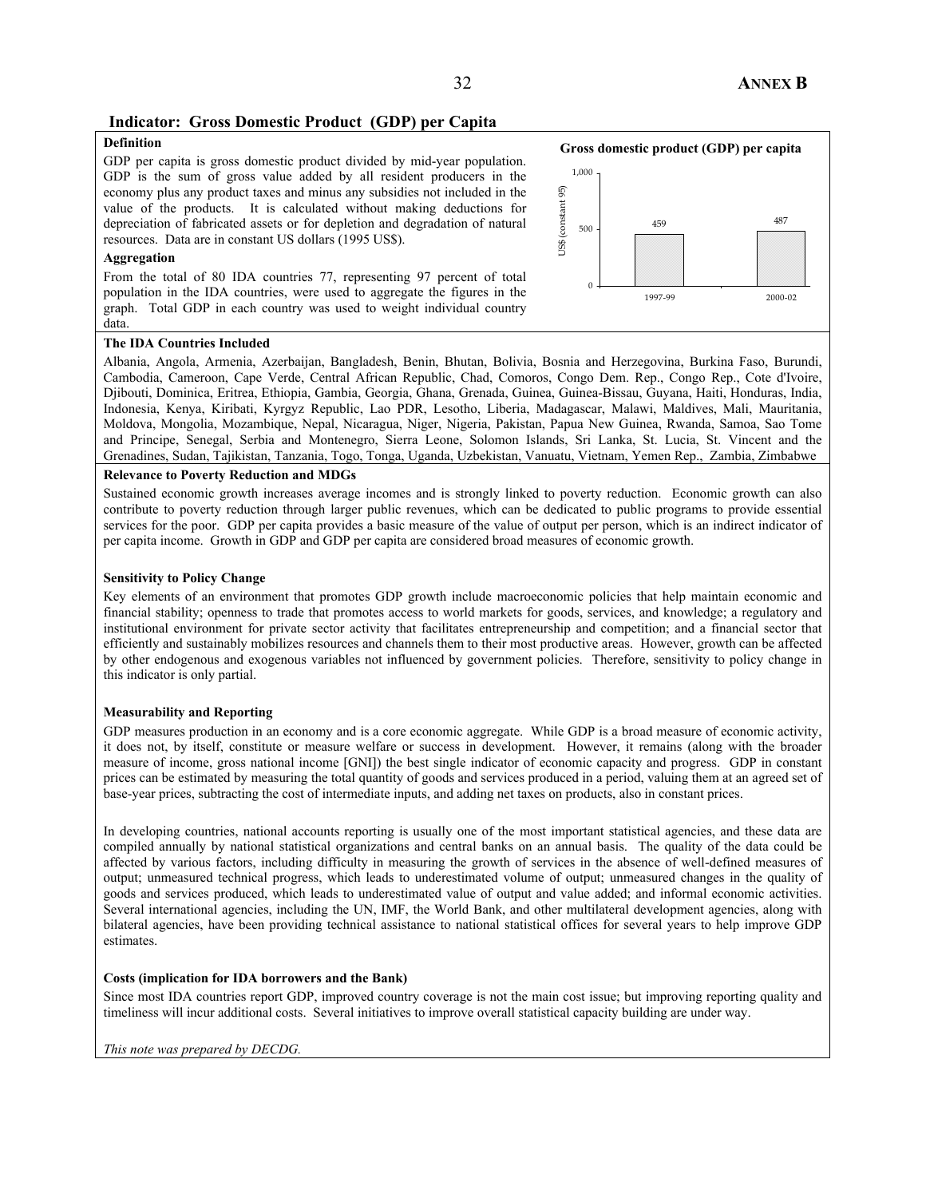## Indicator: Gross Domestic Product (GDP) per Capita

**Definition**

GDP per capita is gross domestic product divided by mid-year population. GDP is the sum of gross value added by all resident producers in the economy plus any product taxes and minus any subsidies not included in the value of the products. It is calculated without making deductions for depreciation of fabricated assets or for depletion and degradation of natural resources. Data are in constant US dollars (1995 US$).

**Aggregation**

From the total of 80 IDA countries 77, representing 97 percent of total population in the IDA countries, were used to aggregate the figures in the graph. Total GDP in each country was used to weight individual country data.

**Gross domestic product (GDP) per capita**

| | US$ (constant 95) |
|---|---|
| 1997-99 | 459 |
| 2000-02 | 487 |

**The IDA Countries Included**

Albania, Angola, Armenia, Azerbaijan, Bangladesh, Benin, Bhutan, Bolivia, Bosnia and Herzegovina, Burkina Faso, Burundi, Cambodia, Cameroon, Cape Verde, Central African Republic, Chad, Comoros, Congo Dem. Rep., Congo Rep., Cote d'Ivoire, Djibouti, Dominica, Eritrea, Ethiopia, Gambia, Georgia, Ghana, Grenada, Guinea, Guinea-Bissau, Guyana, Haiti, Honduras, India, Indonesia, Kenya, Kiribati, Kyrgyz Republic, Lao PDR, Lesotho, Liberia, Madagascar, Malawi, Maldives, Mali, Mauritania, Moldova, Mongolia, Mozambique, Nepal, Nicaragua, Niger, Nigeria, Pakistan, Papua New Guinea, Rwanda, Samoa, Sao Tome and Principe, Senegal, Serbia and Montenegro, Sierra Leone, Solomon Islands, Sri Lanka, St. Lucia, St. Vincent and the Grenadines, Sudan, Tajikistan, Tanzania, Togo, Tonga, Uganda, Uzbekistan, Vanuatu, Vietnam, Yemen Rep., Zambia, Zimbabwe

**Relevance to Poverty Reduction and MDGs**

Sustained economic growth increases average incomes and is strongly linked to poverty reduction. Economic growth can also contribute to poverty reduction through larger public revenues, which can be dedicated to public programs to provide essential services for the poor. GDP per capita provides a basic measure of the value of output per person, which is an indirect indicator of per capita income. Growth in GDP and GDP per capita are considered broad measures of economic growth.

**Sensitivity to Policy Change**

Key elements of an environment that promotes GDP growth include macroeconomic policies that help maintain economic and financial stability; openness to trade that promotes access to world markets for goods, services, and knowledge; a regulatory and institutional environment for private sector activity that facilitates entrepreneurship and competition; and a financial sector that efficiently and sustainably mobilizes resources and channels them to their most productive areas. However, growth can be affected by other endogenous and exogenous variables not influenced by government policies. Therefore, sensitivity to policy change in this indicator is only partial.

**Measurability and Reporting**

GDP measures production in an economy and is a core economic aggregate. While GDP is a broad measure of economic activity, it does not, by itself, constitute or measure welfare or success in development. However, it remains (along with the broader measure of income, gross national income [GNI]) the best single indicator of economic capacity and progress. GDP in constant prices can be estimated by measuring the total quantity of goods and services produced in a period, valuing them at an agreed set of base-year prices, subtracting the cost of intermediate inputs, and adding net taxes on products, also in constant prices.

In developing countries, national accounts reporting is usually one of the most important statistical agencies, and these data are compiled annually by national statistical organizations and central banks on an annual basis. The quality of the data could be affected by various factors, including difficulty in measuring the growth of services in the absence of well-defined measures of output; unmeasured technical progress, which leads to underestimated volume of output; unmeasured changes in the quality of goods and services produced, which leads to underestimated value of output and value added; and informal economic activities. Several international agencies, including the UN, IMF, the World Bank, and other multilateral development agencies, along with bilateral agencies, have been providing technical assistance to national statistical offices for several years to help improve GDP estimates.

**Costs (implication for IDA borrowers and the Bank)**

Since most IDA countries report GDP, improved country coverage is not the main cost issue; but improving reporting quality and timeliness will incur additional costs. Several initiatives to improve overall statistical capacity building are under way.

*This note was prepared by DECDG.*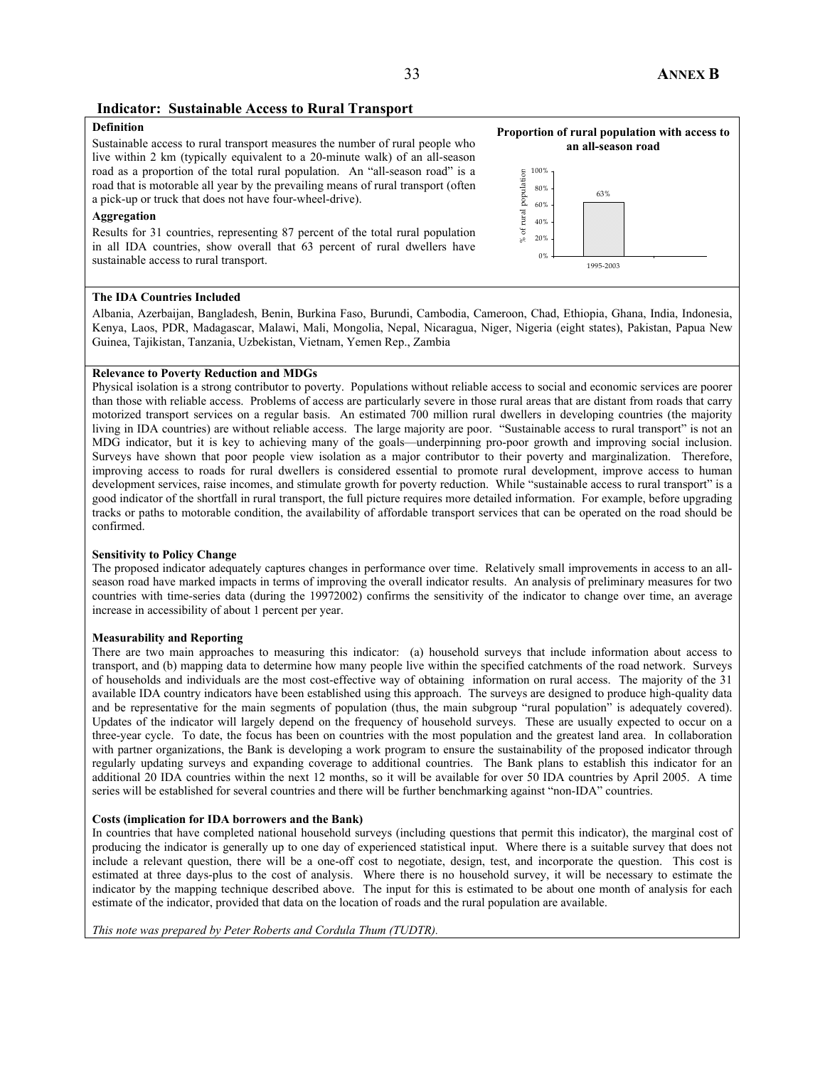## Indicator: Sustainable Access to Rural Transport

**Definition**

Sustainable access to rural transport measures the number of rural people who live within 2 km (typically equivalent to a 20-minute walk) of an all-season road as a proportion of the total rural population. An "all-season road" is a road that is motorable all year by the prevailing means of rural transport (often a pick-up or truck that does not have four-wheel-drive).

**Aggregation**

Results for 31 countries, representing 87 percent of the total rural population in all IDA countries, show overall that 63 percent of rural dwellers have sustainable access to rural transport.

**Proportion of rural population with access to an all-season road**

| | % of rural population |
|---|---|
| 1995-2003 | 63% |

**The IDA Countries Included**

Albania, Azerbaijan, Bangladesh, Benin, Burkina Faso, Burundi, Cambodia, Cameroon, Chad, Ethiopia, Ghana, India, Indonesia, Kenya, Laos, PDR, Madagascar, Malawi, Mali, Mongolia, Nepal, Nicaragua, Niger, Nigeria (eight states), Pakistan, Papua New Guinea, Tajikistan, Tanzania, Uzbekistan, Vietnam, Yemen Rep., Zambia

**Relevance to Poverty Reduction and MDGs**

Physical isolation is a strong contributor to poverty. Populations without reliable access to social and economic services are poorer than those with reliable access. Problems of access are particularly severe in those rural areas that are distant from roads that carry motorized transport services on a regular basis. An estimated 700 million rural dwellers in developing countries (the majority living in IDA countries) are without reliable access. The large majority are poor. "Sustainable access to rural transport" is not an MDG indicator, but it is key to achieving many of the goals—underpinning pro-poor growth and improving social inclusion. Surveys have shown that poor people view isolation as a major contributor to their poverty and marginalization. Therefore, improving access to roads for rural dwellers is considered essential to promote rural development, improve access to human development services, raise incomes, and stimulate growth for poverty reduction. While "sustainable access to rural transport" is a good indicator of the shortfall in rural transport, the full picture requires more detailed information. For example, before upgrading tracks or paths to motorable condition, the availability of affordable transport services that can be operated on the road should be confirmed.

**Sensitivity to Policy Change**

The proposed indicator adequately captures changes in performance over time. Relatively small improvements in access to an all-season road have marked impacts in terms of improving the overall indicator results. An analysis of preliminary measures for two countries with time-series data (during the 19972002) confirms the sensitivity of the indicator to change over time, an average increase in accessibility of about 1 percent per year.

**Measurability and Reporting**

There are two main approaches to measuring this indicator: (a) household surveys that include information about access to transport, and (b) mapping data to determine how many people live within the specified catchments of the road network. Surveys of households and individuals are the most cost-effective way of obtaining information on rural access. The majority of the 31 available IDA country indicators have been established using this approach. The surveys are designed to produce high-quality data and be representative for the main segments of population (thus, the main subgroup "rural population" is adequately covered). Updates of the indicator will largely depend on the frequency of household surveys. These are usually expected to occur on a three-year cycle. To date, the focus has been on countries with the most population and the greatest land area. In collaboration with partner organizations, the Bank is developing a work program to ensure the sustainability of the proposed indicator through regularly updating surveys and expanding coverage to additional countries. The Bank plans to establish this indicator for an additional 20 IDA countries within the next 12 months, so it will be available for over 50 IDA countries by April 2005. A time series will be established for several countries and there will be further benchmarking against "non-IDA" countries.

**Costs (implication for IDA borrowers and the Bank)**

In countries that have completed national household surveys (including questions that permit this indicator), the marginal cost of producing the indicator is generally up to one day of experienced statistical input. Where there is a suitable survey that does not include a relevant question, there will be a one-off cost to negotiate, design, test, and incorporate the question. This cost is estimated at three days-plus to the cost of analysis. Where there is no household survey, it will be necessary to estimate the indicator by the mapping technique described above. The input for this is estimated to be about one month of analysis for each estimate of the indicator, provided that data on the location of roads and the rural population are available.

*This note was prepared by Peter Roberts and Cordula Thum (TUDTR).*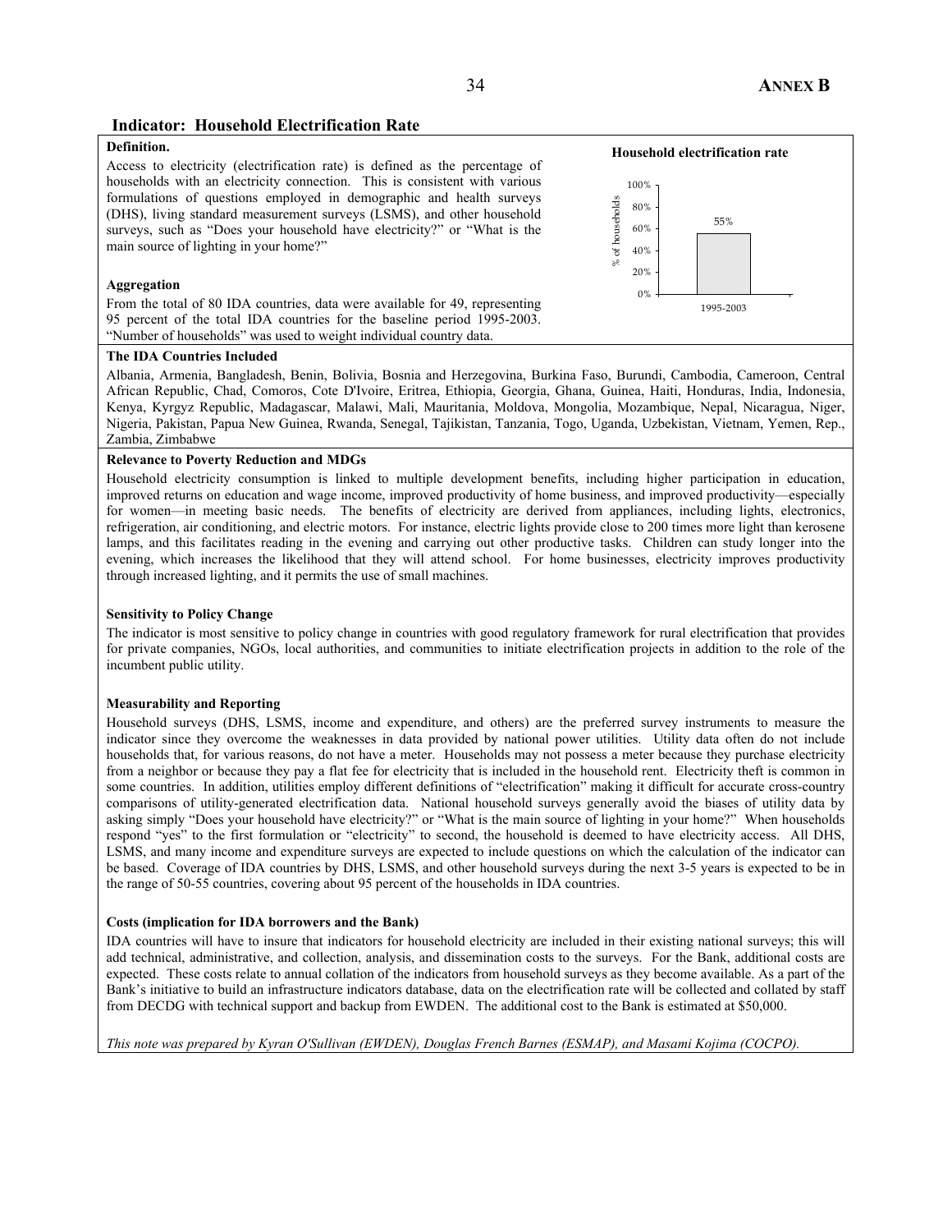## Indicator: Household Electrification Rate

**Definition.**

Access to electricity (electrification rate) is defined as the percentage of households with an electricity connection. This is consistent with various formulations of questions employed in demographic and health surveys (DHS), living standard measurement surveys (LSMS), and other household surveys, such as "Does your household have electricity?" or "What is the main source of lighting in your home?"

**Household electrification rate**

| | 1995-2003 |
|---|---|
| % of households | 55% |

**Aggregation**

From the total of 80 IDA countries, data were available for 49, representing 95 percent of the total IDA countries for the baseline period 1995-2003. "Number of households" was used to weight individual country data.

**The IDA Countries Included**

Albania, Armenia, Bangladesh, Benin, Bolivia, Bosnia and Herzegovina, Burkina Faso, Burundi, Cambodia, Cameroon, Central African Republic, Chad, Comoros, Cote D'Ivoire, Eritrea, Ethiopia, Georgia, Ghana, Guinea, Haiti, Honduras, India, Indonesia, Kenya, Kyrgyz Republic, Madagascar, Malawi, Mali, Mauritania, Moldova, Mongolia, Mozambique, Nepal, Nicaragua, Niger, Nigeria, Pakistan, Papua New Guinea, Rwanda, Senegal, Tajikistan, Tanzania, Togo, Uganda, Uzbekistan, Vietnam, Yemen, Rep., Zambia, Zimbabwe

**Relevance to Poverty Reduction and MDGs**

Household electricity consumption is linked to multiple development benefits, including higher participation in education, improved returns on education and wage income, improved productivity of home business, and improved productivity—especially for women—in meeting basic needs. The benefits of electricity are derived from appliances, including lights, electronics, refrigeration, air conditioning, and electric motors. For instance, electric lights provide close to 200 times more light than kerosene lamps, and this facilitates reading in the evening and carrying out other productive tasks. Children can study longer into the evening, which increases the likelihood that they will attend school. For home businesses, electricity improves productivity through increased lighting, and it permits the use of small machines.

**Sensitivity to Policy Change**

The indicator is most sensitive to policy change in countries with good regulatory framework for rural electrification that provides for private companies, NGOs, local authorities, and communities to initiate electrification projects in addition to the role of the incumbent public utility.

**Measurability and Reporting**

Household surveys (DHS, LSMS, income and expenditure, and others) are the preferred survey instruments to measure the indicator since they overcome the weaknesses in data provided by national power utilities. Utility data often do not include households that, for various reasons, do not have a meter. Households may not possess a meter because they purchase electricity from a neighbor or because they pay a flat fee for electricity that is included in the household rent. Electricity theft is common in some countries. In addition, utilities employ different definitions of "electrification" making it difficult for accurate cross-country comparisons of utility-generated electrification data. National household surveys generally avoid the biases of utility data by asking simply "Does your household have electricity?" or "What is the main source of lighting in your home?" When households respond "yes" to the first formulation or "electricity" to second, the household is deemed to have electricity access. All DHS, LSMS, and many income and expenditure surveys are expected to include questions on which the calculation of the indicator can be based. Coverage of IDA countries by DHS, LSMS, and other household surveys during the next 3-5 years is expected to be in the range of 50-55 countries, covering about 95 percent of the households in IDA countries.

**Costs (implication for IDA borrowers and the Bank)**

IDA countries will have to insure that indicators for household electricity are included in their existing national surveys; this will add technical, administrative, and collection, analysis, and dissemination costs to the surveys. For the Bank, additional costs are expected. These costs relate to annual collation of the indicators from household surveys as they become available. As a part of the Bank's initiative to build an infrastructure indicators database, data on the electrification rate will be collected and collated by staff from DECDG with technical support and backup from EWDEN. The additional cost to the Bank is estimated at $50,000.

*This note was prepared by Kyran O'Sullivan (EWDEN), Douglas French Barnes (ESMAP), and Masami Kojima (COCPO).*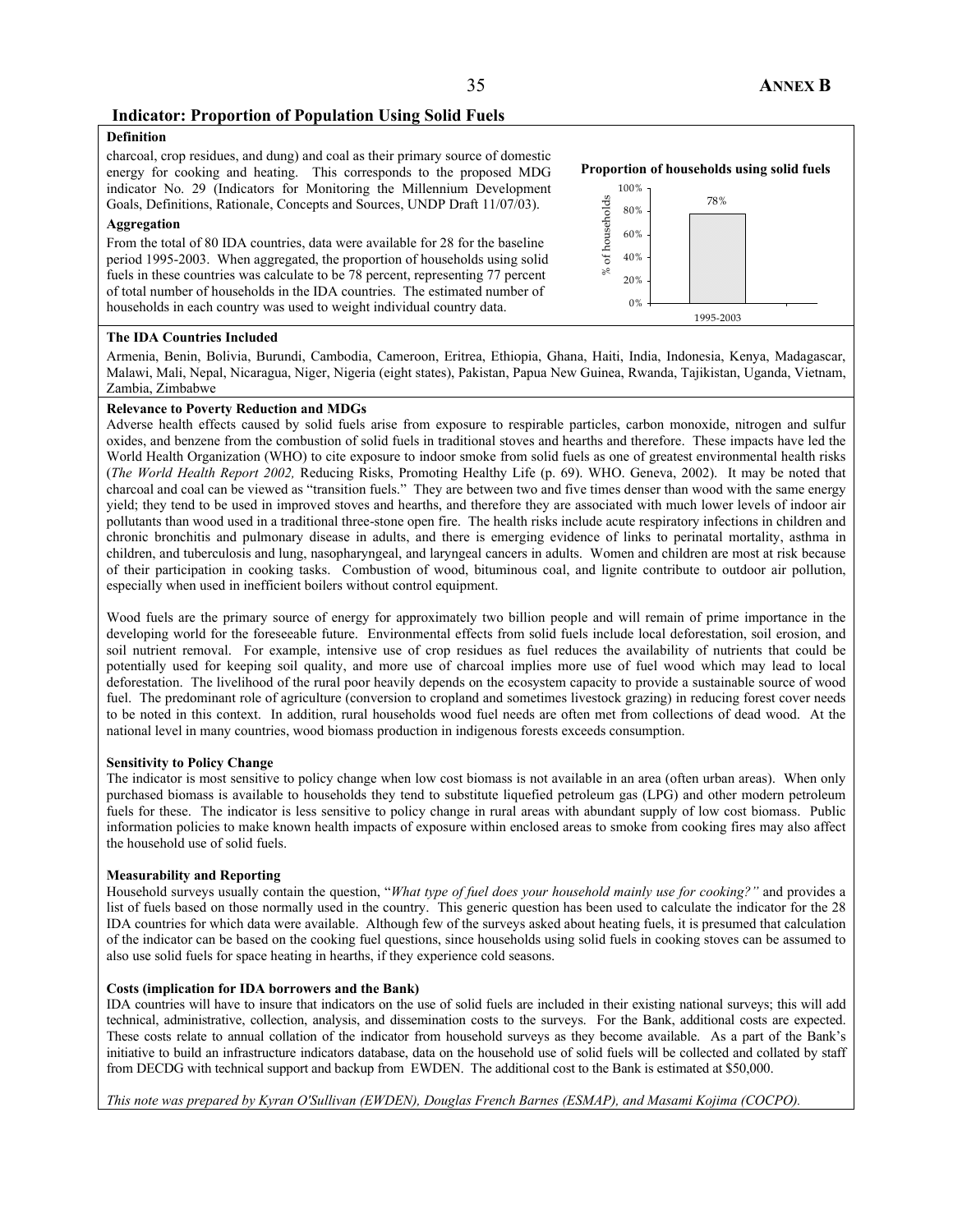## Indicator: Proportion of Population Using Solid Fuels

**Definition**

charcoal, crop residues, and dung) and coal as their primary source of domestic energy for cooking and heating. This corresponds to the proposed MDG indicator No. 29 (Indicators for Monitoring the Millennium Development Goals, Definitions, Rationale, Concepts and Sources, UNDP Draft 11/07/03).

**Aggregation**

From the total of 80 IDA countries, data were available for 28 for the baseline period 1995-2003. When aggregated, the proportion of households using solid fuels in these countries was calculate to be 78 percent, representing 77 percent of total number of households in the IDA countries. The estimated number of households in each country was used to weight individual country data.

**Proportion of households using solid fuels**

| | % of households |
|---|---|
| 1995-2003 | 78% |

**The IDA Countries Included**

Armenia, Benin, Bolivia, Burundi, Cambodia, Cameroon, Eritrea, Ethiopia, Ghana, Haiti, India, Indonesia, Kenya, Madagascar, Malawi, Mali, Nepal, Nicaragua, Niger, Nigeria (eight states), Pakistan, Papua New Guinea, Rwanda, Tajikistan, Uganda, Vietnam, Zambia, Zimbabwe

**Relevance to Poverty Reduction and MDGs**

Adverse health effects caused by solid fuels arise from exposure to respirable particles, carbon monoxide, nitrogen and sulfur oxides, and benzene from the combustion of solid fuels in traditional stoves and hearths and therefore. These impacts have led the World Health Organization (WHO) to cite exposure to indoor smoke from solid fuels as one of greatest environmental health risks (*The World Health Report 2002,* Reducing Risks, Promoting Healthy Life (p. 69). WHO. Geneva, 2002). It may be noted that charcoal and coal can be viewed as "transition fuels." They are between two and five times denser than wood with the same energy yield; they tend to be used in improved stoves and hearths, and therefore they are associated with much lower levels of indoor air pollutants than wood used in a traditional three-stone open fire. The health risks include acute respiratory infections in children and chronic bronchitis and pulmonary disease in adults, and there is emerging evidence of links to perinatal mortality, asthma in children, and tuberculosis and lung, nasopharyngeal, and laryngeal cancers in adults. Women and children are most at risk because of their participation in cooking tasks. Combustion of wood, bituminous coal, and lignite contribute to outdoor air pollution, especially when used in inefficient boilers without control equipment.

Wood fuels are the primary source of energy for approximately two billion people and will remain of prime importance in the developing world for the foreseeable future. Environmental effects from solid fuels include local deforestation, soil erosion, and soil nutrient removal. For example, intensive use of crop residues as fuel reduces the availability of nutrients that could be potentially used for keeping soil quality, and more use of charcoal implies more use of fuel wood which may lead to local deforestation. The livelihood of the rural poor heavily depends on the ecosystem capacity to provide a sustainable source of wood fuel. The predominant role of agriculture (conversion to cropland and sometimes livestock grazing) in reducing forest cover needs to be noted in this context. In addition, rural households wood fuel needs are often met from collections of dead wood. At the national level in many countries, wood biomass production in indigenous forests exceeds consumption.

**Sensitivity to Policy Change**

The indicator is most sensitive to policy change when low cost biomass is not available in an area (often urban areas). When only purchased biomass is available to households they tend to substitute liquefied petroleum gas (LPG) and other modern petroleum fuels for these. The indicator is less sensitive to policy change in rural areas with abundant supply of low cost biomass. Public information policies to make known health impacts of exposure within enclosed areas to smoke from cooking fires may also affect the household use of solid fuels.

**Measurability and Reporting**

Household surveys usually contain the question, "*What type of fuel does your household mainly use for cooking?"* and provides a list of fuels based on those normally used in the country. This generic question has been used to calculate the indicator for the 28 IDA countries for which data were available. Although few of the surveys asked about heating fuels, it is presumed that calculation of the indicator can be based on the cooking fuel questions, since households using solid fuels in cooking stoves can be assumed to also use solid fuels for space heating in hearths, if they experience cold seasons.

**Costs (implication for IDA borrowers and the Bank)**

IDA countries will have to insure that indicators on the use of solid fuels are included in their existing national surveys; this will add technical, administrative, collection, analysis, and dissemination costs to the surveys. For the Bank, additional costs are expected. These costs relate to annual collation of the indicator from household surveys as they become available. As a part of the Bank's initiative to build an infrastructure indicators database, data on the household use of solid fuels will be collected and collated by staff from DECDG with technical support and backup from EWDEN. The additional cost to the Bank is estimated at $50,000.

*This note was prepared by Kyran O'Sullivan (EWDEN), Douglas French Barnes (ESMAP), and Masami Kojima (COCPO).*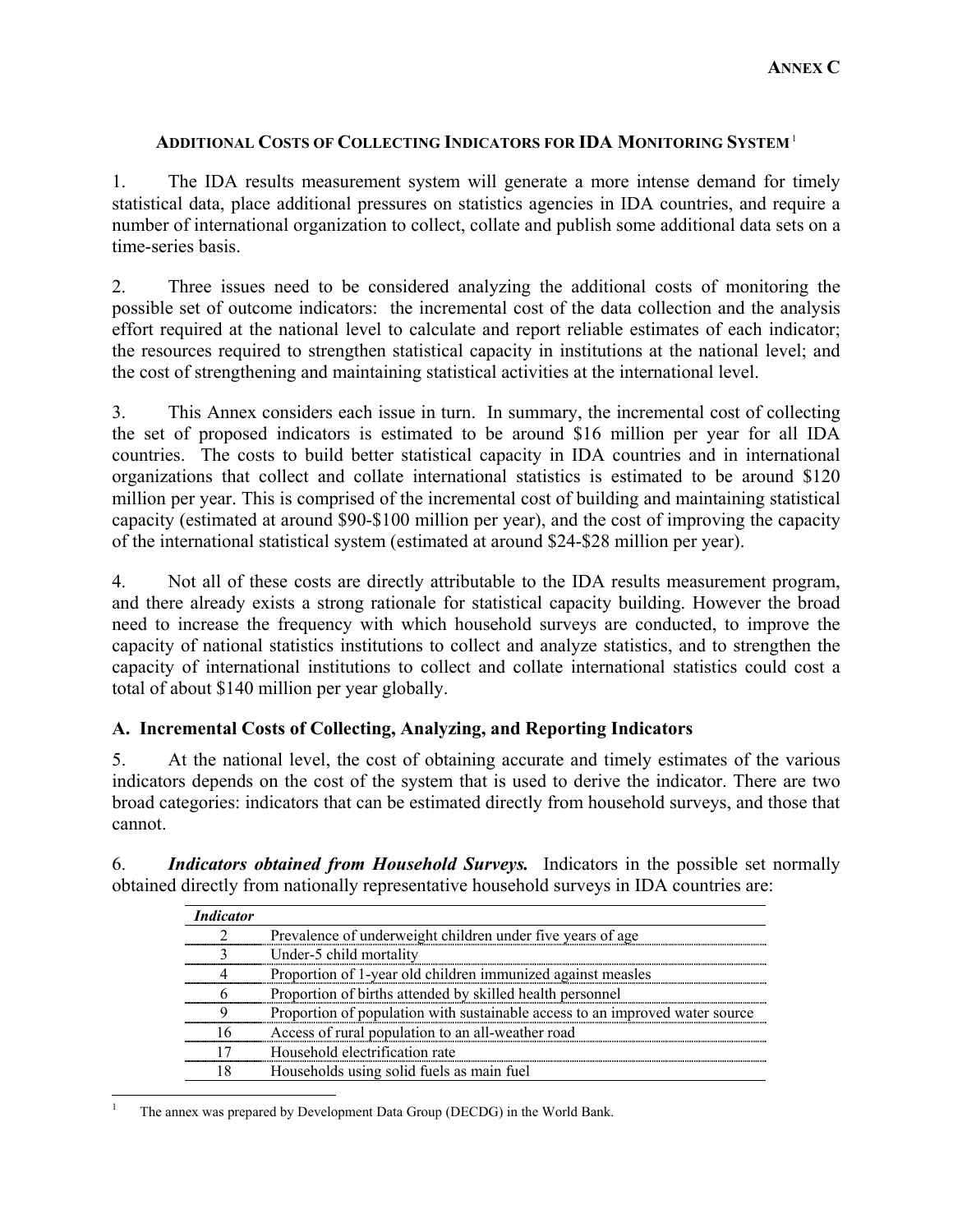**ANNEX C**

## ADDITIONAL COSTS OF COLLECTING INDICATORS FOR IDA MONITORING SYSTEM[1]

1. The IDA results measurement system will generate a more intense demand for timely statistical data, place additional pressures on statistics agencies in IDA countries, and require a number of international organization to collect, collate and publish some additional data sets on a time-series basis.

2. Three issues need to be considered analyzing the additional costs of monitoring the possible set of outcome indicators: the incremental cost of the data collection and the analysis effort required at the national level to calculate and report reliable estimates of each indicator; the resources required to strengthen statistical capacity in institutions at the national level; and the cost of strengthening and maintaining statistical activities at the international level.

3. This Annex considers each issue in turn. In summary, the incremental cost of collecting the set of proposed indicators is estimated to be around $16 million per year for all IDA countries. The costs to build better statistical capacity in IDA countries and in international organizations that collect and collate international statistics is estimated to be around $120 million per year. This is comprised of the incremental cost of building and maintaining statistical capacity (estimated at around $90-$100 million per year), and the cost of improving the capacity of the international statistical system (estimated at around $24-$28 million per year).

4. Not all of these costs are directly attributable to the IDA results measurement program, and there already exists a strong rationale for statistical capacity building. However the broad need to increase the frequency with which household surveys are conducted, to improve the capacity of national statistics institutions to collect and analyze statistics, and to strengthen the capacity of international institutions to collect and collate international statistics could cost a total of about $140 million per year globally.

### A. Incremental Costs of Collecting, Analyzing, and Reporting Indicators

5. At the national level, the cost of obtaining accurate and timely estimates of the various indicators depends on the cost of the system that is used to derive the indicator. There are two broad categories: indicators that can be estimated directly from household surveys, and those that cannot.

6. ***Indicators obtained from Household Surveys.*** Indicators in the possible set normally obtained directly from nationally representative household surveys in IDA countries are:

| *Indicator* | |
|---|---|
| 2 | Prevalence of underweight children under five years of age |
| 3 | Under-5 child mortality |
| 4 | Proportion of 1-year old children immunized against measles |
| 6 | Proportion of births attended by skilled health personnel |
| 9 | Proportion of population with sustainable access to an improved water source |
| 16 | Access of rural population to an all-weather road |
| 17 | Household electrification rate |
| 18 | Households using solid fuels as main fuel |

[1] The annex was prepared by Development Data Group (DECDG) in the World Bank.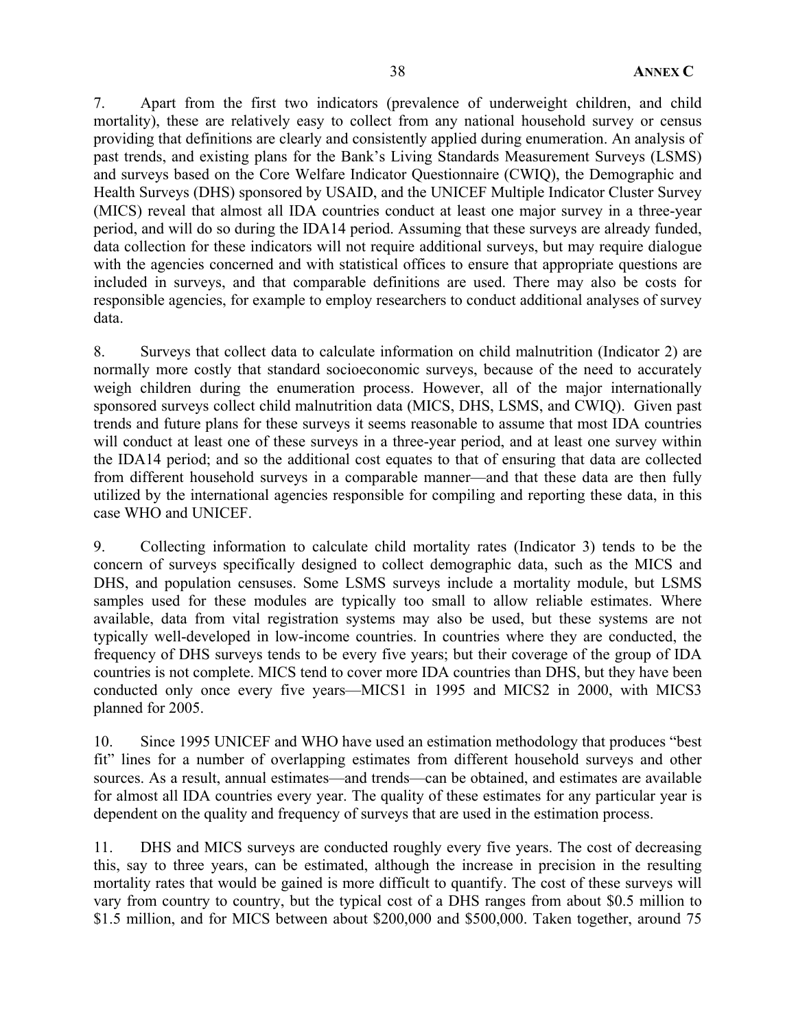7. Apart from the first two indicators (prevalence of underweight children, and child mortality), these are relatively easy to collect from any national household survey or census providing that definitions are clearly and consistently applied during enumeration. An analysis of past trends, and existing plans for the Bank's Living Standards Measurement Surveys (LSMS) and surveys based on the Core Welfare Indicator Questionnaire (CWIQ), the Demographic and Health Surveys (DHS) sponsored by USAID, and the UNICEF Multiple Indicator Cluster Survey (MICS) reveal that almost all IDA countries conduct at least one major survey in a three-year period, and will do so during the IDA14 period. Assuming that these surveys are already funded, data collection for these indicators will not require additional surveys, but may require dialogue with the agencies concerned and with statistical offices to ensure that appropriate questions are included in surveys, and that comparable definitions are used. There may also be costs for responsible agencies, for example to employ researchers to conduct additional analyses of survey data.

8. Surveys that collect data to calculate information on child malnutrition (Indicator 2) are normally more costly that standard socioeconomic surveys, because of the need to accurately weigh children during the enumeration process. However, all of the major internationally sponsored surveys collect child malnutrition data (MICS, DHS, LSMS, and CWIQ). Given past trends and future plans for these surveys it seems reasonable to assume that most IDA countries will conduct at least one of these surveys in a three-year period, and at least one survey within the IDA14 period; and so the additional cost equates to that of ensuring that data are collected from different household surveys in a comparable manner—and that these data are then fully utilized by the international agencies responsible for compiling and reporting these data, in this case WHO and UNICEF.

9. Collecting information to calculate child mortality rates (Indicator 3) tends to be the concern of surveys specifically designed to collect demographic data, such as the MICS and DHS, and population censuses. Some LSMS surveys include a mortality module, but LSMS samples used for these modules are typically too small to allow reliable estimates. Where available, data from vital registration systems may also be used, but these systems are not typically well-developed in low-income countries. In countries where they are conducted, the frequency of DHS surveys tends to be every five years; but their coverage of the group of IDA countries is not complete. MICS tend to cover more IDA countries than DHS, but they have been conducted only once every five years—MICS1 in 1995 and MICS2 in 2000, with MICS3 planned for 2005.

10. Since 1995 UNICEF and WHO have used an estimation methodology that produces "best fit" lines for a number of overlapping estimates from different household surveys and other sources. As a result, annual estimates—and trends—can be obtained, and estimates are available for almost all IDA countries every year. The quality of these estimates for any particular year is dependent on the quality and frequency of surveys that are used in the estimation process.

11. DHS and MICS surveys are conducted roughly every five years. The cost of decreasing this, say to three years, can be estimated, although the increase in precision in the resulting mortality rates that would be gained is more difficult to quantify. The cost of these surveys will vary from country to country, but the typical cost of a DHS ranges from about \$0.5 million to \$1.5 million, and for MICS between about \$200,000 and \$500,000. Taken together, around 75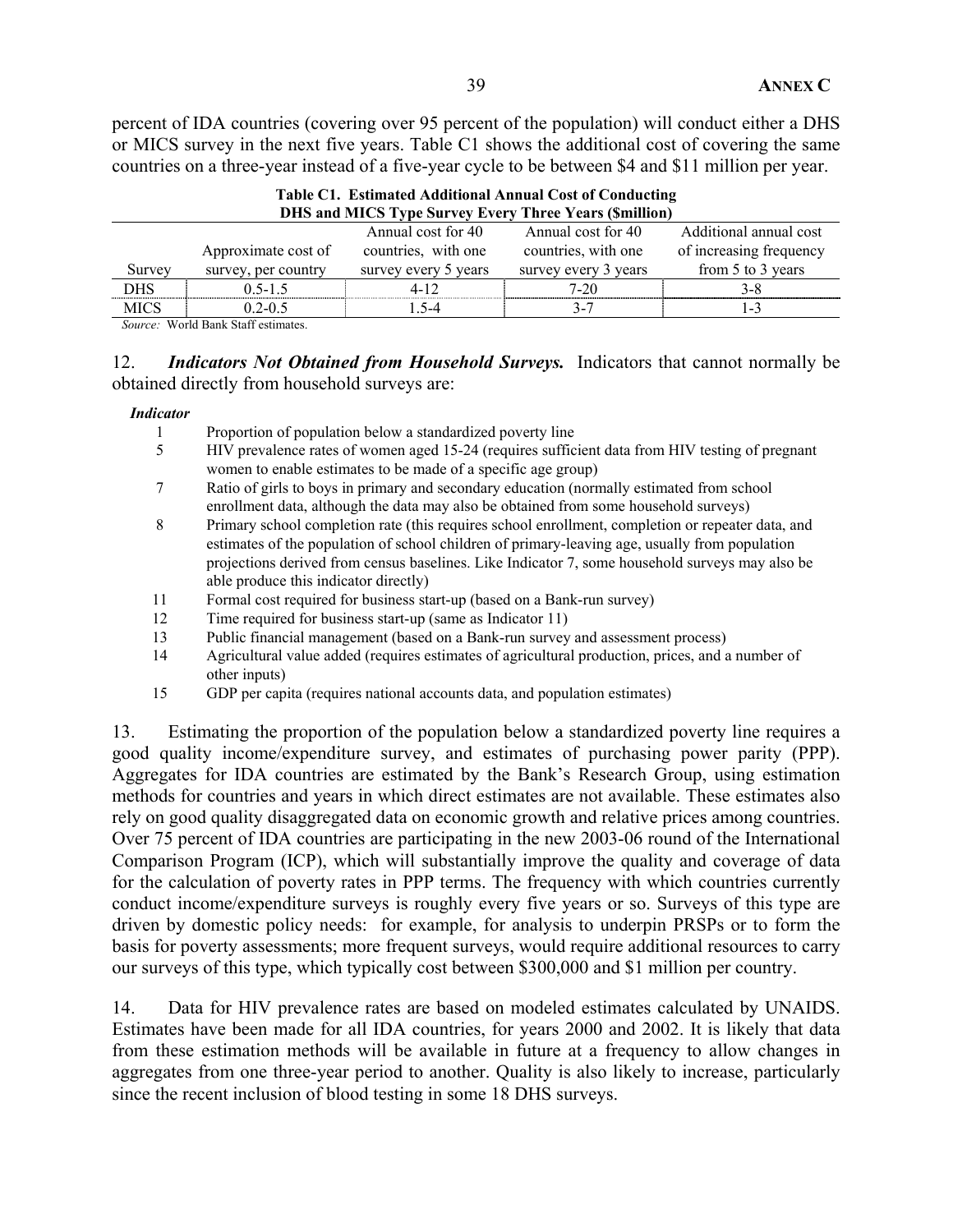percent of IDA countries (covering over 95 percent of the population) will conduct either a DHS or MICS survey in the next five years. Table C1 shows the additional cost of covering the same countries on a three-year instead of a five-year cycle to be between $4 and $11 million per year.

**Table C1. Estimated Additional Annual Cost of Conducting DHS and MICS Type Survey Every Three Years ($million)**

| Survey | Approximate cost of survey, per country | Annual cost for 40 countries, with one survey every 5 years | Annual cost for 40 countries, with one survey every 3 years | Additional annual cost of increasing frequency from 5 to 3 years |
|---|---|---|---|---|
| DHS | 0.5-1.5 | 4-12 | 7-20 | 3-8 |
| MICS | 0.2-0.5 | 1.5-4 | 3-7 | 1-3 |

*Source:* World Bank Staff estimates.

12. ***Indicators Not Obtained from Household Surveys.*** Indicators that cannot normally be obtained directly from household surveys are:

| *Indicator* | |
|---|---|
| 1 | Proportion of population below a standardized poverty line |
| 5 | HIV prevalence rates of women aged 15-24 (requires sufficient data from HIV testing of pregnant women to enable estimates to be made of a specific age group) |
| 7 | Ratio of girls to boys in primary and secondary education (normally estimated from school enrollment data, although the data may also be obtained from some household surveys) |
| 8 | Primary school completion rate (this requires school enrollment, completion or repeater data, and estimates of the population of school children of primary-leaving age, usually from population projections derived from census baselines. Like Indicator 7, some household surveys may also be able produce this indicator directly) |
| 11 | Formal cost required for business start-up (based on a Bank-run survey) |
| 12 | Time required for business start-up (same as Indicator 11) |
| 13 | Public financial management (based on a Bank-run survey and assessment process) |
| 14 | Agricultural value added (requires estimates of agricultural production, prices, and a number of other inputs) |
| 15 | GDP per capita (requires national accounts data, and population estimates) |

13. Estimating the proportion of the population below a standardized poverty line requires a good quality income/expenditure survey, and estimates of purchasing power parity (PPP). Aggregates for IDA countries are estimated by the Bank's Research Group, using estimation methods for countries and years in which direct estimates are not available. These estimates also rely on good quality disaggregated data on economic growth and relative prices among countries. Over 75 percent of IDA countries are participating in the new 2003-06 round of the International Comparison Program (ICP), which will substantially improve the quality and coverage of data for the calculation of poverty rates in PPP terms. The frequency with which countries currently conduct income/expenditure surveys is roughly every five years or so. Surveys of this type are driven by domestic policy needs: for example, for analysis to underpin PRSPs or to form the basis for poverty assessments; more frequent surveys, would require additional resources to carry our surveys of this type, which typically cost between $300,000 and $1 million per country.

14. Data for HIV prevalence rates are based on modeled estimates calculated by UNAIDS. Estimates have been made for all IDA countries, for years 2000 and 2002. It is likely that data from these estimation methods will be available in future at a frequency to allow changes in aggregates from one three-year period to another. Quality is also likely to increase, particularly since the recent inclusion of blood testing in some 18 DHS surveys.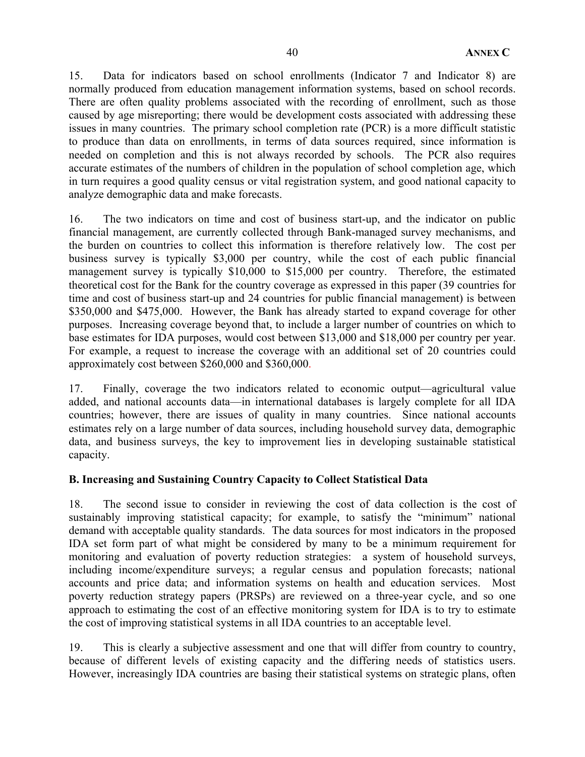15. Data for indicators based on school enrollments (Indicator 7 and Indicator 8) are normally produced from education management information systems, based on school records. There are often quality problems associated with the recording of enrollment, such as those caused by age misreporting; there would be development costs associated with addressing these issues in many countries. The primary school completion rate (PCR) is a more difficult statistic to produce than data on enrollments, in terms of data sources required, since information is needed on completion and this is not always recorded by schools. The PCR also requires accurate estimates of the numbers of children in the population of school completion age, which in turn requires a good quality census or vital registration system, and good national capacity to analyze demographic data and make forecasts.

16. The two indicators on time and cost of business start-up, and the indicator on public financial management, are currently collected through Bank-managed survey mechanisms, and the burden on countries to collect this information is therefore relatively low. The cost per business survey is typically $3,000 per country, while the cost of each public financial management survey is typically $10,000 to $15,000 per country. Therefore, the estimated theoretical cost for the Bank for the country coverage as expressed in this paper (39 countries for time and cost of business start-up and 24 countries for public financial management) is between $350,000 and $475,000. However, the Bank has already started to expand coverage for other purposes. Increasing coverage beyond that, to include a larger number of countries on which to base estimates for IDA purposes, would cost between $13,000 and $18,000 per country per year. For example, a request to increase the coverage with an additional set of 20 countries could approximately cost between $260,000 and $360,000.

17. Finally, coverage the two indicators related to economic output—agricultural value added, and national accounts data—in international databases is largely complete for all IDA countries; however, there are issues of quality in many countries. Since national accounts estimates rely on a large number of data sources, including household survey data, demographic data, and business surveys, the key to improvement lies in developing sustainable statistical capacity.

### B. Increasing and Sustaining Country Capacity to Collect Statistical Data

18. The second issue to consider in reviewing the cost of data collection is the cost of sustainably improving statistical capacity; for example, to satisfy the "minimum" national demand with acceptable quality standards. The data sources for most indicators in the proposed IDA set form part of what might be considered by many to be a minimum requirement for monitoring and evaluation of poverty reduction strategies: a system of household surveys, including income/expenditure surveys; a regular census and population forecasts; national accounts and price data; and information systems on health and education services. Most poverty reduction strategy papers (PRSPs) are reviewed on a three-year cycle, and so one approach to estimating the cost of an effective monitoring system for IDA is to try to estimate the cost of improving statistical systems in all IDA countries to an acceptable level.

19. This is clearly a subjective assessment and one that will differ from country to country, because of different levels of existing capacity and the differing needs of statistics users. However, increasingly IDA countries are basing their statistical systems on strategic plans, often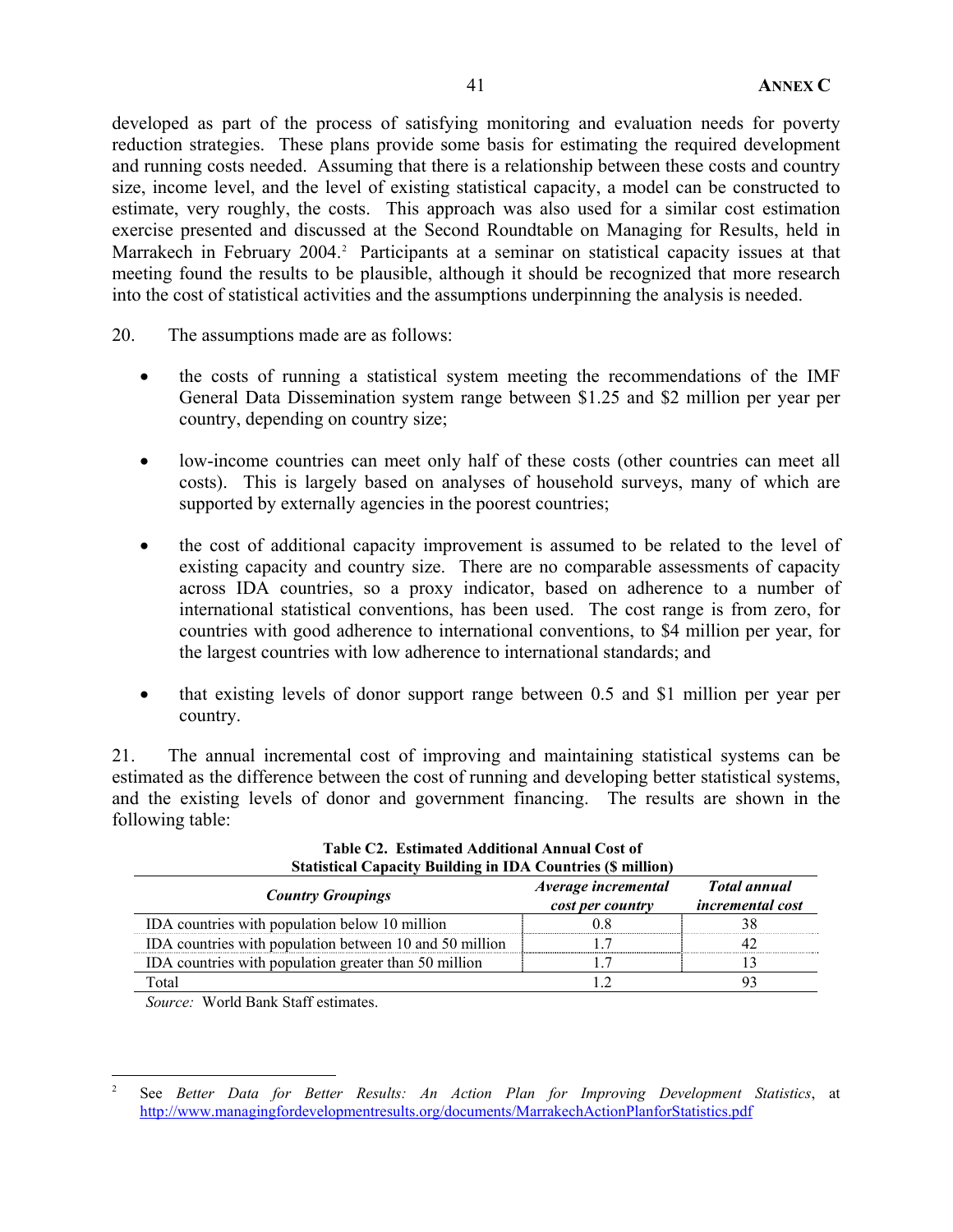developed as part of the process of satisfying monitoring and evaluation needs for poverty reduction strategies. These plans provide some basis for estimating the required development and running costs needed. Assuming that there is a relationship between these costs and country size, income level, and the level of existing statistical capacity, a model can be constructed to estimate, very roughly, the costs. This approach was also used for a similar cost estimation exercise presented and discussed at the Second Roundtable on Managing for Results, held in Marrakech in February 2004.[2] Participants at a seminar on statistical capacity issues at that meeting found the results to be plausible, although it should be recognized that more research into the cost of statistical activities and the assumptions underpinning the analysis is needed.

20. The assumptions made are as follows:

- the costs of running a statistical system meeting the recommendations of the IMF General Data Dissemination system range between $1.25 and $2 million per year per country, depending on country size;

- low-income countries can meet only half of these costs (other countries can meet all costs). This is largely based on analyses of household surveys, many of which are supported by externally agencies in the poorest countries;

- the cost of additional capacity improvement is assumed to be related to the level of existing capacity and country size. There are no comparable assessments of capacity across IDA countries, so a proxy indicator, based on adherence to a number of international statistical conventions, has been used. The cost range is from zero, for countries with good adherence to international conventions, to $4 million per year, for the largest countries with low adherence to international standards; and

- that existing levels of donor support range between 0.5 and $1 million per year per country.

21. The annual incremental cost of improving and maintaining statistical systems can be estimated as the difference between the cost of running and developing better statistical systems, and the existing levels of donor and government financing. The results are shown in the following table:

**Table C2. Estimated Additional Annual Cost of Statistical Capacity Building in IDA Countries ($ million)**

| *Country Groupings* | *Average incremental cost per country* | *Total annual incremental cost* |
|---|---|---|
| IDA countries with population below 10 million | 0.8 | 38 |
| IDA countries with population between 10 and 50 million | 1.7 | 42 |
| IDA countries with population greater than 50 million | 1.7 | 13 |
| Total | 1.2 | 93 |

*Source:* World Bank Staff estimates.

---

[2] See *Better Data for Better Results: An Action Plan for Improving Development Statistics*, at http://www.managingfordevelopmentresults.org/documents/MarrakechActionPlanforStatistics.pdf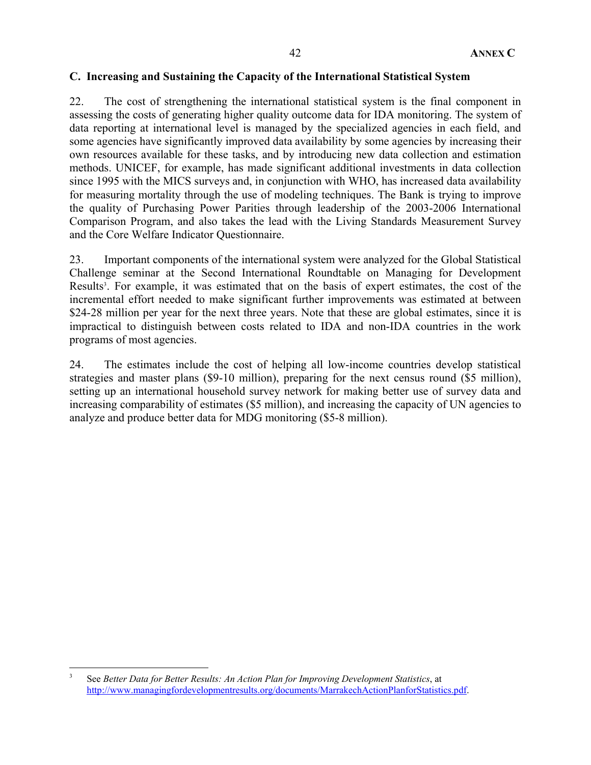## C. Increasing and Sustaining the Capacity of the International Statistical System

22. The cost of strengthening the international statistical system is the final component in assessing the costs of generating higher quality outcome data for IDA monitoring. The system of data reporting at international level is managed by the specialized agencies in each field, and some agencies have significantly improved data availability by some agencies by increasing their own resources available for these tasks, and by introducing new data collection and estimation methods. UNICEF, for example, has made significant additional investments in data collection since 1995 with the MICS surveys and, in conjunction with WHO, has increased data availability for measuring mortality through the use of modeling techniques. The Bank is trying to improve the quality of Purchasing Power Parities through leadership of the 2003-2006 International Comparison Program, and also takes the lead with the Living Standards Measurement Survey and the Core Welfare Indicator Questionnaire.

23. Important components of the international system were analyzed for the Global Statistical Challenge seminar at the Second International Roundtable on Managing for Development Results[3]. For example, it was estimated that on the basis of expert estimates, the cost of the incremental effort needed to make significant further improvements was estimated at between $24-28 million per year for the next three years. Note that these are global estimates, since it is impractical to distinguish between costs related to IDA and non-IDA countries in the work programs of most agencies.

24. The estimates include the cost of helping all low-income countries develop statistical strategies and master plans ($9-10 million), preparing for the next census round ($5 million), setting up an international household survey network for making better use of survey data and increasing comparability of estimates ($5 million), and increasing the capacity of UN agencies to analyze and produce better data for MDG monitoring ($5-8 million).

---

[3] See *Better Data for Better Results: An Action Plan for Improving Development Statistics*, at http://www.managingfordevelopmentresults.org/documents/MarrakechActionPlanforStatistics.pdf.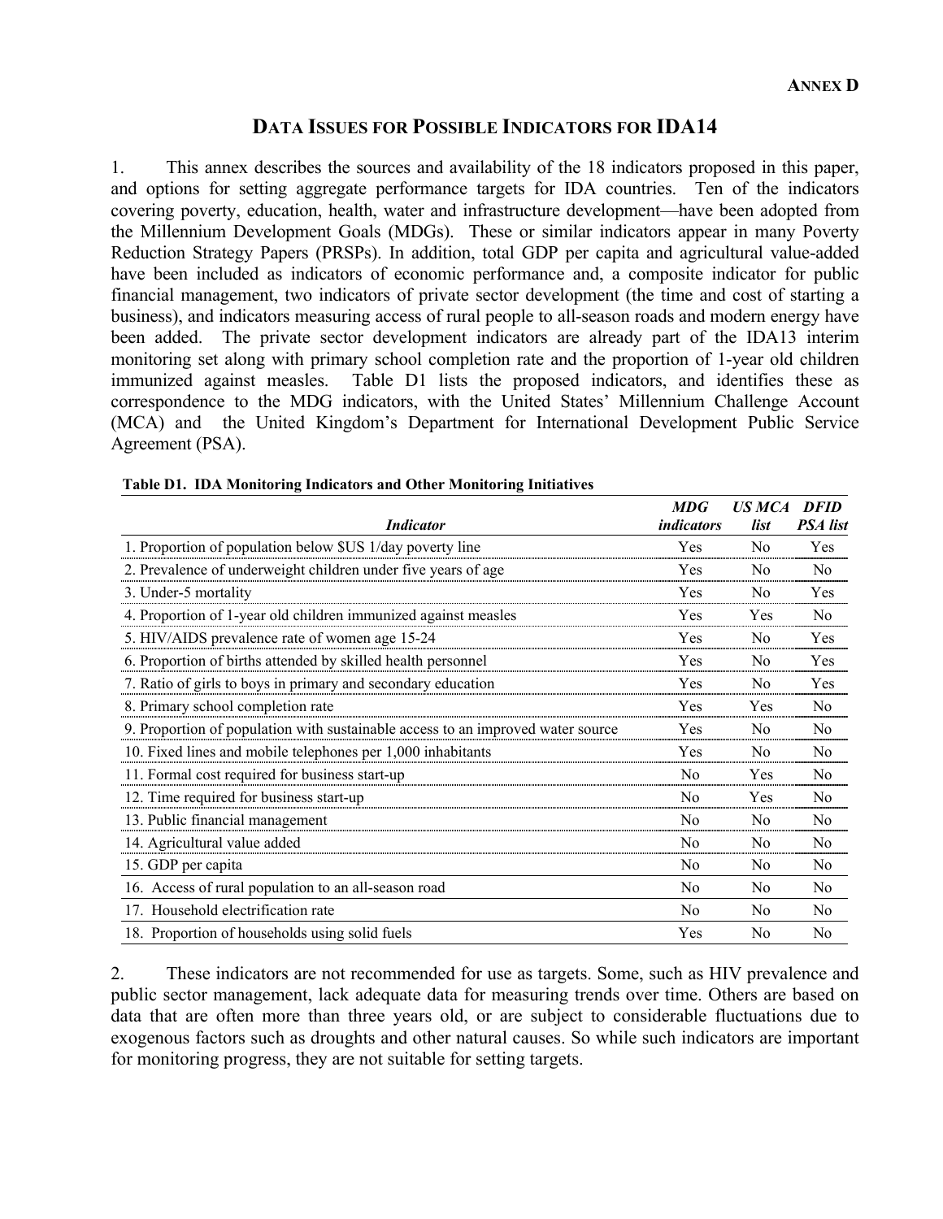**ANNEX D**

# DATA ISSUES FOR POSSIBLE INDICATORS FOR IDA14

1. This annex describes the sources and availability of the 18 indicators proposed in this paper, and options for setting aggregate performance targets for IDA countries. Ten of the indicators covering poverty, education, health, water and infrastructure development—have been adopted from the Millennium Development Goals (MDGs). These or similar indicators appear in many Poverty Reduction Strategy Papers (PRSPs). In addition, total GDP per capita and agricultural value-added have been included as indicators of economic performance and, a composite indicator for public financial management, two indicators of private sector development (the time and cost of starting a business), and indicators measuring access of rural people to all-season roads and modern energy have been added. The private sector development indicators are already part of the IDA13 interim monitoring set along with primary school completion rate and the proportion of 1-year old children immunized against measles. Table D1 lists the proposed indicators, and identifies these as correspondence to the MDG indicators, with the United States' Millennium Challenge Account (MCA) and the United Kingdom's Department for International Development Public Service Agreement (PSA).

**Table D1. IDA Monitoring Indicators and Other Monitoring Initiatives**

| *Indicator* | *MDG indicators* | *US MCA list* | *DFID PSA list* |
|---|---|---|---|
| 1. Proportion of population below $US 1/day poverty line | Yes | No | Yes |
| 2. Prevalence of underweight children under five years of age | Yes | No | No |
| 3. Under-5 mortality | Yes | No | Yes |
| 4. Proportion of 1-year old children immunized against measles | Yes | Yes | No |
| 5. HIV/AIDS prevalence rate of women age 15-24 | Yes | No | Yes |
| 6. Proportion of births attended by skilled health personnel | Yes | No | Yes |
| 7. Ratio of girls to boys in primary and secondary education | Yes | No | Yes |
| 8. Primary school completion rate | Yes | Yes | No |
| 9. Proportion of population with sustainable access to an improved water source | Yes | No | No |
| 10. Fixed lines and mobile telephones per 1,000 inhabitants | Yes | No | No |
| 11. Formal cost required for business start-up | No | Yes | No |
| 12. Time required for business start-up | No | Yes | No |
| 13. Public financial management | No | No | No |
| 14. Agricultural value added | No | No | No |
| 15. GDP per capita | No | No | No |
| 16. Access of rural population to an all-season road | No | No | No |
| 17. Household electrification rate | No | No | No |
| 18. Proportion of households using solid fuels | Yes | No | No |

2. These indicators are not recommended for use as targets. Some, such as HIV prevalence and public sector management, lack adequate data for measuring trends over time. Others are based on data that are often more than three years old, or are subject to considerable fluctuations due to exogenous factors such as droughts and other natural causes. So while such indicators are important for monitoring progress, they are not suitable for setting targets.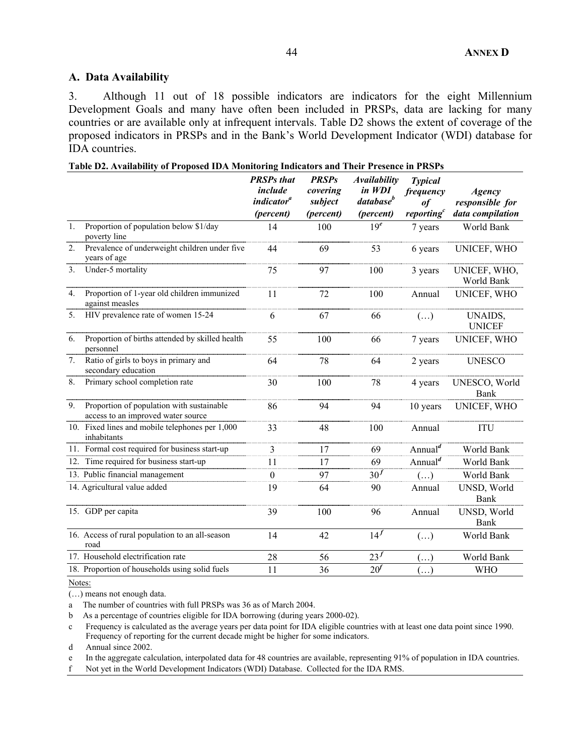## A. Data Availability

3. Although 11 out of 18 possible indicators are indicators for the eight Millennium Development Goals and many have often been included in PRSPs, data are lacking for many countries or are available only at infrequent intervals. Table D2 shows the extent of coverage of the proposed indicators in PRSPs and in the Bank's World Development Indicator (WDI) database for IDA countries.

**Table D2. Availability of Proposed IDA Monitoring Indicators and Their Presence in PRSPs**

| | *PRSPs that include indicator*[a] *(percent)* | *PRSPs covering subject (percent)* | *Availability in WDI database*[b] *(percent)* | *Typical frequency of reporting*[c] | *Agency responsible for data compilation* |
|---|---|---|---|---|---|
| 1. Proportion of population below $1/day poverty line | 14 | 100 | 19[e] | 7 years | World Bank |
| 2. Prevalence of underweight children under five years of age | 44 | 69 | 53 | 6 years | UNICEF, WHO |
| 3. Under-5 mortality | 75 | 97 | 100 | 3 years | UNICEF, WHO, World Bank |
| 4. Proportion of 1-year old children immunized against measles | 11 | 72 | 100 | Annual | UNICEF, WHO |
| 5. HIV prevalence rate of women 15-24 | 6 | 67 | 66 | (…) | UNAIDS, UNICEF |
| 6. Proportion of births attended by skilled health personnel | 55 | 100 | 66 | 7 years | UNICEF, WHO |
| 7. Ratio of girls to boys in primary and secondary education | 64 | 78 | 64 | 2 years | UNESCO |
| 8. Primary school completion rate | 30 | 100 | 78 | 4 years | UNESCO, World Bank |
| 9. Proportion of population with sustainable access to an improved water source | 86 | 94 | 94 | 10 years | UNICEF, WHO |
| 10. Fixed lines and mobile telephones per 1,000 inhabitants | 33 | 48 | 100 | Annual | ITU |
| 11. Formal cost required for business start-up | 3 | 17 | 69 | Annual[d] | World Bank |
| 12. Time required for business start-up | 11 | 17 | 69 | Annual[d] | World Bank |
| 13. Public financial management | 0 | 97 | 30[f] | (…) | World Bank |
| 14. Agricultural value added | 19 | 64 | 90 | Annual | UNSD, World Bank |
| 15. GDP per capita | 39 | 100 | 96 | Annual | UNSD, World Bank |
| 16. Access of rural population to an all-season road | 14 | 42 | 14[f] | (…) | World Bank |
| 17. Household electrification rate | 28 | 56 | 23[f] | (…) | World Bank |
| 18. Proportion of households using solid fuels | 11 | 36 | 20[f] | (…) | WHO |

Notes:

(…) means not enough data.

a The number of countries with full PRSPs was 36 as of March 2004.

b As a percentage of countries eligible for IDA borrowing (during years 2000-02).

c Frequency is calculated as the average years per data point for IDA eligible countries with at least one data point since 1990. Frequency of reporting for the current decade might be higher for some indicators.

d Annual since 2002.

e In the aggregate calculation, interpolated data for 48 countries are available, representing 91% of population in IDA countries.

f Not yet in the World Development Indicators (WDI) Database. Collected for the IDA RMS.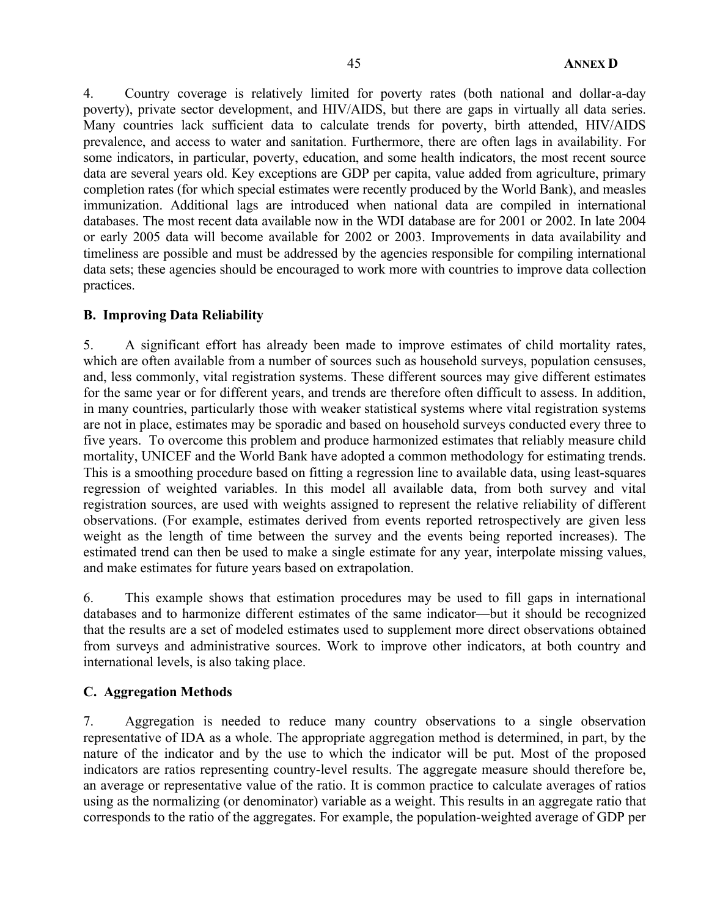4. Country coverage is relatively limited for poverty rates (both national and dollar-a-day poverty), private sector development, and HIV/AIDS, but there are gaps in virtually all data series. Many countries lack sufficient data to calculate trends for poverty, birth attended, HIV/AIDS prevalence, and access to water and sanitation. Furthermore, there are often lags in availability. For some indicators, in particular, poverty, education, and some health indicators, the most recent source data are several years old. Key exceptions are GDP per capita, value added from agriculture, primary completion rates (for which special estimates were recently produced by the World Bank), and measles immunization. Additional lags are introduced when national data are compiled in international databases. The most recent data available now in the WDI database are for 2001 or 2002. In late 2004 or early 2005 data will become available for 2002 or 2003. Improvements in data availability and timeliness are possible and must be addressed by the agencies responsible for compiling international data sets; these agencies should be encouraged to work more with countries to improve data collection practices.

### B. Improving Data Reliability

5. A significant effort has already been made to improve estimates of child mortality rates, which are often available from a number of sources such as household surveys, population censuses, and, less commonly, vital registration systems. These different sources may give different estimates for the same year or for different years, and trends are therefore often difficult to assess. In addition, in many countries, particularly those with weaker statistical systems where vital registration systems are not in place, estimates may be sporadic and based on household surveys conducted every three to five years. To overcome this problem and produce harmonized estimates that reliably measure child mortality, UNICEF and the World Bank have adopted a common methodology for estimating trends. This is a smoothing procedure based on fitting a regression line to available data, using least-squares regression of weighted variables. In this model all available data, from both survey and vital registration sources, are used with weights assigned to represent the relative reliability of different observations. (For example, estimates derived from events reported retrospectively are given less weight as the length of time between the survey and the events being reported increases). The estimated trend can then be used to make a single estimate for any year, interpolate missing values, and make estimates for future years based on extrapolation.

6. This example shows that estimation procedures may be used to fill gaps in international databases and to harmonize different estimates of the same indicator—but it should be recognized that the results are a set of modeled estimates used to supplement more direct observations obtained from surveys and administrative sources. Work to improve other indicators, at both country and international levels, is also taking place.

### C. Aggregation Methods

7. Aggregation is needed to reduce many country observations to a single observation representative of IDA as a whole. The appropriate aggregation method is determined, in part, by the nature of the indicator and by the use to which the indicator will be put. Most of the proposed indicators are ratios representing country-level results. The aggregate measure should therefore be, an average or representative value of the ratio. It is common practice to calculate averages of ratios using as the normalizing (or denominator) variable as a weight. This results in an aggregate ratio that corresponds to the ratio of the aggregates. For example, the population-weighted average of GDP per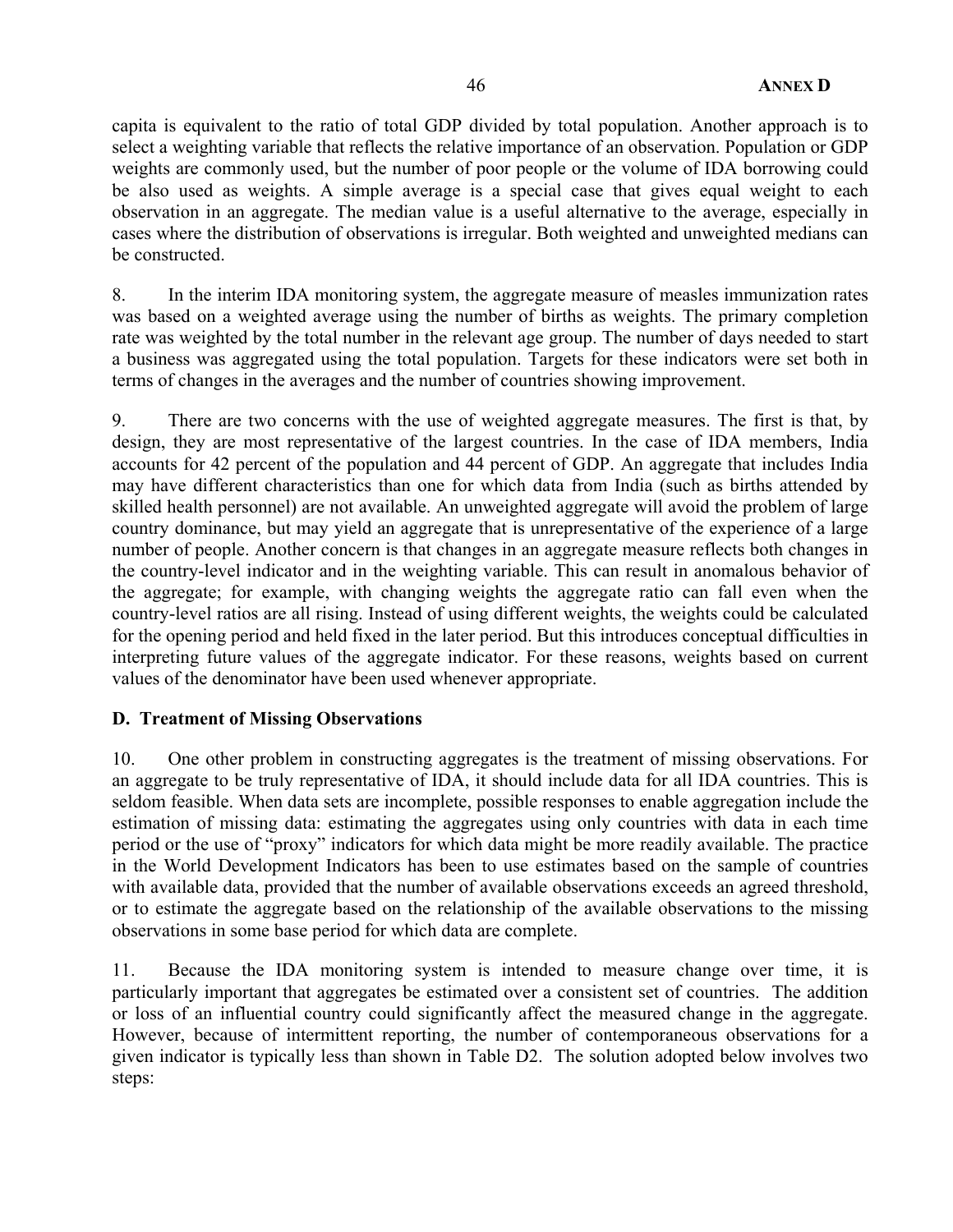capita is equivalent to the ratio of total GDP divided by total population. Another approach is to select a weighting variable that reflects the relative importance of an observation. Population or GDP weights are commonly used, but the number of poor people or the volume of IDA borrowing could be also used as weights. A simple average is a special case that gives equal weight to each observation in an aggregate. The median value is a useful alternative to the average, especially in cases where the distribution of observations is irregular. Both weighted and unweighted medians can be constructed.

8. In the interim IDA monitoring system, the aggregate measure of measles immunization rates was based on a weighted average using the number of births as weights. The primary completion rate was weighted by the total number in the relevant age group. The number of days needed to start a business was aggregated using the total population. Targets for these indicators were set both in terms of changes in the averages and the number of countries showing improvement.

9. There are two concerns with the use of weighted aggregate measures. The first is that, by design, they are most representative of the largest countries. In the case of IDA members, India accounts for 42 percent of the population and 44 percent of GDP. An aggregate that includes India may have different characteristics than one for which data from India (such as births attended by skilled health personnel) are not available. An unweighted aggregate will avoid the problem of large country dominance, but may yield an aggregate that is unrepresentative of the experience of a large number of people. Another concern is that changes in an aggregate measure reflects both changes in the country-level indicator and in the weighting variable. This can result in anomalous behavior of the aggregate; for example, with changing weights the aggregate ratio can fall even when the country-level ratios are all rising. Instead of using different weights, the weights could be calculated for the opening period and held fixed in the later period. But this introduces conceptual difficulties in interpreting future values of the aggregate indicator. For these reasons, weights based on current values of the denominator have been used whenever appropriate.

## D. Treatment of Missing Observations

10. One other problem in constructing aggregates is the treatment of missing observations. For an aggregate to be truly representative of IDA, it should include data for all IDA countries. This is seldom feasible. When data sets are incomplete, possible responses to enable aggregation include the estimation of missing data: estimating the aggregates using only countries with data in each time period or the use of "proxy" indicators for which data might be more readily available. The practice in the World Development Indicators has been to use estimates based on the sample of countries with available data, provided that the number of available observations exceeds an agreed threshold, or to estimate the aggregate based on the relationship of the available observations to the missing observations in some base period for which data are complete.

11. Because the IDA monitoring system is intended to measure change over time, it is particularly important that aggregates be estimated over a consistent set of countries. The addition or loss of an influential country could significantly affect the measured change in the aggregate. However, because of intermittent reporting, the number of contemporaneous observations for a given indicator is typically less than shown in Table D2. The solution adopted below involves two steps: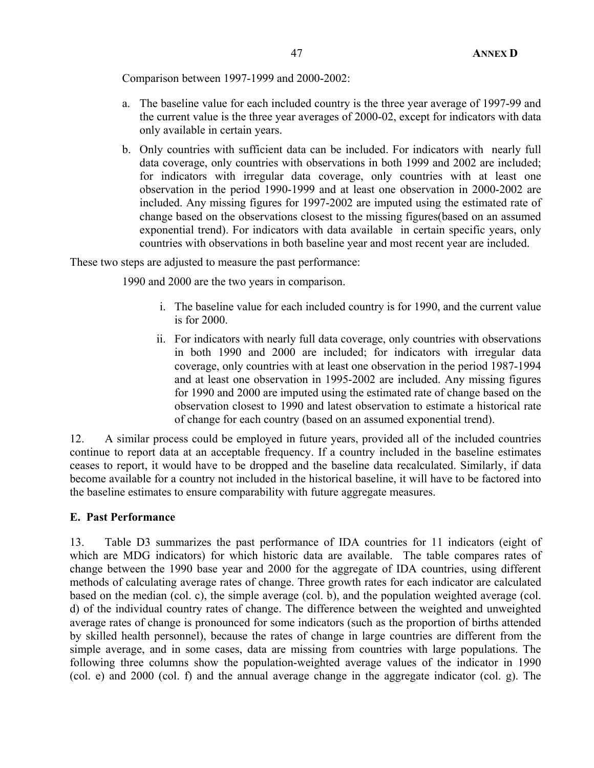Comparison between 1997-1999 and 2000-2002:

a. The baseline value for each included country is the three year average of 1997-99 and the current value is the three year averages of 2000-02, except for indicators with data only available in certain years.

b. Only countries with sufficient data can be included. For indicators with nearly full data coverage, only countries with observations in both 1999 and 2002 are included; for indicators with irregular data coverage, only countries with at least one observation in the period 1990-1999 and at least one observation in 2000-2002 are included. Any missing figures for 1997-2002 are imputed using the estimated rate of change based on the observations closest to the missing figures(based on an assumed exponential trend). For indicators with data available in certain specific years, only countries with observations in both baseline year and most recent year are included.

These two steps are adjusted to measure the past performance:

1990 and 2000 are the two years in comparison.

i. The baseline value for each included country is for 1990, and the current value is for 2000.

ii. For indicators with nearly full data coverage, only countries with observations in both 1990 and 2000 are included; for indicators with irregular data coverage, only countries with at least one observation in the period 1987-1994 and at least one observation in 1995-2002 are included. Any missing figures for 1990 and 2000 are imputed using the estimated rate of change based on the observation closest to 1990 and latest observation to estimate a historical rate of change for each country (based on an assumed exponential trend).

12. A similar process could be employed in future years, provided all of the included countries continue to report data at an acceptable frequency. If a country included in the baseline estimates ceases to report, it would have to be dropped and the baseline data recalculated. Similarly, if data become available for a country not included in the historical baseline, it will have to be factored into the baseline estimates to ensure comparability with future aggregate measures.

## E. Past Performance

13. Table D3 summarizes the past performance of IDA countries for 11 indicators (eight of which are MDG indicators) for which historic data are available. The table compares rates of change between the 1990 base year and 2000 for the aggregate of IDA countries, using different methods of calculating average rates of change. Three growth rates for each indicator are calculated based on the median (col. c), the simple average (col. b), and the population weighted average (col. d) of the individual country rates of change. The difference between the weighted and unweighted average rates of change is pronounced for some indicators (such as the proportion of births attended by skilled health personnel), because the rates of change in large countries are different from the simple average, and in some cases, data are missing from countries with large populations. The following three columns show the population-weighted average values of the indicator in 1990 (col. e) and 2000 (col. f) and the annual average change in the aggregate indicator (col. g). The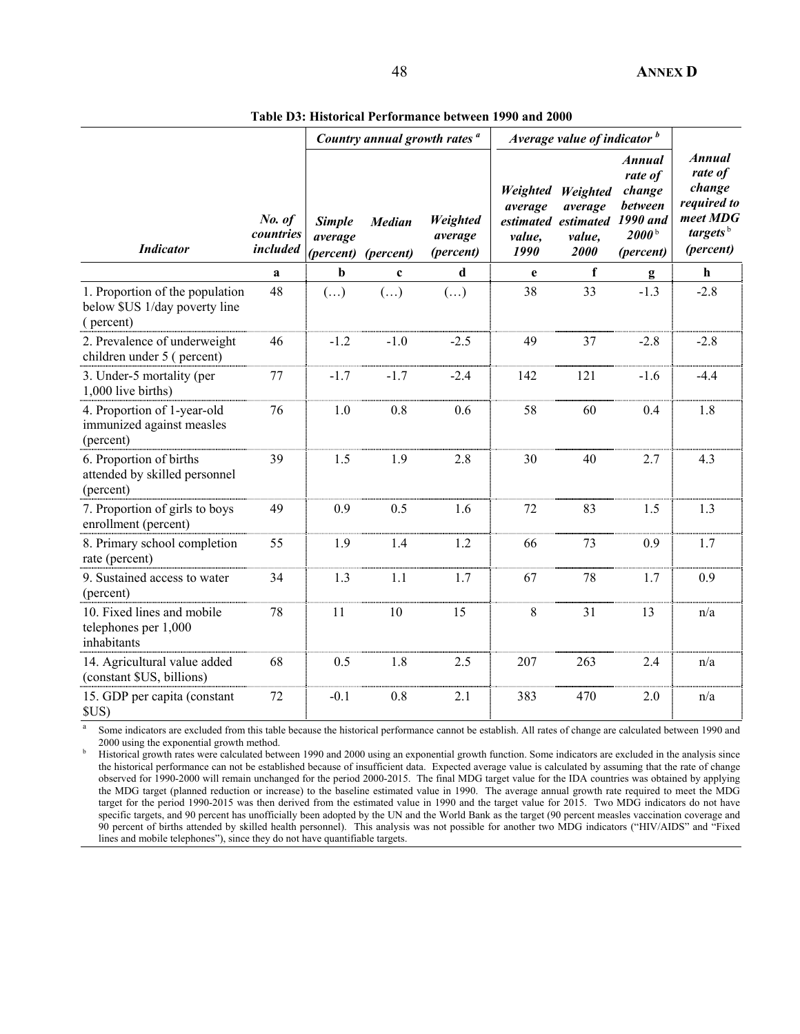**Table D3: Historical Performance between 1990 and 2000**

| *Indicator* | *No. of countries included* | *Country annual growth rates* [a] | | | *Average value of indicator* [b] | | | *Annual rate of change required to meet MDG targets* [b] *(percent)* |
|---|---|---|---|---|---|---|---|---|
| | | *Simple average (percent)* | *Median (percent)* | *Weighted average (percent)* | *Weighted average estimated value, 1990* | *Weighted average estimated value, 2000* | *Annual rate of change between 1990 and 2000* [b] *(percent)* | |
| | **a** | **b** | **c** | **d** | **e** | **f** | **g** | **h** |
| 1. Proportion of the population below $US 1/day poverty line ( percent) | 48 | (…) | (…) | (…) | 38 | 33 | -1.3 | -2.8 |
| 2. Prevalence of underweight children under 5 ( percent) | 46 | -1.2 | -1.0 | -2.5 | 49 | 37 | -2.8 | -2.8 |
| 3. Under-5 mortality (per 1,000 live births) | 77 | -1.7 | -1.7 | -2.4 | 142 | 121 | -1.6 | -4.4 |
| 4. Proportion of 1-year-old immunized against measles (percent) | 76 | 1.0 | 0.8 | 0.6 | 58 | 60 | 0.4 | 1.8 |
| 6. Proportion of births attended by skilled personnel (percent) | 39 | 1.5 | 1.9 | 2.8 | 30 | 40 | 2.7 | 4.3 |
| 7. Proportion of girls to boys enrollment (percent) | 49 | 0.9 | 0.5 | 1.6 | 72 | 83 | 1.5 | 1.3 |
| 8. Primary school completion rate (percent) | 55 | 1.9 | 1.4 | 1.2 | 66 | 73 | 0.9 | 1.7 |
| 9. Sustained access to water (percent) | 34 | 1.3 | 1.1 | 1.7 | 67 | 78 | 1.7 | 0.9 |
| 10. Fixed lines and mobile telephones per 1,000 inhabitants | 78 | 11 | 10 | 15 | 8 | 31 | 13 | n/a |
| 14. Agricultural value added (constant $US, billions) | 68 | 0.5 | 1.8 | 2.5 | 207 | 263 | 2.4 | n/a |
| 15. GDP per capita (constant $US) | 72 | -0.1 | 0.8 | 2.1 | 383 | 470 | 2.0 | n/a |

[a] Some indicators are excluded from this table because the historical performance cannot be establish. All rates of change are calculated between 1990 and 2000 using the exponential growth method.

[b] Historical growth rates were calculated between 1990 and 2000 using an exponential growth function. Some indicators are excluded in the analysis since the historical performance can not be established because of insufficient data. Expected average value is calculated by assuming that the rate of change observed for 1990-2000 will remain unchanged for the period 2000-2015. The final MDG target value for the IDA countries was obtained by applying the MDG target (planned reduction or increase) to the baseline estimated value in 1990. The average annual growth rate required to meet the MDG target for the period 1990-2015 was then derived from the estimated value in 1990 and the target value for 2015. Two MDG indicators do not have specific targets, and 90 percent has unofficially been adopted by the UN and the World Bank as the target (90 percent measles vaccination coverage and 90 percent of births attended by skilled health personnel). This analysis was not possible for another two MDG indicators ("HIV/AIDS" and "Fixed lines and mobile telephones"), since they do not have quantifiable targets.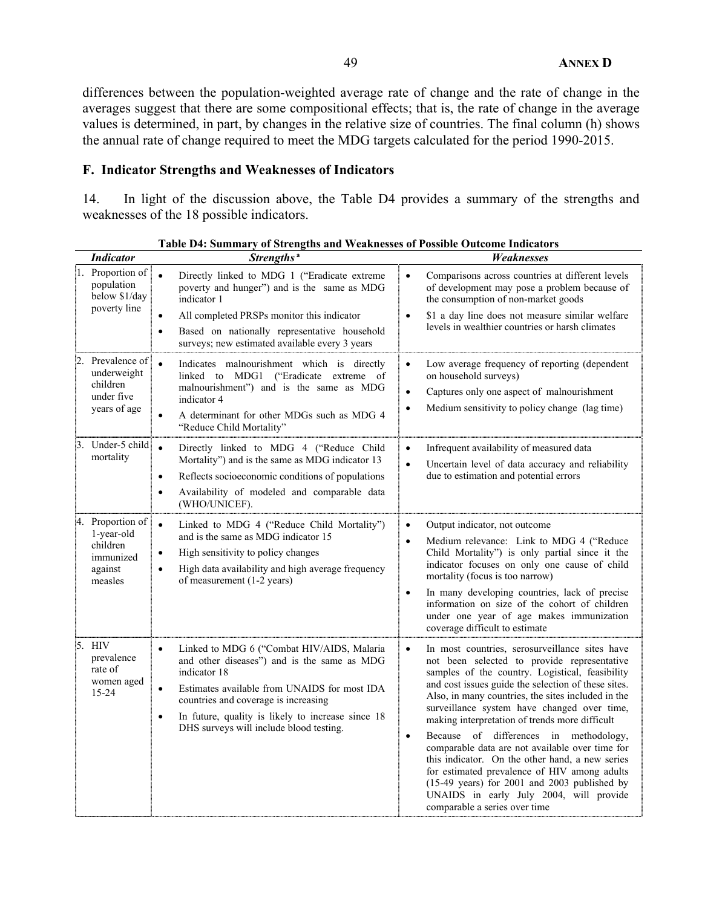differences between the population-weighted average rate of change and the rate of change in the averages suggest that there are some compositional effects; that is, the rate of change in the average values is determined, in part, by changes in the relative size of countries. The final column (h) shows the annual rate of change required to meet the MDG targets calculated for the period 1990-2015.

## F. Indicator Strengths and Weaknesses of Indicators

14. In light of the discussion above, the Table D4 provides a summary of the strengths and weaknesses of the 18 possible indicators.

**Table D4: Summary of Strengths and Weaknesses of Possible Outcome Indicators**

| *Indicator* | *Strengths* [a] | *Weaknesses* |
|---|---|---|
| 1. Proportion of population below $1/day poverty line | • Directly linked to MDG 1 ("Eradicate extreme poverty and hunger") and is the same as MDG indicator 1<br>• All completed PRSPs monitor this indicator<br>• Based on nationally representative household surveys; new estimated available every 3 years | • Comparisons across countries at different levels of development may pose a problem because of the consumption of non-market goods<br>• $1 a day line does not measure similar welfare levels in wealthier countries or harsh climates |
| 2. Prevalence of underweight children under five years of age | • Indicates malnourishment which is directly linked to MDG1 ("Eradicate extreme of malnourishment") and is the same as MDG indicator 4<br>• A determinant for other MDGs such as MDG 4 "Reduce Child Mortality" | • Low average frequency of reporting (dependent on household surveys)<br>• Captures only one aspect of malnourishment<br>• Medium sensitivity to policy change (lag time) |
| 3. Under-5 child mortality | • Directly linked to MDG 4 ("Reduce Child Mortality") and is the same as MDG indicator 13<br>• Reflects socioeconomic conditions of populations<br>• Availability of modeled and comparable data (WHO/UNICEF). | • Infrequent availability of measured data<br>• Uncertain level of data accuracy and reliability due to estimation and potential errors |
| 4. Proportion of 1-year-old children immunized against measles | • Linked to MDG 4 ("Reduce Child Mortality") and is the same as MDG indicator 15<br>• High sensitivity to policy changes<br>• High data availability and high average frequency of measurement (1-2 years) | • Output indicator, not outcome<br>• Medium relevance: Link to MDG 4 ("Reduce Child Mortality") is only partial since it the indicator focuses on only one cause of child mortality (focus is too narrow)<br>• In many developing countries, lack of precise information on size of the cohort of children under one year of age makes immunization coverage difficult to estimate |
| 5. HIV prevalence rate of women aged 15-24 | • Linked to MDG 6 ("Combat HIV/AIDS, Malaria and other diseases") and is the same as MDG indicator 18<br>• Estimates available from UNAIDS for most IDA countries and coverage is increasing<br>• In future, quality is likely to increase since 18 DHS surveys will include blood testing. | • In most countries, serosurveillance sites have not been selected to provide representative samples of the country. Logistical, feasibility and cost issues guide the selection of these sites. Also, in many countries, the sites included in the surveillance system have changed over time, making interpretation of trends more difficult<br>• Because of differences in methodology, comparable data are not available over time for this indicator. On the other hand, a new series for estimated prevalence of HIV among adults (15-49 years) for 2001 and 2003 published by UNAIDS in early July 2004, will provide comparable a series over time |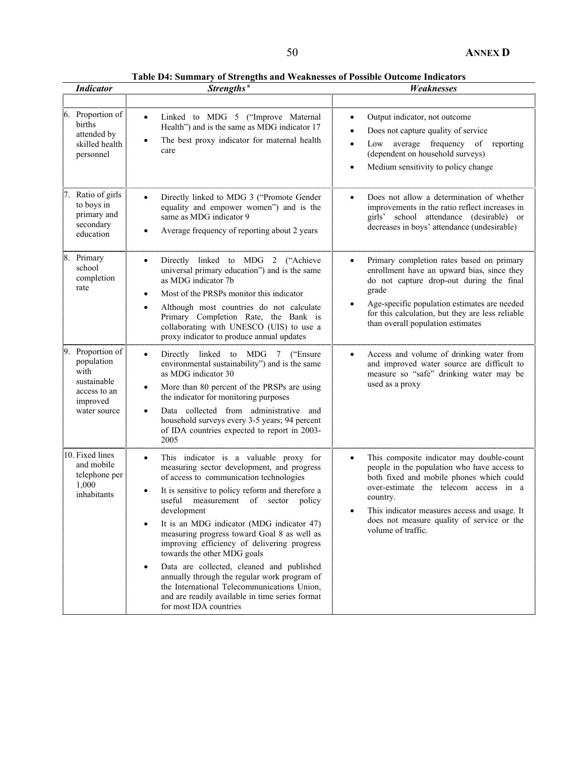**Table D4: Summary of Strengths and Weaknesses of Possible Outcome Indicators**

| *Indicator* | *Strengths* [a] | *Weaknesses* |
|---|---|---|
| 6. Proportion of births attended by skilled health personnel | • Linked to MDG 5 ("Improve Maternal Health") and is the same as MDG indicator 17<br>• The best proxy indicator for maternal health care | • Output indicator, not outcome<br>• Does not capture quality of service<br>• Low average frequency of reporting (dependent on household surveys)<br>• Medium sensitivity to policy change |
| 7. Ratio of girls to boys in primary and secondary education | • Directly linked to MDG 3 ("Promote Gender equality and empower women") and is the same as MDG indicator 9<br>• Average frequency of reporting about 2 years | • Does not allow a determination of whether improvements in the ratio reflect increases in girls' school attendance (desirable) or decreases in boys' attendance (undesirable) |
| 8. Primary school completion rate | • Directly linked to MDG 2 ("Achieve universal primary education") and is the same as MDG indicator 7b<br>• Most of the PRSPs monitor this indicator<br>• Although most countries do not calculate Primary Completion Rate, the Bank is collaborating with UNESCO (UIS) to use a proxy indicator to produce annual updates | • Primary completion rates based on primary enrollment have an upward bias, since they do not capture drop-out during the final grade<br>• Age-specific population estimates are needed for this calculation, but they are less reliable than overall population estimates |
| 9. Proportion of population with sustainable access to an improved water source | • Directly linked to MDG 7 ("Ensure environmental sustainability") and is the same as MDG indicator 30<br>• More than 80 percent of the PRSPs are using the indicator for monitoring purposes<br>• Data collected from administrative and household surveys every 3-5 years; 94 percent of IDA countries expected to report in 2003-2005 | • Access and volume of drinking water from and improved water source are difficult to measure so "safe" drinking water may be used as a proxy |
| 10. Fixed lines and mobile telephone per 1,000 inhabitants | • This indicator is a valuable proxy for measuring sector development, and progress of access to communication technologies<br>• It is sensitive to policy reform and therefore a useful measurement of sector policy development<br>• It is an MDG indicator (MDG indicator 47) measuring progress toward Goal 8 as well as improving efficiency of delivering progress towards the other MDG goals<br>• Data are collected, cleaned and published annually through the regular work program of the International Telecommunications Union, and are readily available in time series format for most IDA countries | • This composite indicator may double-count people in the population who have access to both fixed and mobile phones which could over-estimate the telecom access in a country.<br>• This indicator measures access and usage. It does not measure quality of service or the volume of traffic. |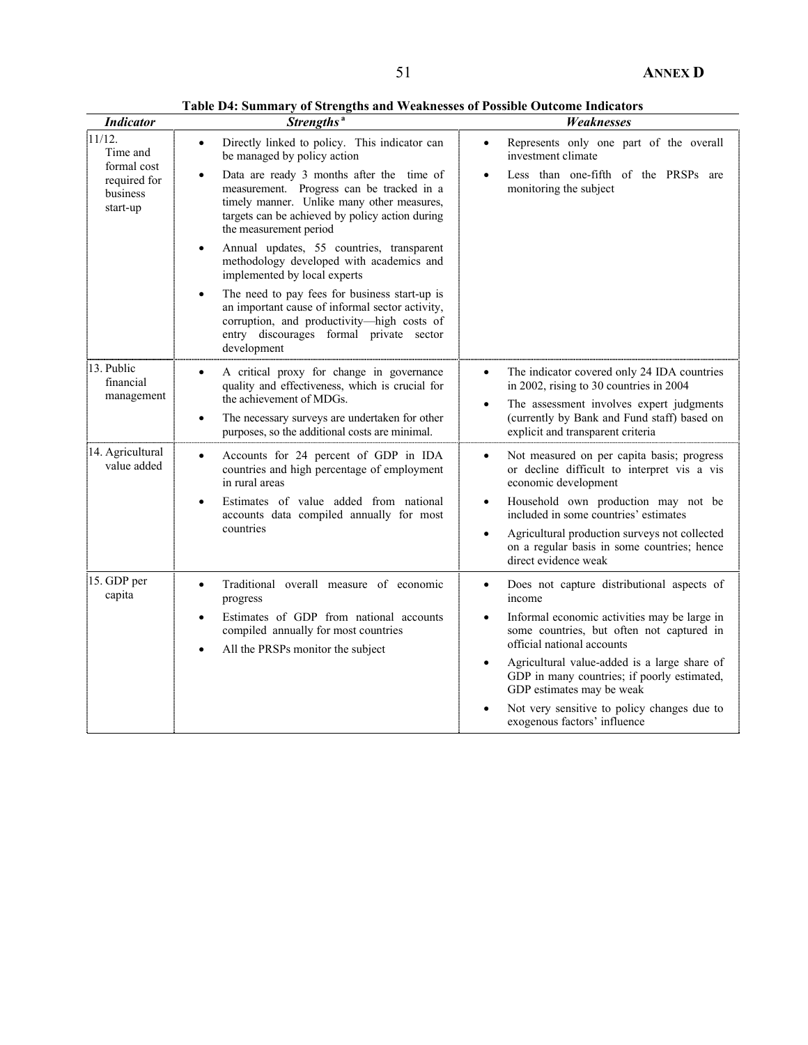**Table D4: Summary of Strengths and Weaknesses of Possible Outcome Indicators**

| *Indicator* | *Strengths* [a] | *Weaknesses* |
|---|---|---|
| 11/12. Time and formal cost required for business start-up | • Directly linked to policy. This indicator can be managed by policy action<br>• Data are ready 3 months after the time of measurement. Progress can be tracked in a timely manner. Unlike many other measures, targets can be achieved by policy action during the measurement period<br>• Annual updates, 55 countries, transparent methodology developed with academics and implemented by local experts<br>• The need to pay fees for business start-up is an important cause of informal sector activity, corruption, and productivity—high costs of entry discourages formal private sector development | • Represents only one part of the overall investment climate<br>• Less than one-fifth of the PRSPs are monitoring the subject |
| 13. Public financial management | • A critical proxy for change in governance quality and effectiveness, which is crucial for the achievement of MDGs.<br>• The necessary surveys are undertaken for other purposes, so the additional costs are minimal. | • The indicator covered only 24 IDA countries in 2002, rising to 30 countries in 2004<br>• The assessment involves expert judgments (currently by Bank and Fund staff) based on explicit and transparent criteria |
| 14. Agricultural value added | • Accounts for 24 percent of GDP in IDA countries and high percentage of employment in rural areas<br>• Estimates of value added from national accounts data compiled annually for most countries | • Not measured on per capita basis; progress or decline difficult to interpret vis a vis economic development<br>• Household own production may not be included in some countries' estimates<br>• Agricultural production surveys not collected on a regular basis in some countries; hence direct evidence weak |
| 15. GDP per capita | • Traditional overall measure of economic progress<br>• Estimates of GDP from national accounts compiled annually for most countries<br>• All the PRSPs monitor the subject | • Does not capture distributional aspects of income<br>• Informal economic activities may be large in some countries, but often not captured in official national accounts<br>• Agricultural value-added is a large share of GDP in many countries; if poorly estimated, GDP estimates may be weak<br>• Not very sensitive to policy changes due to exogenous factors' influence |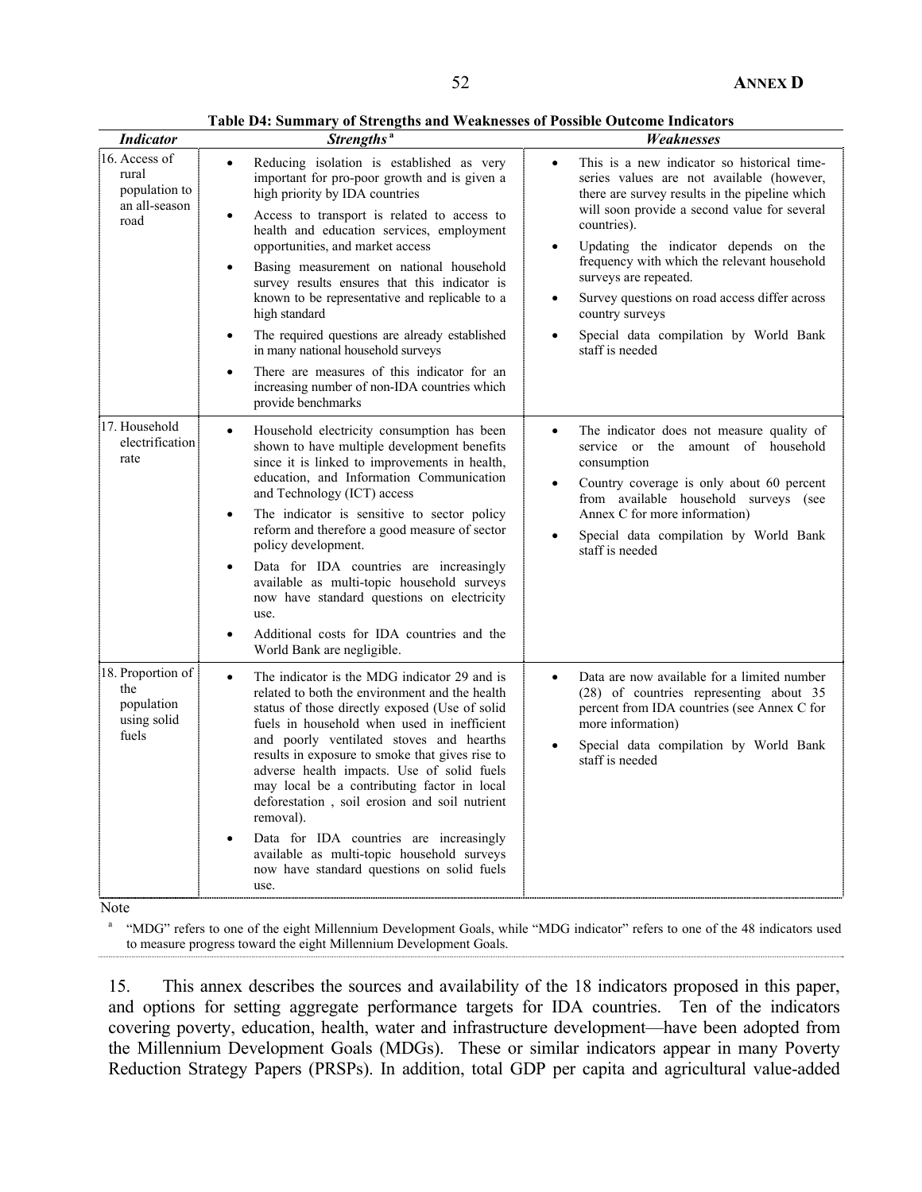**Table D4: Summary of Strengths and Weaknesses of Possible Outcome Indicators**

| *Indicator* | *Strengths* [a] | *Weaknesses* |
|---|---|---|
| 16. Access of rural population to an all-season road | • Reducing isolation is established as very important for pro-poor growth and is given a high priority by IDA countries<br>• Access to transport is related to access to health and education services, employment opportunities, and market access<br>• Basing measurement on national household survey results ensures that this indicator is known to be representative and replicable to a high standard<br>• The required questions are already established in many national household surveys<br>• There are measures of this indicator for an increasing number of non-IDA countries which provide benchmarks | • This is a new indicator so historical time-series values are not available (however, there are survey results in the pipeline which will soon provide a second value for several countries).<br>• Updating the indicator depends on the frequency with which the relevant household surveys are repeated.<br>• Survey questions on road access differ across country surveys<br>• Special data compilation by World Bank staff is needed |
| 17. Household electrification rate | • Household electricity consumption has been shown to have multiple development benefits since it is linked to improvements in health, education, and Information Communication and Technology (ICT) access<br>• The indicator is sensitive to sector policy reform and therefore a good measure of sector policy development.<br>• Data for IDA countries are increasingly available as multi-topic household surveys now have standard questions on electricity use.<br>• Additional costs for IDA countries and the World Bank are negligible. | • The indicator does not measure quality of service or the amount of household consumption<br>• Country coverage is only about 60 percent from available household surveys (see Annex C for more information)<br>• Special data compilation by World Bank staff is needed |
| 18. Proportion of the population using solid fuels | • The indicator is the MDG indicator 29 and is related to both the environment and the health status of those directly exposed (Use of solid fuels in household when used in inefficient and poorly ventilated stoves and hearths results in exposure to smoke that gives rise to adverse health impacts. Use of solid fuels may local be a contributing factor in local deforestation , soil erosion and soil nutrient removal).<br>• Data for IDA countries are increasingly available as multi-topic household surveys now have standard questions on solid fuels use. | • Data are now available for a limited number (28) of countries representing about 35 percent from IDA countries (see Annex C for more information)<br>• Special data compilation by World Bank staff is needed |

Note

[a] "MDG" refers to one of the eight Millennium Development Goals, while "MDG indicator" refers to one of the 48 indicators used to measure progress toward the eight Millennium Development Goals.

15. This annex describes the sources and availability of the 18 indicators proposed in this paper, and options for setting aggregate performance targets for IDA countries. Ten of the indicators covering poverty, education, health, water and infrastructure development—have been adopted from the Millennium Development Goals (MDGs). These or similar indicators appear in many Poverty Reduction Strategy Papers (PRSPs). In addition, total GDP per capita and agricultural value-added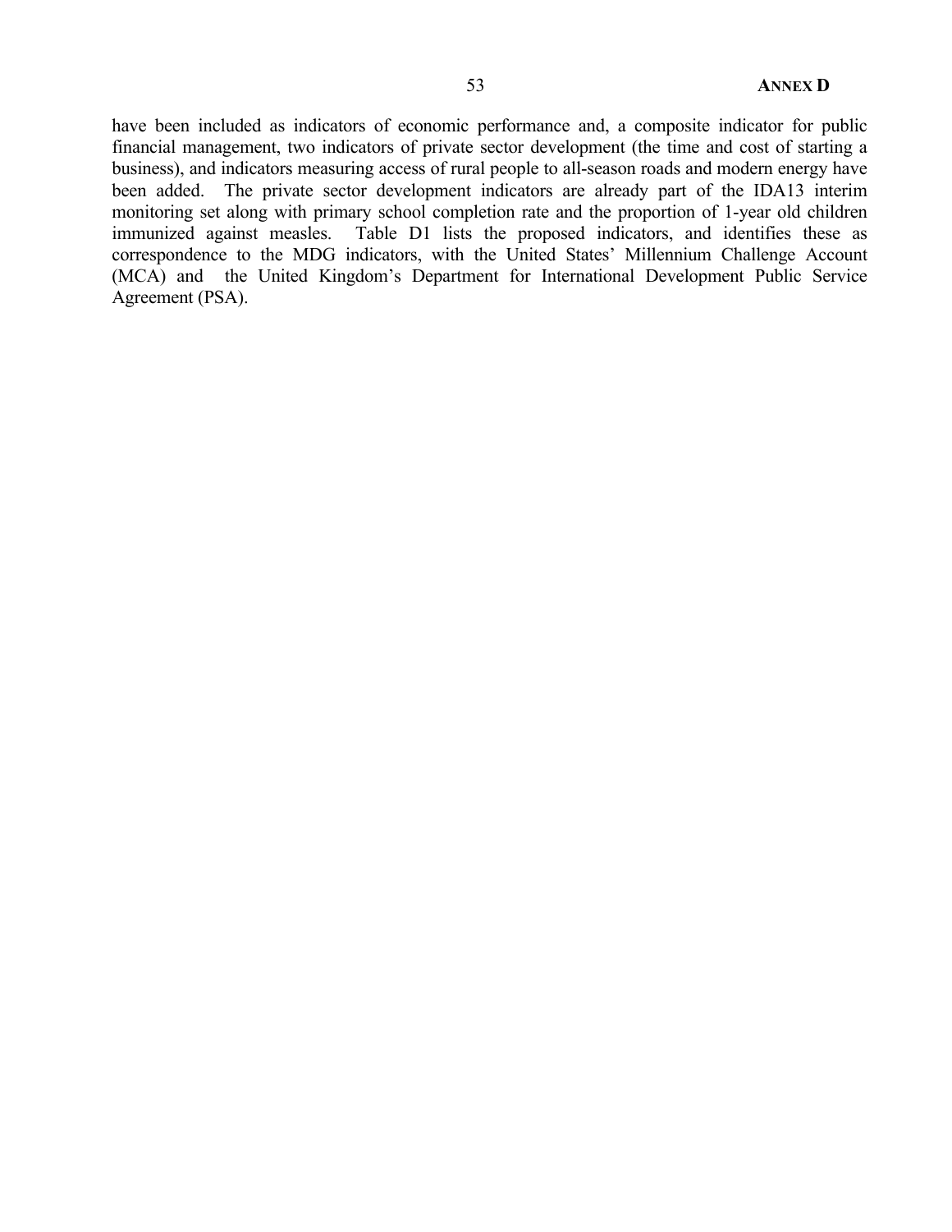have been included as indicators of economic performance and, a composite indicator for public financial management, two indicators of private sector development (the time and cost of starting a business), and indicators measuring access of rural people to all-season roads and modern energy have been added. The private sector development indicators are already part of the IDA13 interim monitoring set along with primary school completion rate and the proportion of 1-year old children immunized against measles. Table D1 lists the proposed indicators, and identifies these as correspondence to the MDG indicators, with the United States' Millennium Challenge Account (MCA) and the United Kingdom's Department for International Development Public Service Agreement (PSA).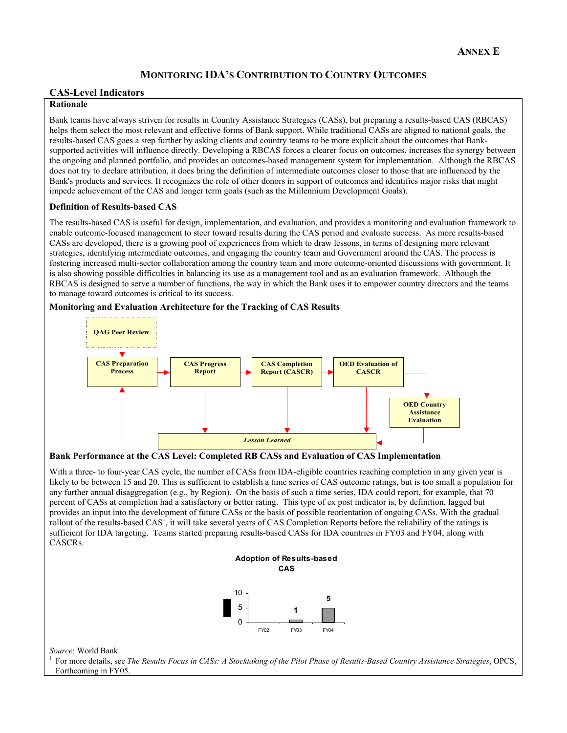# ANNEX E

## MONITORING IDA'S CONTRIBUTION TO COUNTRY OUTCOMES

### CAS-Level Indicators

**Rationale**

Bank teams have always striven for results in Country Assistance Strategies (CASs), but preparing a results-based CAS (RBCAS) helps them select the most relevant and effective forms of Bank support. While traditional CASs are aligned to national goals, the results-based CAS goes a step further by asking clients and country teams to be more explicit about the outcomes that Bank-supported activities will influence directly. Developing a RBCAS forces a clearer focus on outcomes, increases the synergy between the ongoing and planned portfolio, and provides an outcomes-based management system for implementation. Although the RBCAS does not try to declare attribution, it does bring the definition of intermediate outcomes closer to those that are influenced by the Bank's products and services. It recognizes the role of other donors in support of outcomes and identifies major risks that might impede achievement of the CAS and longer term goals (such as the Millennium Development Goals).

**Definition of Results-based CAS**

The results-based CAS is useful for design, implementation, and evaluation, and provides a monitoring and evaluation framework to enable outcome-focused management to steer toward results during the CAS period and evaluate success. As more results-based CASs are developed, there is a growing pool of experiences from which to draw lessons, in terms of designing more relevant strategies, identifying intermediate outcomes, and engaging the country team and Government around the CAS. The process is fostering increased multi-sector collaboration among the country team and more outcome-oriented discussions with government. It is also showing possible difficulties in balancing its use as a management tool and as an evaluation framework. Although the RBCAS is designed to serve a number of functions, the way in which the Bank uses it to empower country directors and the teams to manage toward outcomes is critical to its success.

**Monitoring and Evaluation Architecture for the Tracking of CAS Results**

QAG Peer Review → CAS Preparation Process → CAS Progress Report → CAS Completion Report (CASCR) → OED Evaluation of CASCR → OED Country Assistance Evaluation

CAS Progress Report, CAS Completion Report (CASCR), OED Evaluation of CASCR, OED Country Assistance Evaluation → *Lesson Learned* → CAS Preparation Process

**Bank Performance at the CAS Level: Completed RB CASs and Evaluation of CAS Implementation**

With a three- to four-year CAS cycle, the number of CASs from IDA-eligible countries reaching completion in any given year is likely to be between 15 and 20. This is sufficient to establish a time series of CAS outcome ratings, but is too small a population for any further annual disaggregation (e.g., by Region). On the basis of such a time series, IDA could report, for example, that 70 percent of CASs at completion had a satisfactory or better rating. This type of ex post indicator is, by definition, lagged but provides an input into the development of future CASs or the basis of possible reorientation of ongoing CASs. With the gradual rollout of the results-based CAS[1], it will take several years of CAS Completion Reports before the reliability of the ratings is sufficient for IDA targeting. Teams started preparing results-based CASs for IDA countries in FY03 and FY04, along with CASCRs.

**Adoption of Results-based CAS**

| | FY02 | FY03 | FY04 |
|---|---|---|---|
| Number | | 1 | 5 |

*Source*: World Bank.

[1] For more details, see *The Results Focus in CASs: A Stocktaking of the Pilot Phase of Results-Based Country Assistance Strategies*, OPCS, Forthcoming in FY05.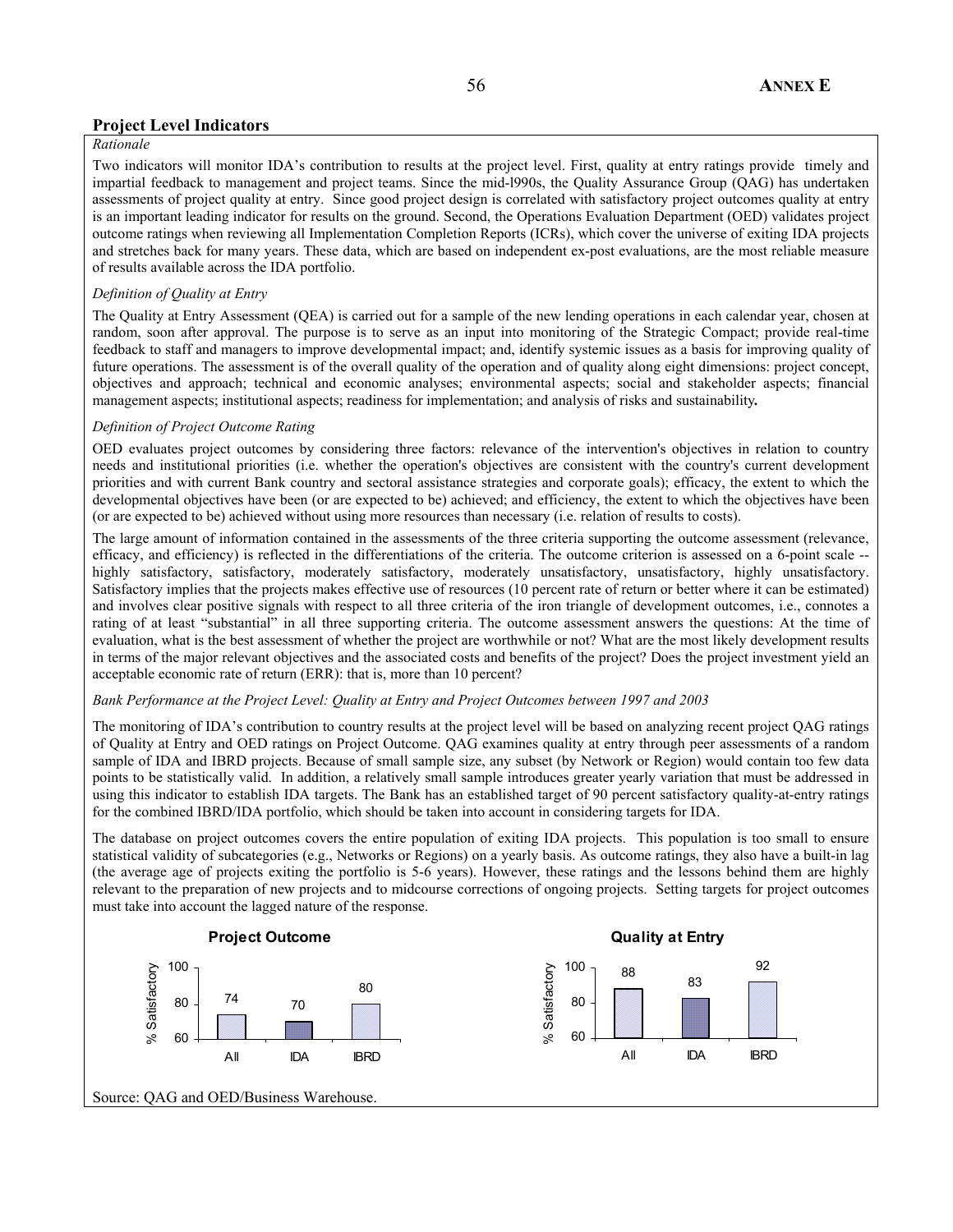## Project Level Indicators

*Rationale*

Two indicators will monitor IDA's contribution to results at the project level. First, quality at entry ratings provide timely and impartial feedback to management and project teams. Since the mid-l990s, the Quality Assurance Group (QAG) has undertaken assessments of project quality at entry. Since good project design is correlated with satisfactory project outcomes quality at entry is an important leading indicator for results on the ground. Second, the Operations Evaluation Department (OED) validates project outcome ratings when reviewing all Implementation Completion Reports (ICRs), which cover the universe of exiting IDA projects and stretches back for many years. These data, which are based on independent ex-post evaluations, are the most reliable measure of results available across the IDA portfolio.

*Definition of Quality at Entry*

The Quality at Entry Assessment (QEA) is carried out for a sample of the new lending operations in each calendar year, chosen at random, soon after approval. The purpose is to serve as an input into monitoring of the Strategic Compact; provide real-time feedback to staff and managers to improve developmental impact; and, identify systemic issues as a basis for improving quality of future operations. The assessment is of the overall quality of the operation and of quality along eight dimensions: project concept, objectives and approach; technical and economic analyses; environmental aspects; social and stakeholder aspects; financial management aspects; institutional aspects; readiness for implementation; and analysis of risks and sustainability**.**

*Definition of Project Outcome Rating*

OED evaluates project outcomes by considering three factors: relevance of the intervention's objectives in relation to country needs and institutional priorities (i.e. whether the operation's objectives are consistent with the country's current development priorities and with current Bank country and sectoral assistance strategies and corporate goals); efficacy, the extent to which the developmental objectives have been (or are expected to be) achieved; and efficiency, the extent to which the objectives have been (or are expected to be) achieved without using more resources than necessary (i.e. relation of results to costs).

The large amount of information contained in the assessments of the three criteria supporting the outcome assessment (relevance, efficacy, and efficiency) is reflected in the differentiations of the criteria. The outcome criterion is assessed on a 6-point scale -- highly satisfactory, satisfactory, moderately satisfactory, moderately unsatisfactory, unsatisfactory, highly unsatisfactory. Satisfactory implies that the projects makes effective use of resources (10 percent rate of return or better where it can be estimated) and involves clear positive signals with respect to all three criteria of the iron triangle of development outcomes, i.e., connotes a rating of at least "substantial" in all three supporting criteria. The outcome assessment answers the questions: At the time of evaluation, what is the best assessment of whether the project are worthwhile or not? What are the most likely development results in terms of the major relevant objectives and the associated costs and benefits of the project? Does the project investment yield an acceptable economic rate of return (ERR): that is, more than 10 percent?

*Bank Performance at the Project Level: Quality at Entry and Project Outcomes between 1997 and 2003*

The monitoring of IDA's contribution to country results at the project level will be based on analyzing recent project QAG ratings of Quality at Entry and OED ratings on Project Outcome. QAG examines quality at entry through peer assessments of a random sample of IDA and IBRD projects. Because of small sample size, any subset (by Network or Region) would contain too few data points to be statistically valid. In addition, a relatively small sample introduces greater yearly variation that must be addressed in using this indicator to establish IDA targets. The Bank has an established target of 90 percent satisfactory quality-at-entry ratings for the combined IBRD/IDA portfolio, which should be taken into account in considering targets for IDA.

The database on project outcomes covers the entire population of exiting IDA projects. This population is too small to ensure statistical validity of subcategories (e.g., Networks or Regions) on a yearly basis. As outcome ratings, they also have a built-in lag (the average age of projects exiting the portfolio is 5-6 years). However, these ratings and the lessons behind them are highly relevant to the preparation of new projects and to midcourse corrections of ongoing projects. Setting targets for project outcomes must take into account the lagged nature of the response.

**Project Outcome** (% Satisfactory)

| | All | IDA | IBRD |
|---|---|---|---|
| % Satisfactory | 74 | 70 | 80 |

**Quality at Entry** (% Satisfactory)

| | All | IDA | IBRD |
|---|---|---|---|
| % Satisfactory | 88 | 83 | 92 |

Source: QAG and OED/Business Warehouse.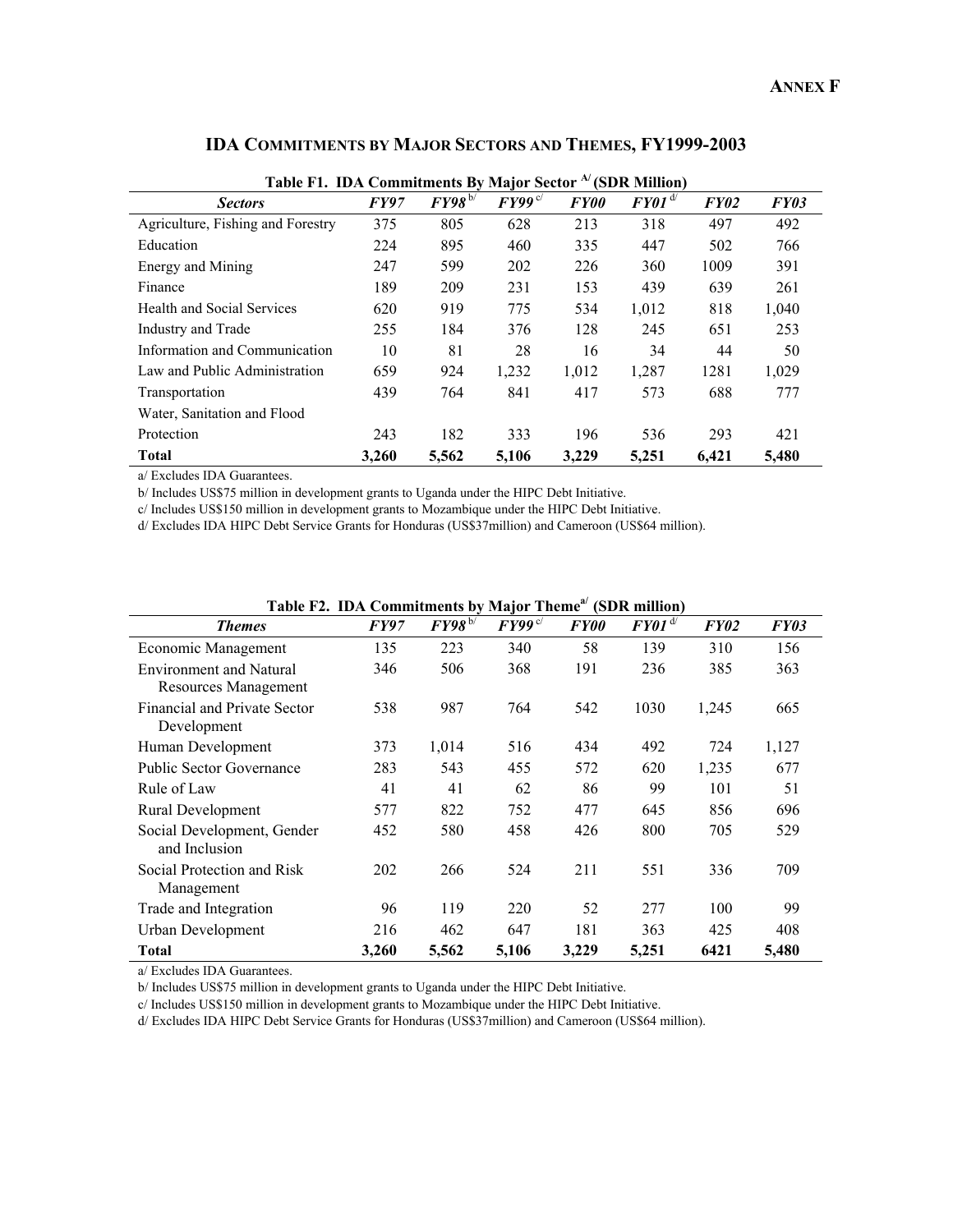**ANNEX F**

## IDA COMMITMENTS BY MAJOR SECTORS AND THEMES, FY1999-2003

**Table F1. IDA Commitments By Major Sector [A/] (SDR Million)**

| *Sectors* | *FY97* | *FY98* [b/] | *FY99* [c/] | *FY00* | *FY01* [d/] | *FY02* | *FY03* |
|---|---|---|---|---|---|---|---|
| Agriculture, Fishing and Forestry | 375 | 805 | 628 | 213 | 318 | 497 | 492 |
| Education | 224 | 895 | 460 | 335 | 447 | 502 | 766 |
| Energy and Mining | 247 | 599 | 202 | 226 | 360 | 1009 | 391 |
| Finance | 189 | 209 | 231 | 153 | 439 | 639 | 261 |
| Health and Social Services | 620 | 919 | 775 | 534 | 1,012 | 818 | 1,040 |
| Industry and Trade | 255 | 184 | 376 | 128 | 245 | 651 | 253 |
| Information and Communication | 10 | 81 | 28 | 16 | 34 | 44 | 50 |
| Law and Public Administration | 659 | 924 | 1,232 | 1,012 | 1,287 | 1281 | 1,029 |
| Transportation | 439 | 764 | 841 | 417 | 573 | 688 | 777 |
| Water, Sanitation and Flood Protection | 243 | 182 | 333 | 196 | 536 | 293 | 421 |
| **Total** | **3,260** | **5,562** | **5,106** | **3,229** | **5,251** | **6,421** | **5,480** |

a/ Excludes IDA Guarantees.

b/ Includes US$75 million in development grants to Uganda under the HIPC Debt Initiative.

c/ Includes US$150 million in development grants to Mozambique under the HIPC Debt Initiative.

d/ Excludes IDA HIPC Debt Service Grants for Honduras (US$37million) and Cameroon (US$64 million).

**Table F2. IDA Commitments by Major Theme [a/] (SDR million)**

| *Themes* | *FY97* | *FY98* [b/] | *FY99* [c/] | *FY00* | *FY01* [d/] | *FY02* | *FY03* |
|---|---|---|---|---|---|---|---|
| Economic Management | 135 | 223 | 340 | 58 | 139 | 310 | 156 |
| Environment and Natural Resources Management | 346 | 506 | 368 | 191 | 236 | 385 | 363 |
| Financial and Private Sector Development | 538 | 987 | 764 | 542 | 1030 | 1,245 | 665 |
| Human Development | 373 | 1,014 | 516 | 434 | 492 | 724 | 1,127 |
| Public Sector Governance | 283 | 543 | 455 | 572 | 620 | 1,235 | 677 |
| Rule of Law | 41 | 41 | 62 | 86 | 99 | 101 | 51 |
| Rural Development | 577 | 822 | 752 | 477 | 645 | 856 | 696 |
| Social Development, Gender and Inclusion | 452 | 580 | 458 | 426 | 800 | 705 | 529 |
| Social Protection and Risk Management | 202 | 266 | 524 | 211 | 551 | 336 | 709 |
| Trade and Integration | 96 | 119 | 220 | 52 | 277 | 100 | 99 |
| Urban Development | 216 | 462 | 647 | 181 | 363 | 425 | 408 |
| **Total** | **3,260** | **5,562** | **5,106** | **3,229** | **5,251** | **6421** | **5,480** |

a/ Excludes IDA Guarantees.

b/ Includes US$75 million in development grants to Uganda under the HIPC Debt Initiative.

c/ Includes US$150 million in development grants to Mozambique under the HIPC Debt Initiative.

d/ Excludes IDA HIPC Debt Service Grants for Honduras (US$37million) and Cameroon (US$64 million).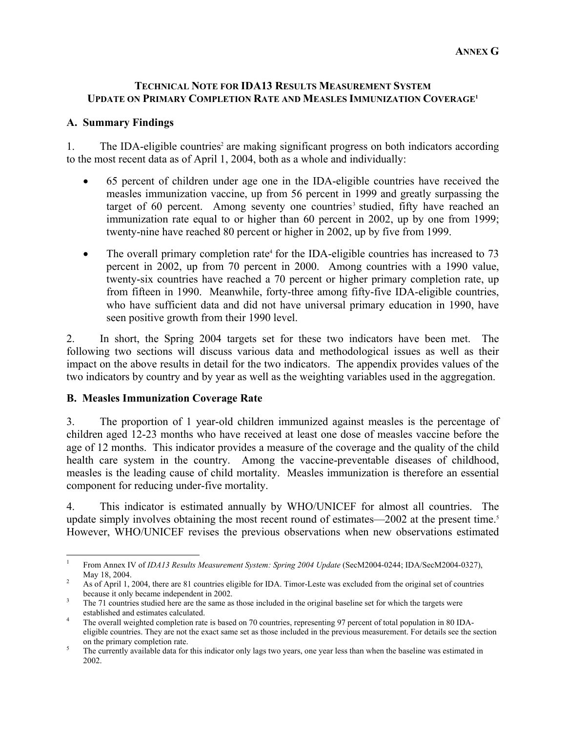**ANNEX G**

### TECHNICAL NOTE FOR IDA13 RESULTS MEASUREMENT SYSTEM UPDATE ON PRIMARY COMPLETION RATE AND MEASLES IMMUNIZATION COVERAGE[1]

## A. Summary Findings

1. The IDA-eligible countries[2] are making significant progress on both indicators according to the most recent data as of April 1, 2004, both as a whole and individually:

- 65 percent of children under age one in the IDA-eligible countries have received the measles immunization vaccine, up from 56 percent in 1999 and greatly surpassing the target of 60 percent. Among seventy one countries[3] studied, fifty have reached an immunization rate equal to or higher than 60 percent in 2002, up by one from 1999; twenty-nine have reached 80 percent or higher in 2002, up by five from 1999.

- The overall primary completion rate[4] for the IDA-eligible countries has increased to 73 percent in 2002, up from 70 percent in 2000. Among countries with a 1990 value, twenty-six countries have reached a 70 percent or higher primary completion rate, up from fifteen in 1990. Meanwhile, forty-three among fifty-five IDA-eligible countries, who have sufficient data and did not have universal primary education in 1990, have seen positive growth from their 1990 level.

2. In short, the Spring 2004 targets set for these two indicators have been met. The following two sections will discuss various data and methodological issues as well as their impact on the above results in detail for the two indicators. The appendix provides values of the two indicators by country and by year as well as the weighting variables used in the aggregation.

## B. Measles Immunization Coverage Rate

3. The proportion of 1 year-old children immunized against measles is the percentage of children aged 12-23 months who have received at least one dose of measles vaccine before the age of 12 months. This indicator provides a measure of the coverage and the quality of the child health care system in the country. Among the vaccine-preventable diseases of childhood, measles is the leading cause of child mortality. Measles immunization is therefore an essential component for reducing under-five mortality.

4. This indicator is estimated annually by WHO/UNICEF for almost all countries. The update simply involves obtaining the most recent round of estimates—2002 at the present time.[5] However, WHO/UNICEF revises the previous observations when new observations estimated

---

[1] From Annex IV of *IDA13 Results Measurement System: Spring 2004 Update* (SecM2004-0244; IDA/SecM2004-0327), May 18, 2004.

[2] As of April 1, 2004, there are 81 countries eligible for IDA. Timor-Leste was excluded from the original set of countries because it only became independent in 2002.

[3] The 71 countries studied here are the same as those included in the original baseline set for which the targets were established and estimates calculated.

[4] The overall weighted completion rate is based on 70 countries, representing 97 percent of total population in 80 IDA-eligible countries. They are not the exact same set as those included in the previous measurement. For details see the section on the primary completion rate.

[5] The currently available data for this indicator only lags two years, one year less than when the baseline was estimated in 2002.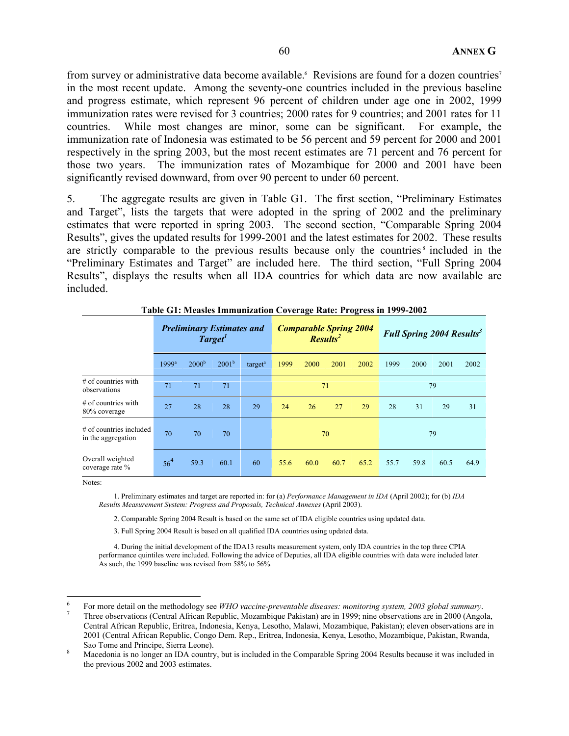from survey or administrative data become available.[6] Revisions are found for a dozen countries[7] in the most recent update. Among the seventy-one countries included in the previous baseline and progress estimate, which represent 96 percent of children under age one in 2002, 1999 immunization rates were revised for 3 countries; 2000 rates for 9 countries; and 2001 rates for 11 countries. While most changes are minor, some can be significant. For example, the immunization rate of Indonesia was estimated to be 56 percent and 59 percent for 2000 and 2001 respectively in the spring 2003, but the most recent estimates are 71 percent and 76 percent for those two years. The immunization rates of Mozambique for 2000 and 2001 have been significantly revised downward, from over 90 percent to under 60 percent.

5. The aggregate results are given in Table G1. The first section, "Preliminary Estimates and Target", lists the targets that were adopted in the spring of 2002 and the preliminary estimates that were reported in spring 2003. The second section, "Comparable Spring 2004 Results", gives the updated results for 1999-2001 and the latest estimates for 2002. These results are strictly comparable to the previous results because only the countries[8] included in the "Preliminary Estimates and Target" are included here. The third section, "Full Spring 2004 Results", displays the results when all IDA countries for which data are now available are included.

**Table G1: Measles Immunization Coverage Rate: Progress in 1999-2002**

| | ***Preliminary Estimates and Target[1]*** | | | | ***Comparable Spring 2004 Results[2]*** | | | | ***Full Spring 2004 Results[3]*** | | | |
|---|---|---|---|---|---|---|---|---|---|---|---|---|
| | 1999[a] | 2000[b] | 2001[b] | target[a] | 1999 | 2000 | 2001 | 2002 | 1999 | 2000 | 2001 | 2002 |
| # of countries with observations | 71 | 71 | 71 | | 71 | | | | 79 | | | |
| # of countries with 80% coverage | 27 | 28 | 28 | 29 | 24 | 26 | 27 | 29 | 28 | 31 | 29 | 31 |
| # of countries included in the aggregation | 70 | 70 | 70 | | 70 | | | | 79 | | | |
| Overall weighted coverage rate % | 56[4] | 59.3 | 60.1 | 60 | 55.6 | 60.0 | 60.7 | 65.2 | 55.7 | 59.8 | 60.5 | 64.9 |

Notes:

1. Preliminary estimates and target are reported in: for (a) *Performance Management in IDA* (April 2002); for (b) *IDA Results Measurement System: Progress and Proposals, Technical Annexes* (April 2003).

2. Comparable Spring 2004 Result is based on the same set of IDA eligible countries using updated data.

3. Full Spring 2004 Result is based on all qualified IDA countries using updated data.

4. During the initial development of the IDA13 results measurement system, only IDA countries in the top three CPIA performance quintiles were included. Following the advice of Deputies, all IDA eligible countries with data were included later. As such, the 1999 baseline was revised from 58% to 56%.

---

[6] For more detail on the methodology see *WHO vaccine-preventable diseases: monitoring system, 2003 global summary*.

[7] Three observations (Central African Republic, Mozambique Pakistan) are in 1999; nine observations are in 2000 (Angola, Central African Republic, Eritrea, Indonesia, Kenya, Lesotho, Malawi, Mozambique, Pakistan); eleven observations are in 2001 (Central African Republic, Congo Dem. Rep., Eritrea, Indonesia, Kenya, Lesotho, Mozambique, Pakistan, Rwanda, Sao Tome and Principe, Sierra Leone).

[8] Macedonia is no longer an IDA country, but is included in the Comparable Spring 2004 Results because it was included in the previous 2002 and 2003 estimates.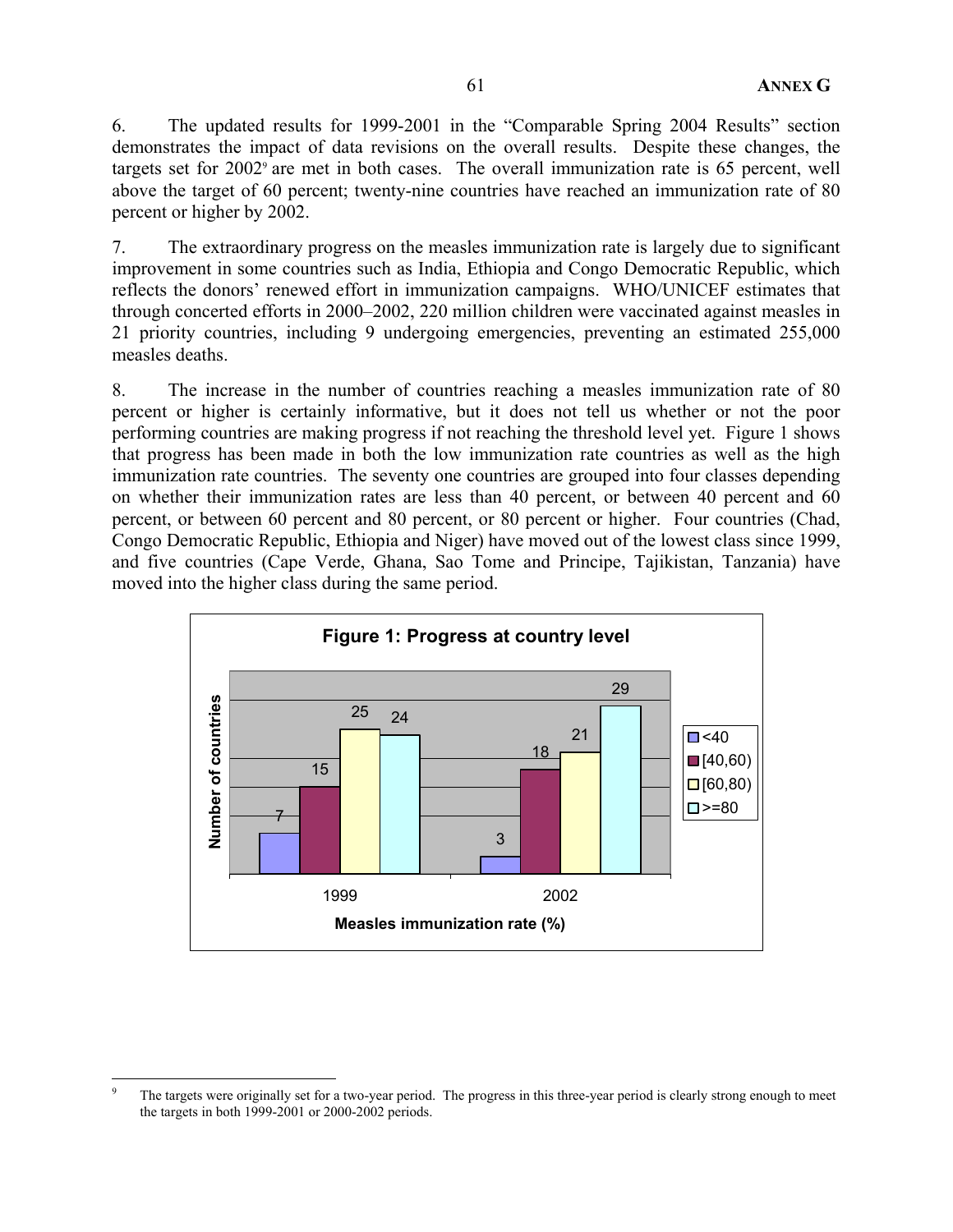6. The updated results for 1999-2001 in the "Comparable Spring 2004 Results" section demonstrates the impact of data revisions on the overall results. Despite these changes, the targets set for 2002[9] are met in both cases. The overall immunization rate is 65 percent, well above the target of 60 percent; twenty-nine countries have reached an immunization rate of 80 percent or higher by 2002.

7. The extraordinary progress on the measles immunization rate is largely due to significant improvement in some countries such as India, Ethiopia and Congo Democratic Republic, which reflects the donors' renewed effort in immunization campaigns. WHO/UNICEF estimates that through concerted efforts in 2000–2002, 220 million children were vaccinated against measles in 21 priority countries, including 9 undergoing emergencies, preventing an estimated 255,000 measles deaths.

8. The increase in the number of countries reaching a measles immunization rate of 80 percent or higher is certainly informative, but it does not tell us whether or not the poor performing countries are making progress if not reaching the threshold level yet. Figure 1 shows that progress has been made in both the low immunization rate countries as well as the high immunization rate countries. The seventy one countries are grouped into four classes depending on whether their immunization rates are less than 40 percent, or between 40 percent and 60 percent, or between 60 percent and 80 percent, or 80 percent or higher. Four countries (Chad, Congo Democratic Republic, Ethiopia and Niger) have moved out of the lowest class since 1999, and five countries (Cape Verde, Ghana, Sao Tome and Principe, Tajikistan, Tanzania) have moved into the higher class during the same period.

**Figure 1: Progress at country level**

| Measles immunization rate (%) | <40 | [40,60) | [60,80) | >=80 |
|---|---|---|---|---|
| 1999 | 7 | 15 | 25 | 24 |
| 2002 | 3 | 18 | 21 | 29 |

Number of countries

---

[9] The targets were originally set for a two-year period. The progress in this three-year period is clearly strong enough to meet the targets in both 1999-2001 or 2000-2002 periods.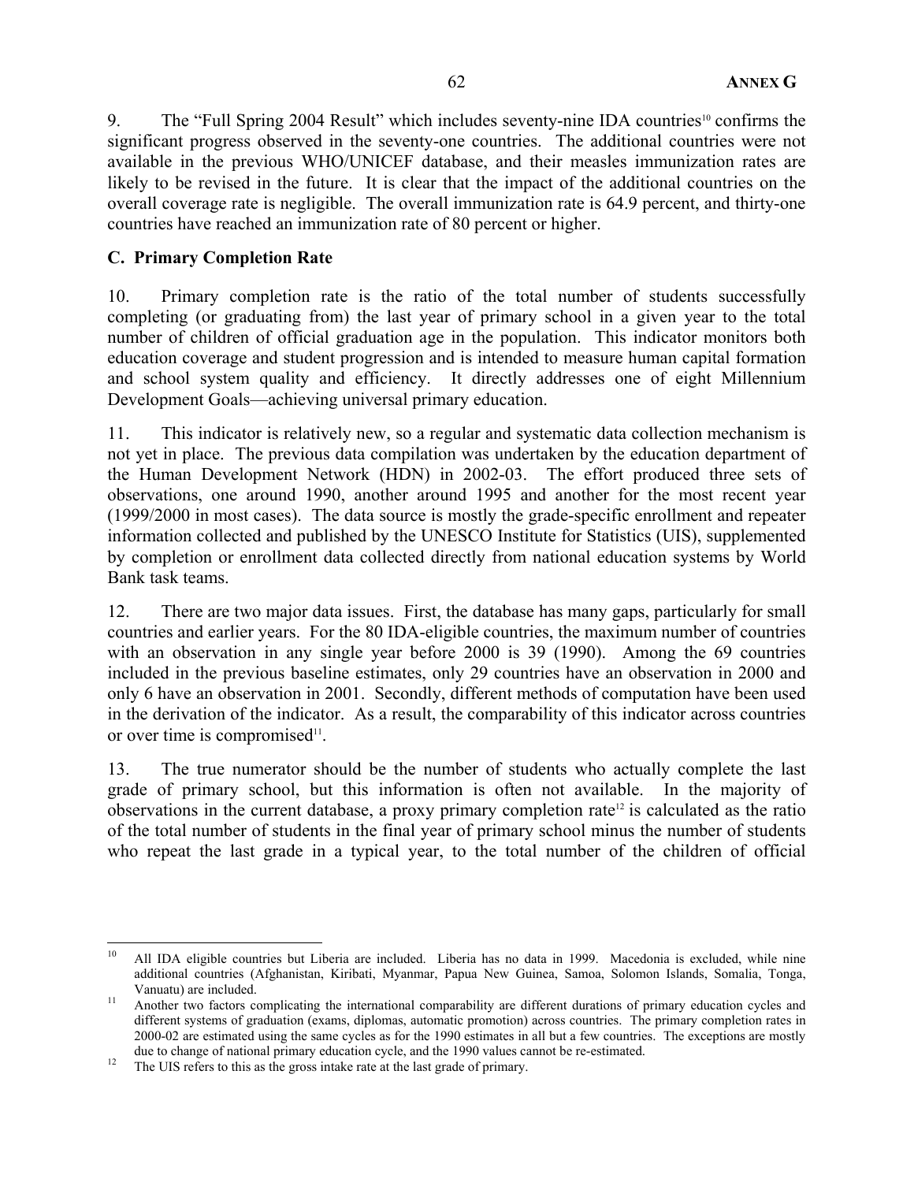9. The "Full Spring 2004 Result" which includes seventy-nine IDA countries[10] confirms the significant progress observed in the seventy-one countries. The additional countries were not available in the previous WHO/UNICEF database, and their measles immunization rates are likely to be revised in the future. It is clear that the impact of the additional countries on the overall coverage rate is negligible. The overall immunization rate is 64.9 percent, and thirty-one countries have reached an immunization rate of 80 percent or higher.

### C. Primary Completion Rate

10. Primary completion rate is the ratio of the total number of students successfully completing (or graduating from) the last year of primary school in a given year to the total number of children of official graduation age in the population. This indicator monitors both education coverage and student progression and is intended to measure human capital formation and school system quality and efficiency. It directly addresses one of eight Millennium Development Goals—achieving universal primary education.

11. This indicator is relatively new, so a regular and systematic data collection mechanism is not yet in place. The previous data compilation was undertaken by the education department of the Human Development Network (HDN) in 2002-03. The effort produced three sets of observations, one around 1990, another around 1995 and another for the most recent year (1999/2000 in most cases). The data source is mostly the grade-specific enrollment and repeater information collected and published by the UNESCO Institute for Statistics (UIS), supplemented by completion or enrollment data collected directly from national education systems by World Bank task teams.

12. There are two major data issues. First, the database has many gaps, particularly for small countries and earlier years. For the 80 IDA-eligible countries, the maximum number of countries with an observation in any single year before 2000 is 39 (1990). Among the 69 countries included in the previous baseline estimates, only 29 countries have an observation in 2000 and only 6 have an observation in 2001. Secondly, different methods of computation have been used in the derivation of the indicator. As a result, the comparability of this indicator across countries or over time is compromised[11].

13. The true numerator should be the number of students who actually complete the last grade of primary school, but this information is often not available. In the majority of observations in the current database, a proxy primary completion rate[12] is calculated as the ratio of the total number of students in the final year of primary school minus the number of students who repeat the last grade in a typical year, to the total number of the children of official

---

[10] All IDA eligible countries but Liberia are included. Liberia has no data in 1999. Macedonia is excluded, while nine additional countries (Afghanistan, Kiribati, Myanmar, Papua New Guinea, Samoa, Solomon Islands, Somalia, Tonga, Vanuatu) are included.

[11] Another two factors complicating the international comparability are different durations of primary education cycles and different systems of graduation (exams, diplomas, automatic promotion) across countries. The primary completion rates in 2000-02 are estimated using the same cycles as for the 1990 estimates in all but a few countries. The exceptions are mostly due to change of national primary education cycle, and the 1990 values cannot be re-estimated.

[12] The UIS refers to this as the gross intake rate at the last grade of primary.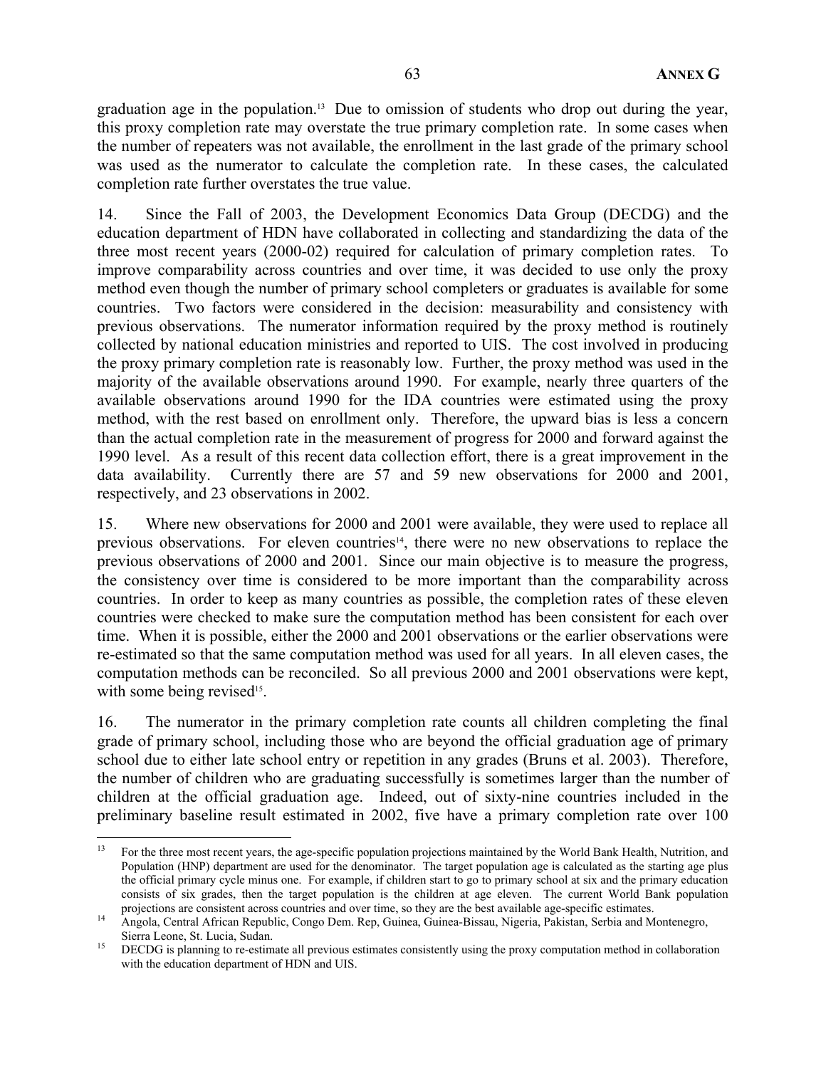graduation age in the population.[13] Due to omission of students who drop out during the year, this proxy completion rate may overstate the true primary completion rate. In some cases when the number of repeaters was not available, the enrollment in the last grade of the primary school was used as the numerator to calculate the completion rate. In these cases, the calculated completion rate further overstates the true value.

14. Since the Fall of 2003, the Development Economics Data Group (DECDG) and the education department of HDN have collaborated in collecting and standardizing the data of the three most recent years (2000-02) required for calculation of primary completion rates. To improve comparability across countries and over time, it was decided to use only the proxy method even though the number of primary school completers or graduates is available for some countries. Two factors were considered in the decision: measurability and consistency with previous observations. The numerator information required by the proxy method is routinely collected by national education ministries and reported to UIS. The cost involved in producing the proxy primary completion rate is reasonably low. Further, the proxy method was used in the majority of the available observations around 1990. For example, nearly three quarters of the available observations around 1990 for the IDA countries were estimated using the proxy method, with the rest based on enrollment only. Therefore, the upward bias is less a concern than the actual completion rate in the measurement of progress for 2000 and forward against the 1990 level. As a result of this recent data collection effort, there is a great improvement in the data availability. Currently there are 57 and 59 new observations for 2000 and 2001, respectively, and 23 observations in 2002.

15. Where new observations for 2000 and 2001 were available, they were used to replace all previous observations. For eleven countries[14], there were no new observations to replace the previous observations of 2000 and 2001. Since our main objective is to measure the progress, the consistency over time is considered to be more important than the comparability across countries. In order to keep as many countries as possible, the completion rates of these eleven countries were checked to make sure the computation method has been consistent for each over time. When it is possible, either the 2000 and 2001 observations or the earlier observations were re-estimated so that the same computation method was used for all years. In all eleven cases, the computation methods can be reconciled. So all previous 2000 and 2001 observations were kept, with some being revised[15].

16. The numerator in the primary completion rate counts all children completing the final grade of primary school, including those who are beyond the official graduation age of primary school due to either late school entry or repetition in any grades (Bruns et al. 2003). Therefore, the number of children who are graduating successfully is sometimes larger than the number of children at the official graduation age. Indeed, out of sixty-nine countries included in the preliminary baseline result estimated in 2002, five have a primary completion rate over 100

---

[13] For the three most recent years, the age-specific population projections maintained by the World Bank Health, Nutrition, and Population (HNP) department are used for the denominator. The target population age is calculated as the starting age plus the official primary cycle minus one. For example, if children start to go to primary school at six and the primary education consists of six grades, then the target population is the children at age eleven. The current World Bank population projections are consistent across countries and over time, so they are the best available age-specific estimates.

[14] Angola, Central African Republic, Congo Dem. Rep, Guinea, Guinea-Bissau, Nigeria, Pakistan, Serbia and Montenegro, Sierra Leone, St. Lucia, Sudan.

[15] DECDG is planning to re-estimate all previous estimates consistently using the proxy computation method in collaboration with the education department of HDN and UIS.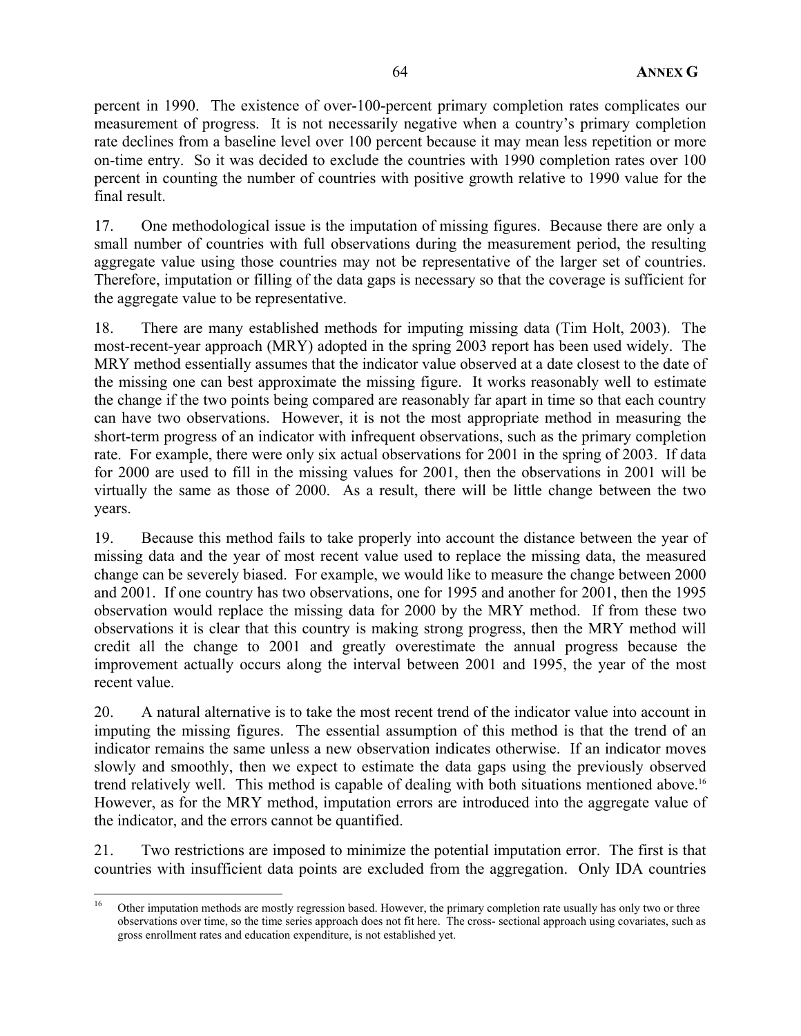percent in 1990. The existence of over-100-percent primary completion rates complicates our measurement of progress. It is not necessarily negative when a country's primary completion rate declines from a baseline level over 100 percent because it may mean less repetition or more on-time entry. So it was decided to exclude the countries with 1990 completion rates over 100 percent in counting the number of countries with positive growth relative to 1990 value for the final result.

17. One methodological issue is the imputation of missing figures. Because there are only a small number of countries with full observations during the measurement period, the resulting aggregate value using those countries may not be representative of the larger set of countries. Therefore, imputation or filling of the data gaps is necessary so that the coverage is sufficient for the aggregate value to be representative.

18. There are many established methods for imputing missing data (Tim Holt, 2003). The most-recent-year approach (MRY) adopted in the spring 2003 report has been used widely. The MRY method essentially assumes that the indicator value observed at a date closest to the date of the missing one can best approximate the missing figure. It works reasonably well to estimate the change if the two points being compared are reasonably far apart in time so that each country can have two observations. However, it is not the most appropriate method in measuring the short-term progress of an indicator with infrequent observations, such as the primary completion rate. For example, there were only six actual observations for 2001 in the spring of 2003. If data for 2000 are used to fill in the missing values for 2001, then the observations in 2001 will be virtually the same as those of 2000. As a result, there will be little change between the two years.

19. Because this method fails to take properly into account the distance between the year of missing data and the year of most recent value used to replace the missing data, the measured change can be severely biased. For example, we would like to measure the change between 2000 and 2001. If one country has two observations, one for 1995 and another for 2001, then the 1995 observation would replace the missing data for 2000 by the MRY method. If from these two observations it is clear that this country is making strong progress, then the MRY method will credit all the change to 2001 and greatly overestimate the annual progress because the improvement actually occurs along the interval between 2001 and 1995, the year of the most recent value.

20. A natural alternative is to take the most recent trend of the indicator value into account in imputing the missing figures. The essential assumption of this method is that the trend of an indicator remains the same unless a new observation indicates otherwise. If an indicator moves slowly and smoothly, then we expect to estimate the data gaps using the previously observed trend relatively well. This method is capable of dealing with both situations mentioned above.[16] However, as for the MRY method, imputation errors are introduced into the aggregate value of the indicator, and the errors cannot be quantified.

21. Two restrictions are imposed to minimize the potential imputation error. The first is that countries with insufficient data points are excluded from the aggregation. Only IDA countries

---

[16] Other imputation methods are mostly regression based. However, the primary completion rate usually has only two or three observations over time, so the time series approach does not fit here. The cross- sectional approach using covariates, such as gross enrollment rates and education expenditure, is not established yet.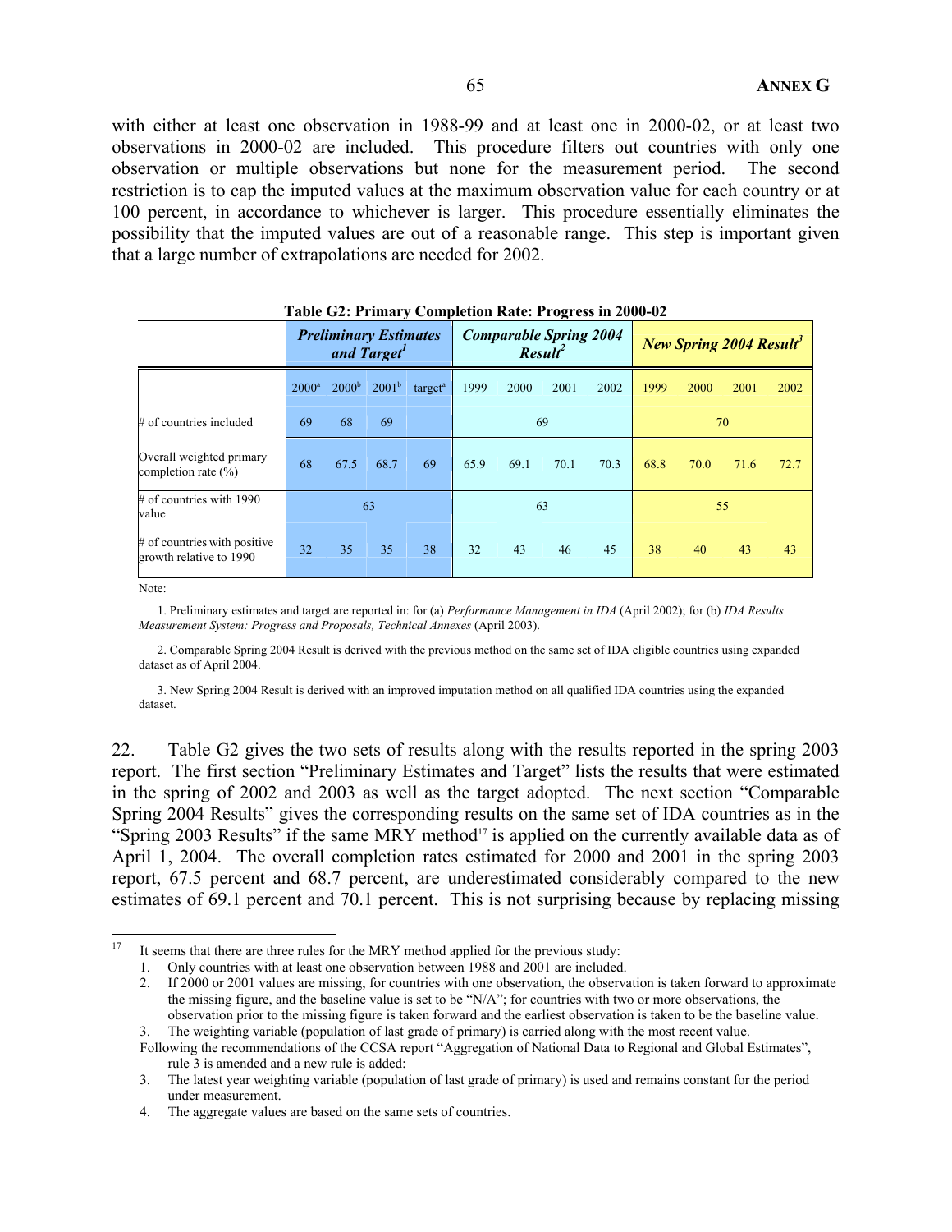with either at least one observation in 1988-99 and at least one in 2000-02, or at least two observations in 2000-02 are included. This procedure filters out countries with only one observation or multiple observations but none for the measurement period. The second restriction is to cap the imputed values at the maximum observation value for each country or at 100 percent, in accordance to whichever is larger. This procedure essentially eliminates the possibility that the imputed values are out of a reasonable range. This step is important given that a large number of extrapolations are needed for 2002.

**Table G2: Primary Completion Rate: Progress in 2000-02**

| | ***Preliminary Estimates and Target***[1] | | | | ***Comparable Spring 2004 Result***[2] | | | | ***New Spring 2004 Result***[3] | | | |
|---|---|---|---|---|---|---|---|---|---|---|---|---|
| | 2000[a] | 2000[b] | 2001[b] | target[a] | 1999 | 2000 | 2001 | 2002 | 1999 | 2000 | 2001 | 2002 |
| # of countries included | 69 | 68 | 69 | | 69 | | | | 70 | | | |
| Overall weighted primary completion rate (%) | 68 | 67.5 | 68.7 | 69 | 65.9 | 69.1 | 70.1 | 70.3 | 68.8 | 70.0 | 71.6 | 72.7 |
| # of countries with 1990 value | 63 | | | | 63 | | | | 55 | | | |
| # of countries with positive growth relative to 1990 | 32 | 35 | 35 | 38 | 32 | 43 | 46 | 45 | 38 | 40 | 43 | 43 |

Note:

1. Preliminary estimates and target are reported in: for (a) *Performance Management in IDA* (April 2002); for (b) *IDA Results Measurement System: Progress and Proposals, Technical Annexes* (April 2003).

2. Comparable Spring 2004 Result is derived with the previous method on the same set of IDA eligible countries using expanded dataset as of April 2004.

3. New Spring 2004 Result is derived with an improved imputation method on all qualified IDA countries using the expanded dataset.

22. Table G2 gives the two sets of results along with the results reported in the spring 2003 report. The first section "Preliminary Estimates and Target" lists the results that were estimated in the spring of 2002 and 2003 as well as the target adopted. The next section "Comparable Spring 2004 Results" gives the corresponding results on the same set of IDA countries as in the "Spring 2003 Results" if the same MRY method[17] is applied on the currently available data as of April 1, 2004. The overall completion rates estimated for 2000 and 2001 in the spring 2003 report, 67.5 percent and 68.7 percent, are underestimated considerably compared to the new estimates of 69.1 percent and 70.1 percent. This is not surprising because by replacing missing

---

[17] It seems that there are three rules for the MRY method applied for the previous study:

1. Only countries with at least one observation between 1988 and 2001 are included.
2. If 2000 or 2001 values are missing, for countries with one observation, the observation is taken forward to approximate the missing figure, and the baseline value is set to be "N/A"; for countries with two or more observations, the observation prior to the missing figure is taken forward and the earliest observation is taken to be the baseline value.
3. The weighting variable (population of last grade of primary) is carried along with the most recent value.

Following the recommendations of the CCSA report "Aggregation of National Data to Regional and Global Estimates", rule 3 is amended and a new rule is added:

3. The latest year weighting variable (population of last grade of primary) is used and remains constant for the period under measurement.
4. The aggregate values are based on the same sets of countries.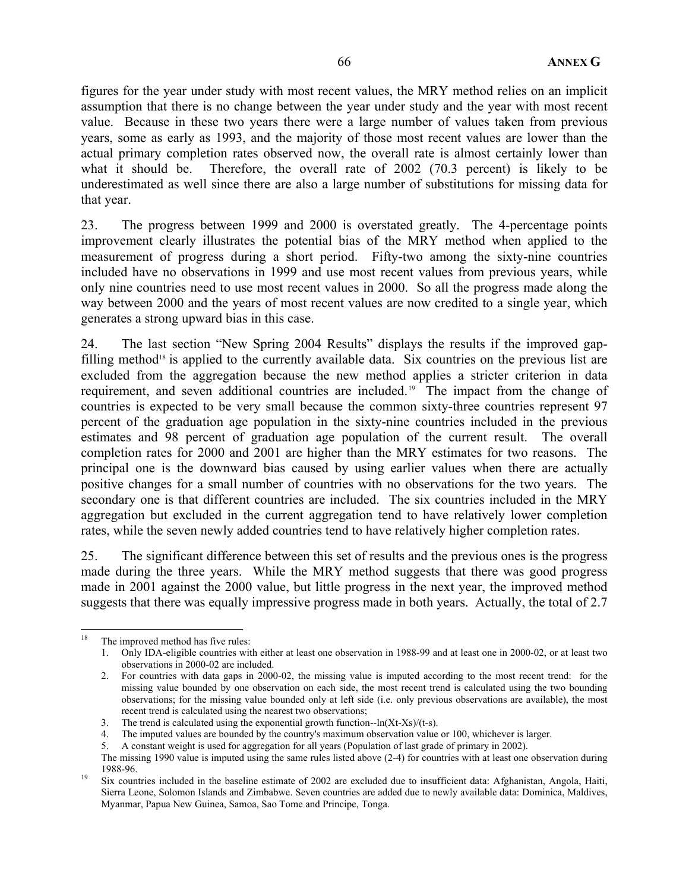figures for the year under study with most recent values, the MRY method relies on an implicit assumption that there is no change between the year under study and the year with most recent value. Because in these two years there were a large number of values taken from previous years, some as early as 1993, and the majority of those most recent values are lower than the actual primary completion rates observed now, the overall rate is almost certainly lower than what it should be. Therefore, the overall rate of 2002 (70.3 percent) is likely to be underestimated as well since there are also a large number of substitutions for missing data for that year.

23. The progress between 1999 and 2000 is overstated greatly. The 4-percentage points improvement clearly illustrates the potential bias of the MRY method when applied to the measurement of progress during a short period. Fifty-two among the sixty-nine countries included have no observations in 1999 and use most recent values from previous years, while only nine countries need to use most recent values in 2000. So all the progress made along the way between 2000 and the years of most recent values are now credited to a single year, which generates a strong upward bias in this case.

24. The last section "New Spring 2004 Results" displays the results if the improved gap-filling method[18] is applied to the currently available data. Six countries on the previous list are excluded from the aggregation because the new method applies a stricter criterion in data requirement, and seven additional countries are included.[19] The impact from the change of countries is expected to be very small because the common sixty-three countries represent 97 percent of the graduation age population in the sixty-nine countries included in the previous estimates and 98 percent of graduation age population of the current result. The overall completion rates for 2000 and 2001 are higher than the MRY estimates for two reasons. The principal one is the downward bias caused by using earlier values when there are actually positive changes for a small number of countries with no observations for the two years. The secondary one is that different countries are included. The six countries included in the MRY aggregation but excluded in the current aggregation tend to have relatively lower completion rates, while the seven newly added countries tend to have relatively higher completion rates.

25. The significant difference between this set of results and the previous ones is the progress made during the three years. While the MRY method suggests that there was good progress made in 2001 against the 2000 value, but little progress in the next year, the improved method suggests that there was equally impressive progress made in both years. Actually, the total of 2.7

---

[18] The improved method has five rules:

1. Only IDA-eligible countries with either at least one observation in 1988-99 and at least one in 2000-02, or at least two observations in 2000-02 are included.
2. For countries with data gaps in 2000-02, the missing value is imputed according to the most recent trend: for the missing value bounded by one observation on each side, the most recent trend is calculated using the two bounding observations; for the missing value bounded only at left side (i.e. only previous observations are available), the most recent trend is calculated using the nearest two observations;
3. The trend is calculated using the exponential growth function--$\ln(X_t-X_s)/(t-s)$.
4. The imputed values are bounded by the country's maximum observation value or 100, whichever is larger.
5. A constant weight is used for aggregation for all years (Population of last grade of primary in 2002).

The missing 1990 value is imputed using the same rules listed above (2-4) for countries with at least one observation during 1988-96.

[19] Six countries included in the baseline estimate of 2002 are excluded due to insufficient data: Afghanistan, Angola, Haiti, Sierra Leone, Solomon Islands and Zimbabwe. Seven countries are added due to newly available data: Dominica, Maldives, Myanmar, Papua New Guinea, Samoa, Sao Tome and Principe, Tonga.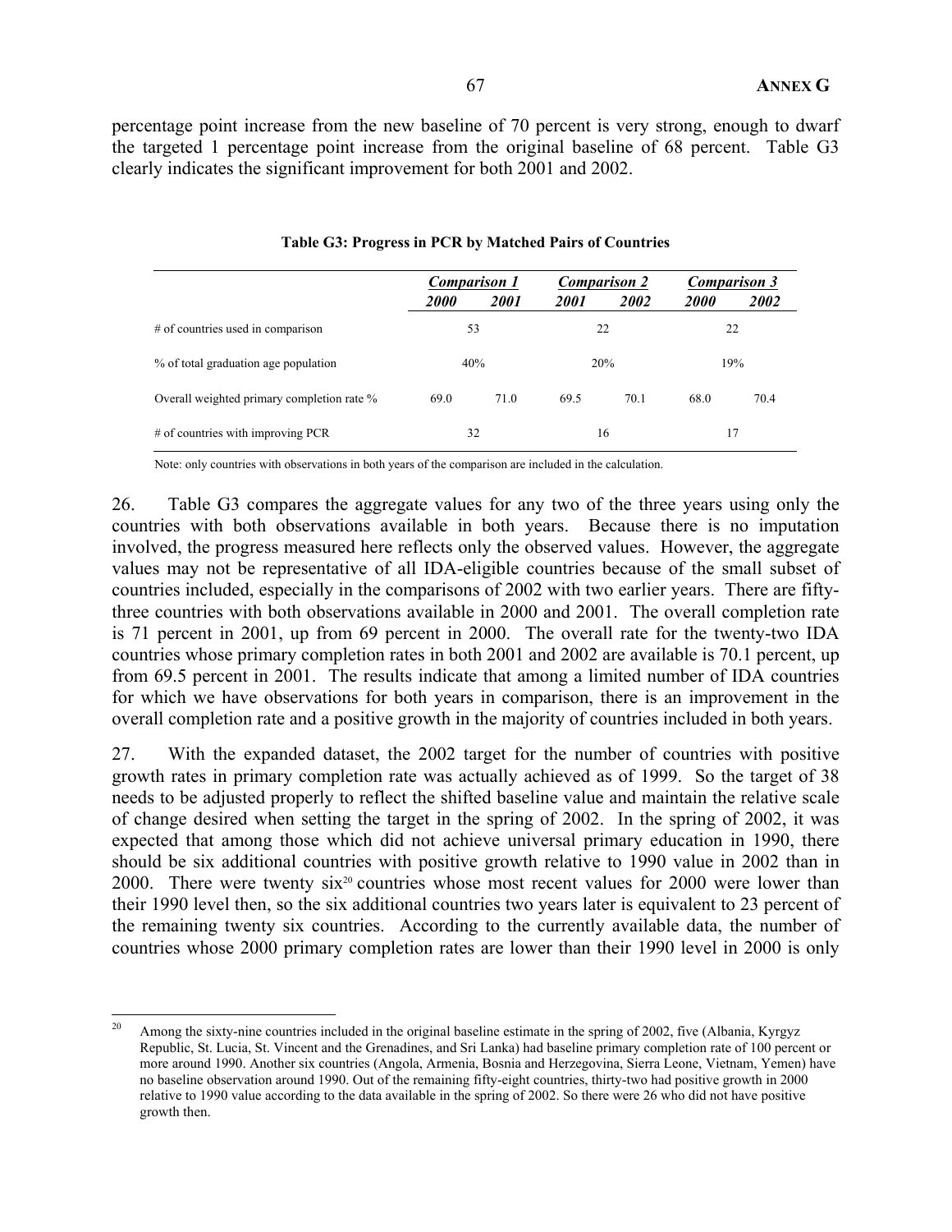percentage point increase from the new baseline of 70 percent is very strong, enough to dwarf the targeted 1 percentage point increase from the original baseline of 68 percent. Table G3 clearly indicates the significant improvement for both 2001 and 2002.

**Table G3: Progress in PCR by Matched Pairs of Countries**

| | ***Comparison 1*** | | ***Comparison 2*** | | ***Comparison 3*** | |
|---|---|---|---|---|---|---|
| | ***2000*** | ***2001*** | ***2001*** | ***2002*** | ***2000*** | ***2002*** |
| # of countries used in comparison | 53 | | 22 | | 22 | |
| % of total graduation age population | 40% | | 20% | | 19% | |
| Overall weighted primary completion rate % | 69.0 | 71.0 | 69.5 | 70.1 | 68.0 | 70.4 |
| # of countries with improving PCR | 32 | | 16 | | 17 | |

Note: only countries with observations in both years of the comparison are included in the calculation.

26. Table G3 compares the aggregate values for any two of the three years using only the countries with both observations available in both years. Because there is no imputation involved, the progress measured here reflects only the observed values. However, the aggregate values may not be representative of all IDA-eligible countries because of the small subset of countries included, especially in the comparisons of 2002 with two earlier years. There are fifty-three countries with both observations available in 2000 and 2001. The overall completion rate is 71 percent in 2001, up from 69 percent in 2000. The overall rate for the twenty-two IDA countries whose primary completion rates in both 2001 and 2002 are available is 70.1 percent, up from 69.5 percent in 2001. The results indicate that among a limited number of IDA countries for which we have observations for both years in comparison, there is an improvement in the overall completion rate and a positive growth in the majority of countries included in both years.

27. With the expanded dataset, the 2002 target for the number of countries with positive growth rates in primary completion rate was actually achieved as of 1999. So the target of 38 needs to be adjusted properly to reflect the shifted baseline value and maintain the relative scale of change desired when setting the target in the spring of 2002. In the spring of 2002, it was expected that among those which did not achieve universal primary education in 1990, there should be six additional countries with positive growth relative to 1990 value in 2002 than in 2000. There were twenty six[20] countries whose most recent values for 2000 were lower than their 1990 level then, so the six additional countries two years later is equivalent to 23 percent of the remaining twenty six countries. According to the currently available data, the number of countries whose 2000 primary completion rates are lower than their 1990 level in 2000 is only

[20] Among the sixty-nine countries included in the original baseline estimate in the spring of 2002, five (Albania, Kyrgyz Republic, St. Lucia, St. Vincent and the Grenadines, and Sri Lanka) had baseline primary completion rate of 100 percent or more around 1990. Another six countries (Angola, Armenia, Bosnia and Herzegovina, Sierra Leone, Vietnam, Yemen) have no baseline observation around 1990. Out of the remaining fifty-eight countries, thirty-two had positive growth in 2000 relative to 1990 value according to the data available in the spring of 2002. So there were 26 who did not have positive growth then.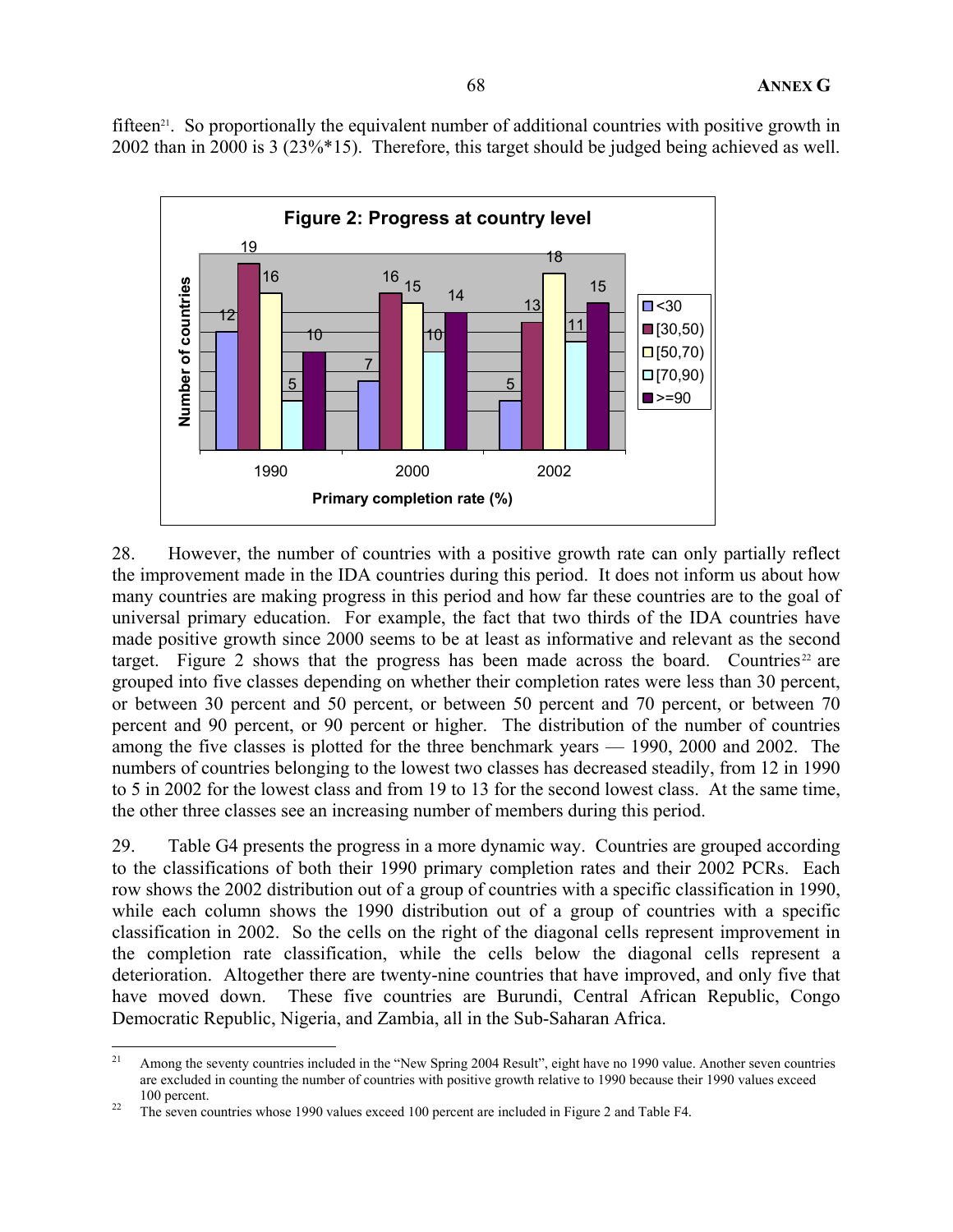fifteen[21]. So proportionally the equivalent number of additional countries with positive growth in 2002 than in 2000 is 3 (23%*15). Therefore, this target should be judged being achieved as well.

**Figure 2: Progress at country level**

| Primary completion rate (%) | <30 | [30,50) | [50,70) | [70,90) | >=90 |
|---|---|---|---|---|---|
| 1990 | 12 | 19 | 16 | 5 | 10 |
| 2000 | 7 | 16 | 15 | 10 | 14 |
| 2002 | 5 | 13 | 18 | 11 | 15 |

*Y-axis: Number of countries*

28. However, the number of countries with a positive growth rate can only partially reflect the improvement made in the IDA countries during this period. It does not inform us about how many countries are making progress in this period and how far these countries are to the goal of universal primary education. For example, the fact that two thirds of the IDA countries have made positive growth since 2000 seems to be at least as informative and relevant as the second target. Figure 2 shows that the progress has been made across the board. Countries[22] are grouped into five classes depending on whether their completion rates were less than 30 percent, or between 30 percent and 50 percent, or between 50 percent and 70 percent, or between 70 percent and 90 percent, or 90 percent or higher. The distribution of the number of countries among the five classes is plotted for the three benchmark years — 1990, 2000 and 2002. The numbers of countries belonging to the lowest two classes has decreased steadily, from 12 in 1990 to 5 in 2002 for the lowest class and from 19 to 13 for the second lowest class. At the same time, the other three classes see an increasing number of members during this period.

29. Table G4 presents the progress in a more dynamic way. Countries are grouped according to the classifications of both their 1990 primary completion rates and their 2002 PCRs. Each row shows the 2002 distribution out of a group of countries with a specific classification in 1990, while each column shows the 1990 distribution out of a group of countries with a specific classification in 2002. So the cells on the right of the diagonal cells represent improvement in the completion rate classification, while the cells below the diagonal cells represent a deterioration. Altogether there are twenty-nine countries that have improved, and only five that have moved down. These five countries are Burundi, Central African Republic, Congo Democratic Republic, Nigeria, and Zambia, all in the Sub-Saharan Africa.

[21] Among the seventy countries included in the "New Spring 2004 Result", eight have no 1990 value. Another seven countries are excluded in counting the number of countries with positive growth relative to 1990 because their 1990 values exceed 100 percent.

[22] The seven countries whose 1990 values exceed 100 percent are included in Figure 2 and Table F4.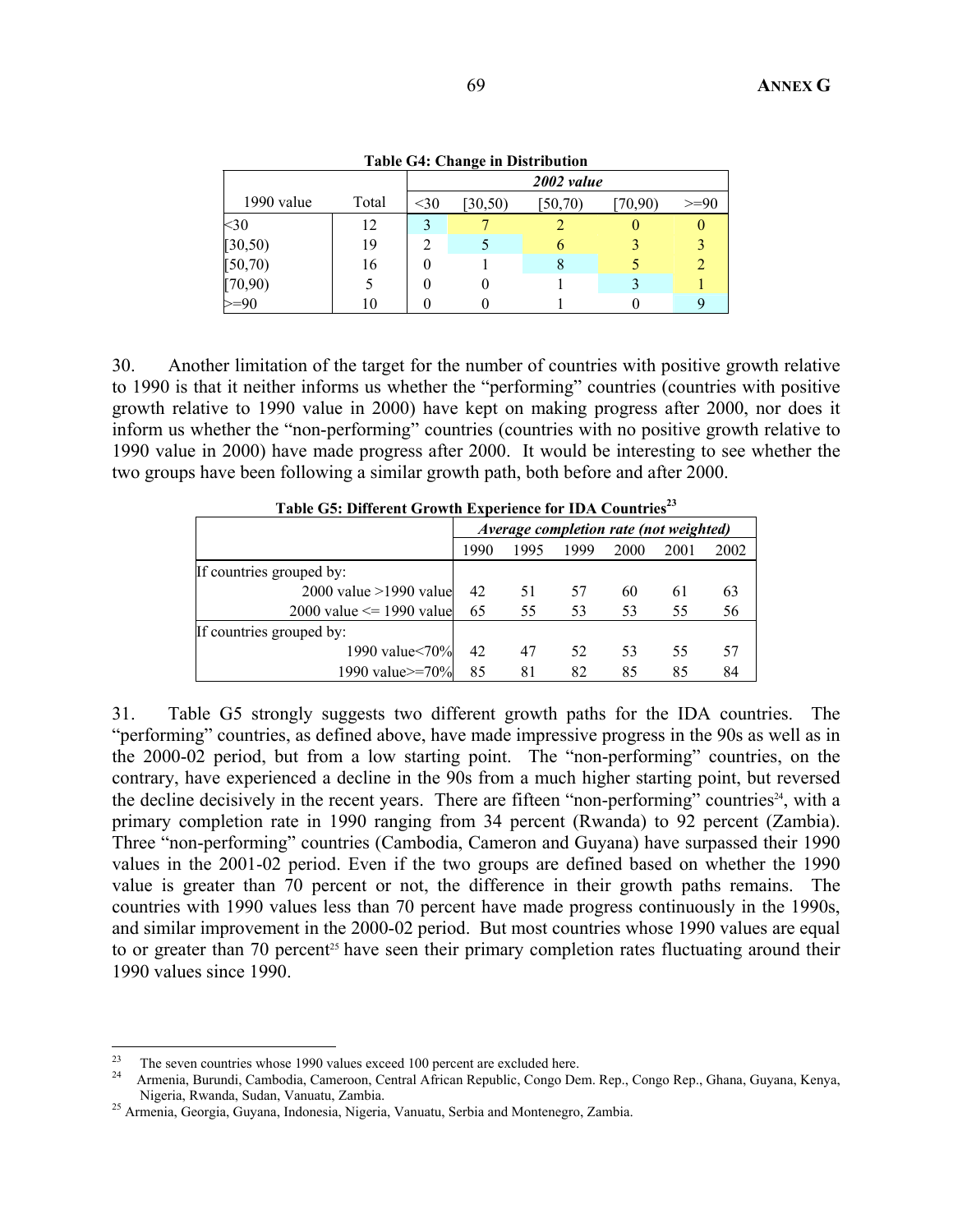**Table G4: Change in Distribution**

| 1990 value | Total | 2002 value | | | | |
|---|---|---|---|---|---|---|
| | | <30 | [30,50) | [50,70) | [70,90) | >=90 |
| <30 | 12 | 3 | 7 | 2 | 0 | 0 |
| [30,50) | 19 | 2 | 5 | 6 | 3 | 3 |
| [50,70) | 16 | 0 | 1 | 8 | 5 | 2 |
| [70,90) | 5 | 0 | 0 | 1 | 3 | 1 |
| >=90 | 10 | 0 | 0 | 1 | 0 | 9 |

30. Another limitation of the target for the number of countries with positive growth relative to 1990 is that it neither informs us whether the "performing" countries (countries with positive growth relative to 1990 value in 2000) have kept on making progress after 2000, nor does it inform us whether the "non-performing" countries (countries with no positive growth relative to 1990 value in 2000) have made progress after 2000. It would be interesting to see whether the two groups have been following a similar growth path, both before and after 2000.

**Table G5: Different Growth Experience for IDA Countries**[23]

| | *Average completion rate (not weighted)* | | | | | |
|---|---|---|---|---|---|---|
| | 1990 | 1995 | 1999 | 2000 | 2001 | 2002 |
| If countries grouped by: | | | | | | |
| 2000 value >1990 value | 42 | 51 | 57 | 60 | 61 | 63 |
| 2000 value <= 1990 value | 65 | 55 | 53 | 53 | 55 | 56 |
| If countries grouped by: | | | | | | |
| 1990 value<70% | 42 | 47 | 52 | 53 | 55 | 57 |
| 1990 value>=70% | 85 | 81 | 82 | 85 | 85 | 84 |

31. Table G5 strongly suggests two different growth paths for the IDA countries. The "performing" countries, as defined above, have made impressive progress in the 90s as well as in the 2000-02 period, but from a low starting point. The "non-performing" countries, on the contrary, have experienced a decline in the 90s from a much higher starting point, but reversed the decline decisively in the recent years. There are fifteen "non-performing" countries[24], with a primary completion rate in 1990 ranging from 34 percent (Rwanda) to 92 percent (Zambia). Three "non-performing" countries (Cambodia, Cameron and Guyana) have surpassed their 1990 values in the 2001-02 period. Even if the two groups are defined based on whether the 1990 value is greater than 70 percent or not, the difference in their growth paths remains. The countries with 1990 values less than 70 percent have made progress continuously in the 1990s, and similar improvement in the 2000-02 period. But most countries whose 1990 values are equal to or greater than 70 percent[25] have seen their primary completion rates fluctuating around their 1990 values since 1990.

---

[23] The seven countries whose 1990 values exceed 100 percent are excluded here.

[24] Armenia, Burundi, Cambodia, Cameroon, Central African Republic, Congo Dem. Rep., Congo Rep., Ghana, Guyana, Kenya, Nigeria, Rwanda, Sudan, Vanuatu, Zambia.

[25] Armenia, Georgia, Guyana, Indonesia, Nigeria, Vanuatu, Serbia and Montenegro, Zambia.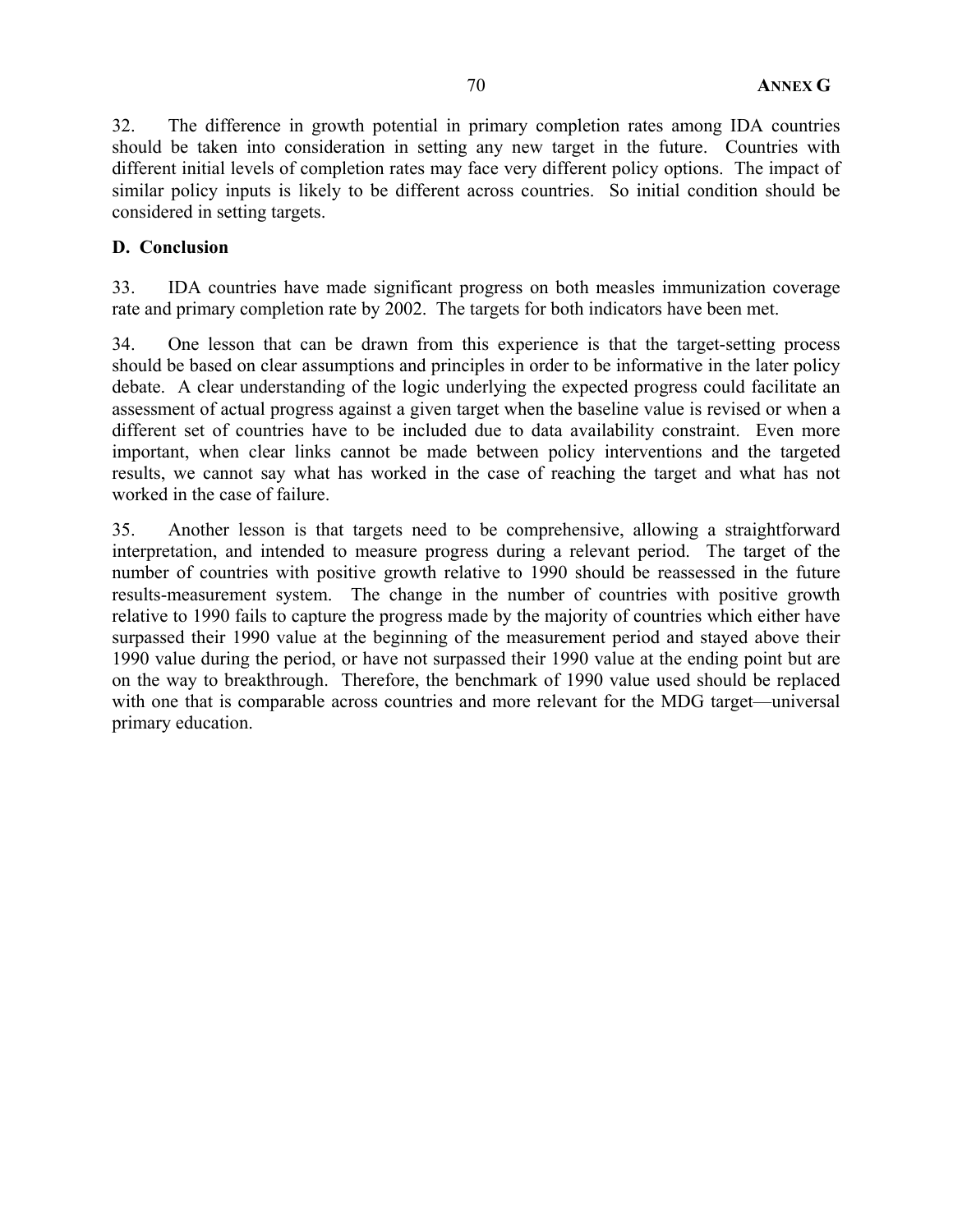32. The difference in growth potential in primary completion rates among IDA countries should be taken into consideration in setting any new target in the future. Countries with different initial levels of completion rates may face very different policy options. The impact of similar policy inputs is likely to be different across countries. So initial condition should be considered in setting targets.

**D. Conclusion**

33. IDA countries have made significant progress on both measles immunization coverage rate and primary completion rate by 2002. The targets for both indicators have been met.

34. One lesson that can be drawn from this experience is that the target-setting process should be based on clear assumptions and principles in order to be informative in the later policy debate. A clear understanding of the logic underlying the expected progress could facilitate an assessment of actual progress against a given target when the baseline value is revised or when a different set of countries have to be included due to data availability constraint. Even more important, when clear links cannot be made between policy interventions and the targeted results, we cannot say what has worked in the case of reaching the target and what has not worked in the case of failure.

35. Another lesson is that targets need to be comprehensive, allowing a straightforward interpretation, and intended to measure progress during a relevant period. The target of the number of countries with positive growth relative to 1990 should be reassessed in the future results-measurement system. The change in the number of countries with positive growth relative to 1990 fails to capture the progress made by the majority of countries which either have surpassed their 1990 value at the beginning of the measurement period and stayed above their 1990 value during the period, or have not surpassed their 1990 value at the ending point but are on the way to breakthrough. Therefore, the benchmark of 1990 value used should be replaced with one that is comparable across countries and more relevant for the MDG target—universal primary education.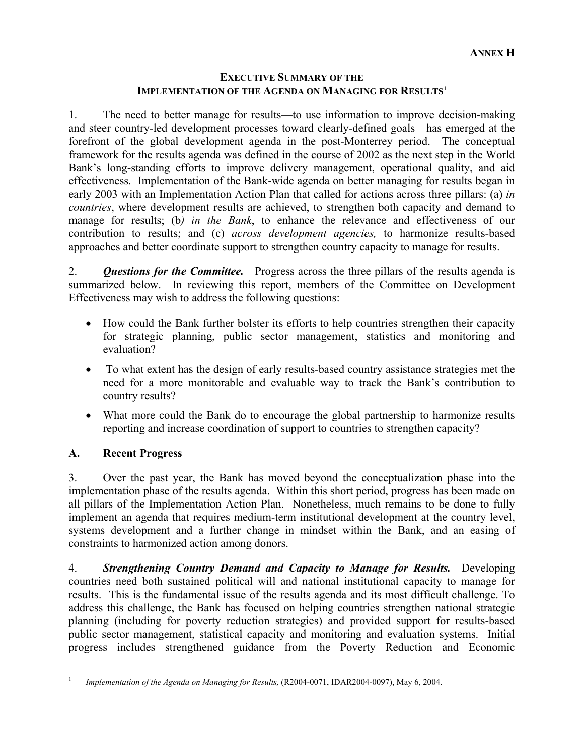**ANNEX H**

## EXECUTIVE SUMMARY OF THE IMPLEMENTATION OF THE AGENDA ON MANAGING FOR RESULTS[1]

1. The need to better manage for results—to use information to improve decision-making and steer country-led development processes toward clearly-defined goals—has emerged at the forefront of the global development agenda in the post-Monterrey period. The conceptual framework for the results agenda was defined in the course of 2002 as the next step in the World Bank's long-standing efforts to improve delivery management, operational quality, and aid effectiveness. Implementation of the Bank-wide agenda on better managing for results began in early 2003 with an Implementation Action Plan that called for actions across three pillars: (a) *in countries*, where development results are achieved, to strengthen both capacity and demand to manage for results; (b*) in the Bank*, to enhance the relevance and effectiveness of our contribution to results; and (c) *across development agencies,* to harmonize results-based approaches and better coordinate support to strengthen country capacity to manage for results.

2. ***Questions for the Committee.*** Progress across the three pillars of the results agenda is summarized below. In reviewing this report, members of the Committee on Development Effectiveness may wish to address the following questions:

- How could the Bank further bolster its efforts to help countries strengthen their capacity for strategic planning, public sector management, statistics and monitoring and evaluation?
- To what extent has the design of early results-based country assistance strategies met the need for a more monitorable and evaluable way to track the Bank's contribution to country results?
- What more could the Bank do to encourage the global partnership to harmonize results reporting and increase coordination of support to countries to strengthen capacity?

### A. Recent Progress

3. Over the past year, the Bank has moved beyond the conceptualization phase into the implementation phase of the results agenda. Within this short period, progress has been made on all pillars of the Implementation Action Plan. Nonetheless, much remains to be done to fully implement an agenda that requires medium-term institutional development at the country level, systems development and a further change in mindset within the Bank, and an easing of constraints to harmonized action among donors.

4. ***Strengthening Country Demand and Capacity to Manage for Results.*** Developing countries need both sustained political will and national institutional capacity to manage for results. This is the fundamental issue of the results agenda and its most difficult challenge. To address this challenge, the Bank has focused on helping countries strengthen national strategic planning (including for poverty reduction strategies) and provided support for results-based public sector management, statistical capacity and monitoring and evaluation systems. Initial progress includes strengthened guidance from the Poverty Reduction and Economic

---

[1] *Implementation of the Agenda on Managing for Results,* (R2004-0071, IDAR2004-0097), May 6, 2004.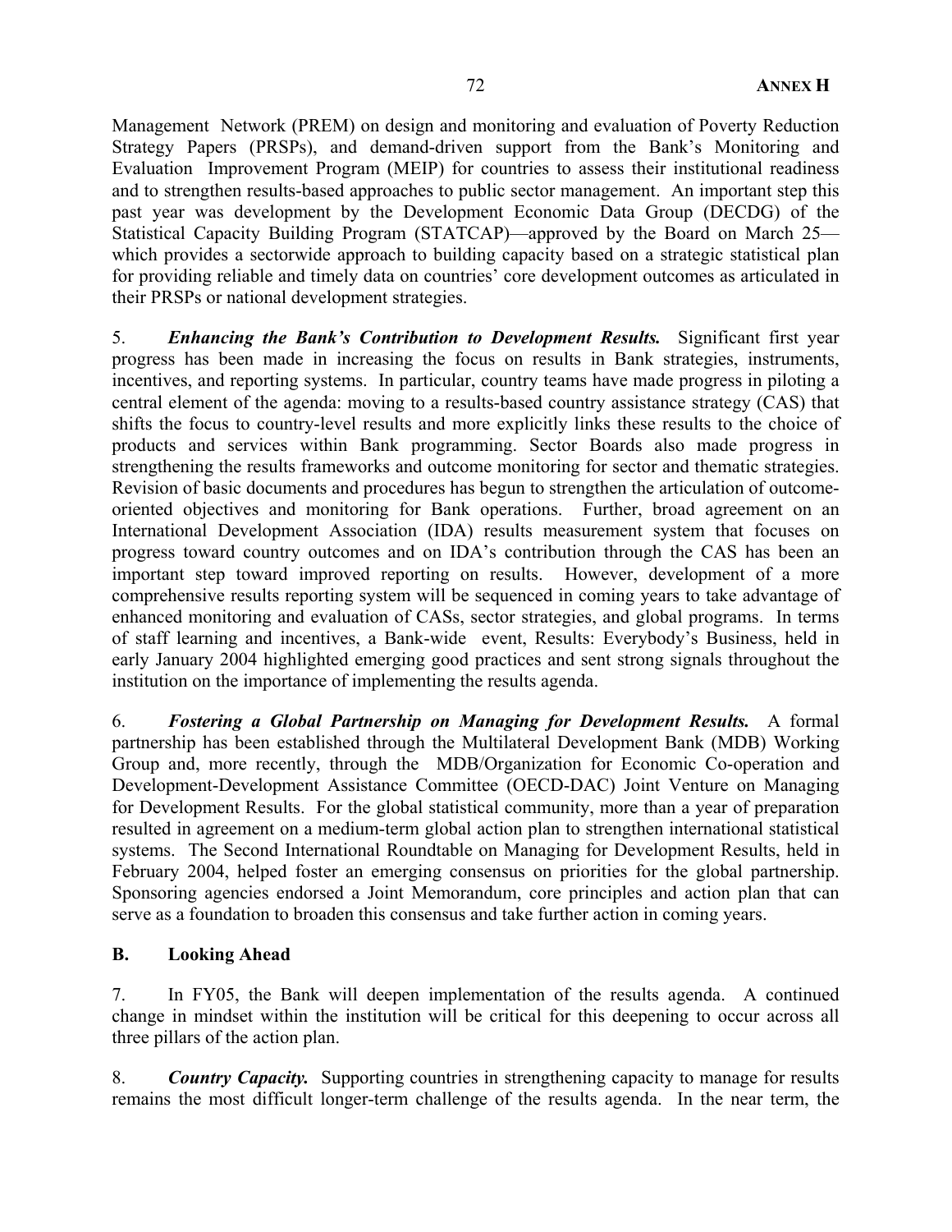Management Network (PREM) on design and monitoring and evaluation of Poverty Reduction Strategy Papers (PRSPs), and demand-driven support from the Bank's Monitoring and Evaluation Improvement Program (MEIP) for countries to assess their institutional readiness and to strengthen results-based approaches to public sector management. An important step this past year was development by the Development Economic Data Group (DECDG) of the Statistical Capacity Building Program (STATCAP)—approved by the Board on March 25—which provides a sectorwide approach to building capacity based on a strategic statistical plan for providing reliable and timely data on countries' core development outcomes as articulated in their PRSPs or national development strategies.

5. ***Enhancing the Bank's Contribution to Development Results.*** Significant first year progress has been made in increasing the focus on results in Bank strategies, instruments, incentives, and reporting systems. In particular, country teams have made progress in piloting a central element of the agenda: moving to a results-based country assistance strategy (CAS) that shifts the focus to country-level results and more explicitly links these results to the choice of products and services within Bank programming. Sector Boards also made progress in strengthening the results frameworks and outcome monitoring for sector and thematic strategies. Revision of basic documents and procedures has begun to strengthen the articulation of outcome-oriented objectives and monitoring for Bank operations. Further, broad agreement on an International Development Association (IDA) results measurement system that focuses on progress toward country outcomes and on IDA's contribution through the CAS has been an important step toward improved reporting on results. However, development of a more comprehensive results reporting system will be sequenced in coming years to take advantage of enhanced monitoring and evaluation of CASs, sector strategies, and global programs. In terms of staff learning and incentives, a Bank-wide event, Results: Everybody's Business, held in early January 2004 highlighted emerging good practices and sent strong signals throughout the institution on the importance of implementing the results agenda.

6. ***Fostering a Global Partnership on Managing for Development Results.*** A formal partnership has been established through the Multilateral Development Bank (MDB) Working Group and, more recently, through the MDB/Organization for Economic Co-operation and Development-Development Assistance Committee (OECD-DAC) Joint Venture on Managing for Development Results. For the global statistical community, more than a year of preparation resulted in agreement on a medium-term global action plan to strengthen international statistical systems. The Second International Roundtable on Managing for Development Results, held in February 2004, helped foster an emerging consensus on priorities for the global partnership. Sponsoring agencies endorsed a Joint Memorandum, core principles and action plan that can serve as a foundation to broaden this consensus and take further action in coming years.

## B. Looking Ahead

7. In FY05, the Bank will deepen implementation of the results agenda. A continued change in mindset within the institution will be critical for this deepening to occur across all three pillars of the action plan.

8. ***Country Capacity.*** Supporting countries in strengthening capacity to manage for results remains the most difficult longer-term challenge of the results agenda. In the near term, the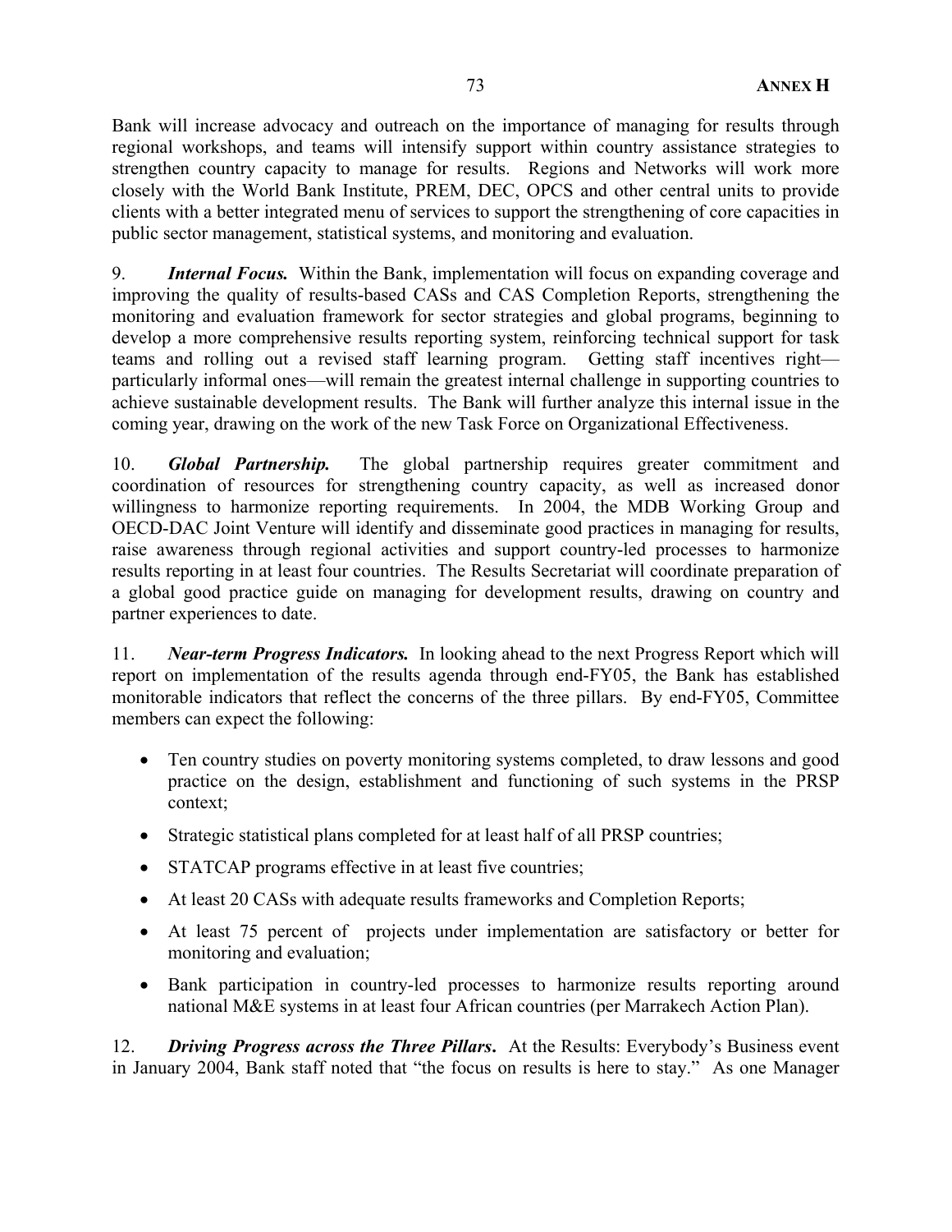Bank will increase advocacy and outreach on the importance of managing for results through regional workshops, and teams will intensify support within country assistance strategies to strengthen country capacity to manage for results. Regions and Networks will work more closely with the World Bank Institute, PREM, DEC, OPCS and other central units to provide clients with a better integrated menu of services to support the strengthening of core capacities in public sector management, statistical systems, and monitoring and evaluation.

9. ***Internal Focus.*** Within the Bank, implementation will focus on expanding coverage and improving the quality of results-based CASs and CAS Completion Reports, strengthening the monitoring and evaluation framework for sector strategies and global programs, beginning to develop a more comprehensive results reporting system, reinforcing technical support for task teams and rolling out a revised staff learning program. Getting staff incentives right—particularly informal ones—will remain the greatest internal challenge in supporting countries to achieve sustainable development results. The Bank will further analyze this internal issue in the coming year, drawing on the work of the new Task Force on Organizational Effectiveness.

10. ***Global Partnership.*** The global partnership requires greater commitment and coordination of resources for strengthening country capacity, as well as increased donor willingness to harmonize reporting requirements. In 2004, the MDB Working Group and OECD-DAC Joint Venture will identify and disseminate good practices in managing for results, raise awareness through regional activities and support country-led processes to harmonize results reporting in at least four countries. The Results Secretariat will coordinate preparation of a global good practice guide on managing for development results, drawing on country and partner experiences to date.

11. ***Near-term Progress Indicators.*** In looking ahead to the next Progress Report which will report on implementation of the results agenda through end-FY05, the Bank has established monitorable indicators that reflect the concerns of the three pillars. By end-FY05, Committee members can expect the following:

- Ten country studies on poverty monitoring systems completed, to draw lessons and good practice on the design, establishment and functioning of such systems in the PRSP context;
- Strategic statistical plans completed for at least half of all PRSP countries;
- STATCAP programs effective in at least five countries;
- At least 20 CASs with adequate results frameworks and Completion Reports;
- At least 75 percent of projects under implementation are satisfactory or better for monitoring and evaluation;
- Bank participation in country-led processes to harmonize results reporting around national M&E systems in at least four African countries (per Marrakech Action Plan).

12. ***Driving Progress across the Three Pillars.*** At the Results: Everybody's Business event in January 2004, Bank staff noted that "the focus on results is here to stay." As one Manager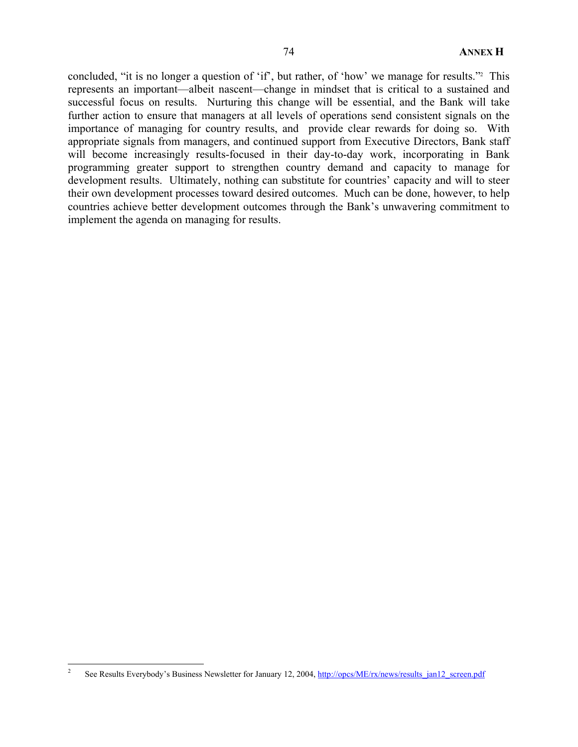concluded, "it is no longer a question of 'if', but rather, of 'how' we manage for results."[2] This represents an important—albeit nascent—change in mindset that is critical to a sustained and successful focus on results. Nurturing this change will be essential, and the Bank will take further action to ensure that managers at all levels of operations send consistent signals on the importance of managing for country results, and provide clear rewards for doing so. With appropriate signals from managers, and continued support from Executive Directors, Bank staff will become increasingly results-focused in their day-to-day work, incorporating in Bank programming greater support to strengthen country demand and capacity to manage for development results. Ultimately, nothing can substitute for countries' capacity and will to steer their own development processes toward desired outcomes. Much can be done, however, to help countries achieve better development outcomes through the Bank's unwavering commitment to implement the agenda on managing for results.

---

[2] See Results Everybody's Business Newsletter for January 12, 2004, http://opcs/ME/rx/news/results_jan12_screen.pdf